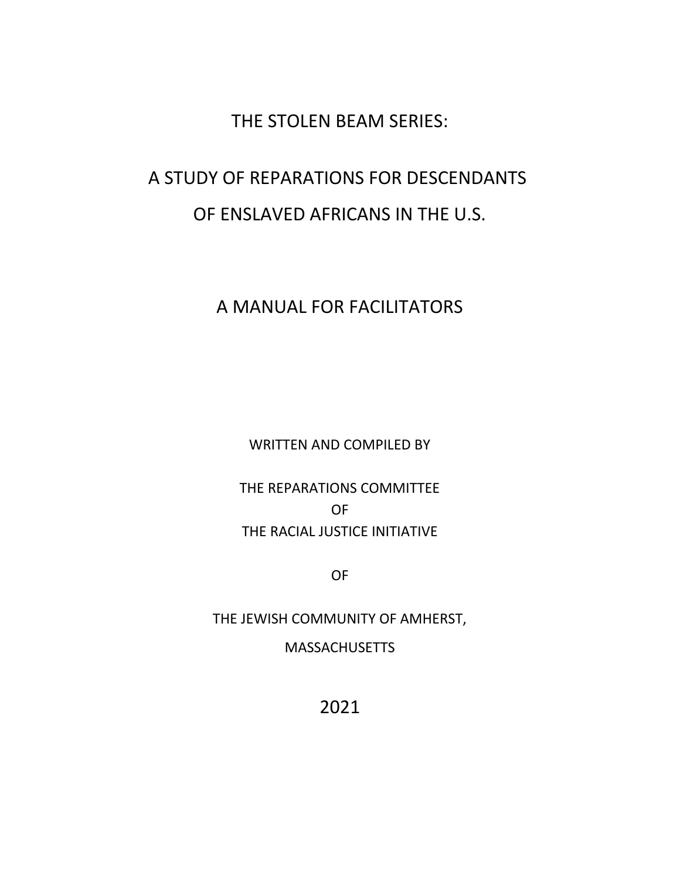# THE STOLEN BEAM SERIES:

# A STUDY OF REPARATIONS FOR DESCENDANTS OF ENSLAVED AFRICANS IN THE U.S.

## A MANUAL FOR FACILITATORS

WRITTEN AND COMPILED BY

THE REPARATIONS COMMITTEE

OF

THE RACIAL JUSTICE INITIATIVE

OF

THE JEWISH COMMUNITY OF AMHERST,

MASSACHUSETTS

2021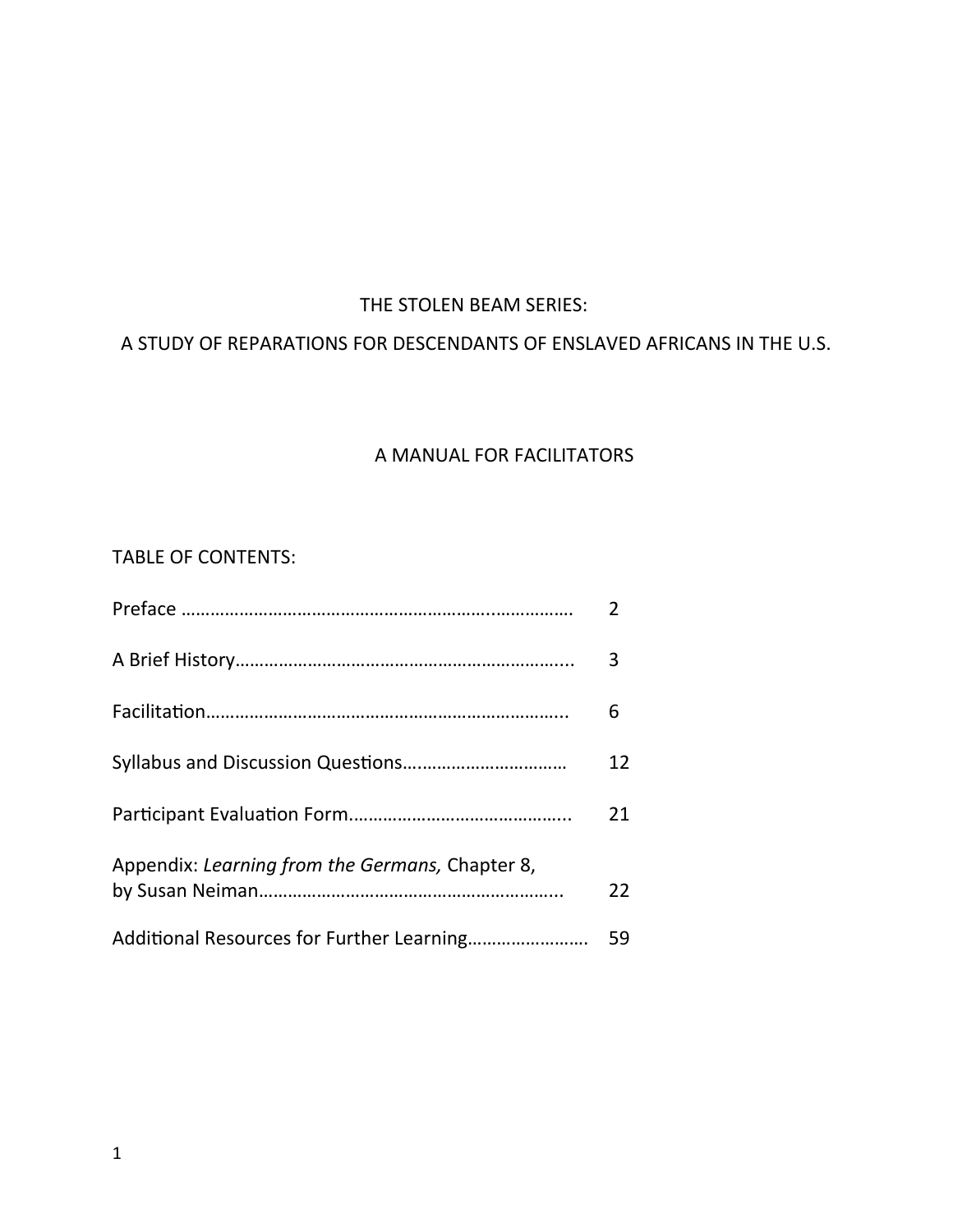# THE STOLEN BEAM SERIES:
# A STUDY OF REPARATIONS FOR DESCENDANTS OF ENSLAVED AFRICANS IN THE U.S.

## A MANUAL FOR FACILITATORS

TABLE OF CONTENTS:

| | |
|---|---|
| Preface | 2 |
| A Brief History | 3 |
| Facilitation | 6 |
| Syllabus and Discussion Questions | 12 |
| Participant Evaluation Form | 21 |
| Appendix: *Learning from the Germans,* Chapter 8, by Susan Neiman | 22 |
| Additional Resources for Further Learning | 59 |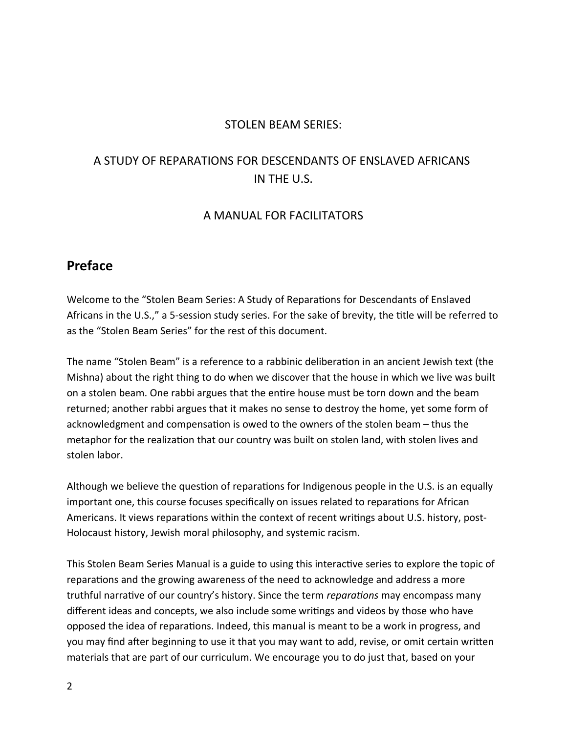STOLEN BEAM SERIES:

A STUDY OF REPARATIONS FOR DESCENDANTS OF ENSLAVED AFRICANS IN THE U.S.

A MANUAL FOR FACILITATORS

## Preface

Welcome to the "Stolen Beam Series: A Study of Reparations for Descendants of Enslaved Africans in the U.S.," a 5-session study series. For the sake of brevity, the title will be referred to as the "Stolen Beam Series" for the rest of this document.

The name "Stolen Beam" is a reference to a rabbinic deliberation in an ancient Jewish text (the Mishna) about the right thing to do when we discover that the house in which we live was built on a stolen beam. One rabbi argues that the entire house must be torn down and the beam returned; another rabbi argues that it makes no sense to destroy the home, yet some form of acknowledgment and compensation is owed to the owners of the stolen beam – thus the metaphor for the realization that our country was built on stolen land, with stolen lives and stolen labor.

Although we believe the question of reparations for Indigenous people in the U.S. is an equally important one, this course focuses specifically on issues related to reparations for African Americans. It views reparations within the context of recent writings about U.S. history, post-Holocaust history, Jewish moral philosophy, and systemic racism.

This Stolen Beam Series Manual is a guide to using this interactive series to explore the topic of reparations and the growing awareness of the need to acknowledge and address a more truthful narrative of our country's history. Since the term *reparations* may encompass many different ideas and concepts, we also include some writings and videos by those who have opposed the idea of reparations. Indeed, this manual is meant to be a work in progress, and you may find after beginning to use it that you may want to add, revise, or omit certain written materials that are part of our curriculum. We encourage you to do just that, based on your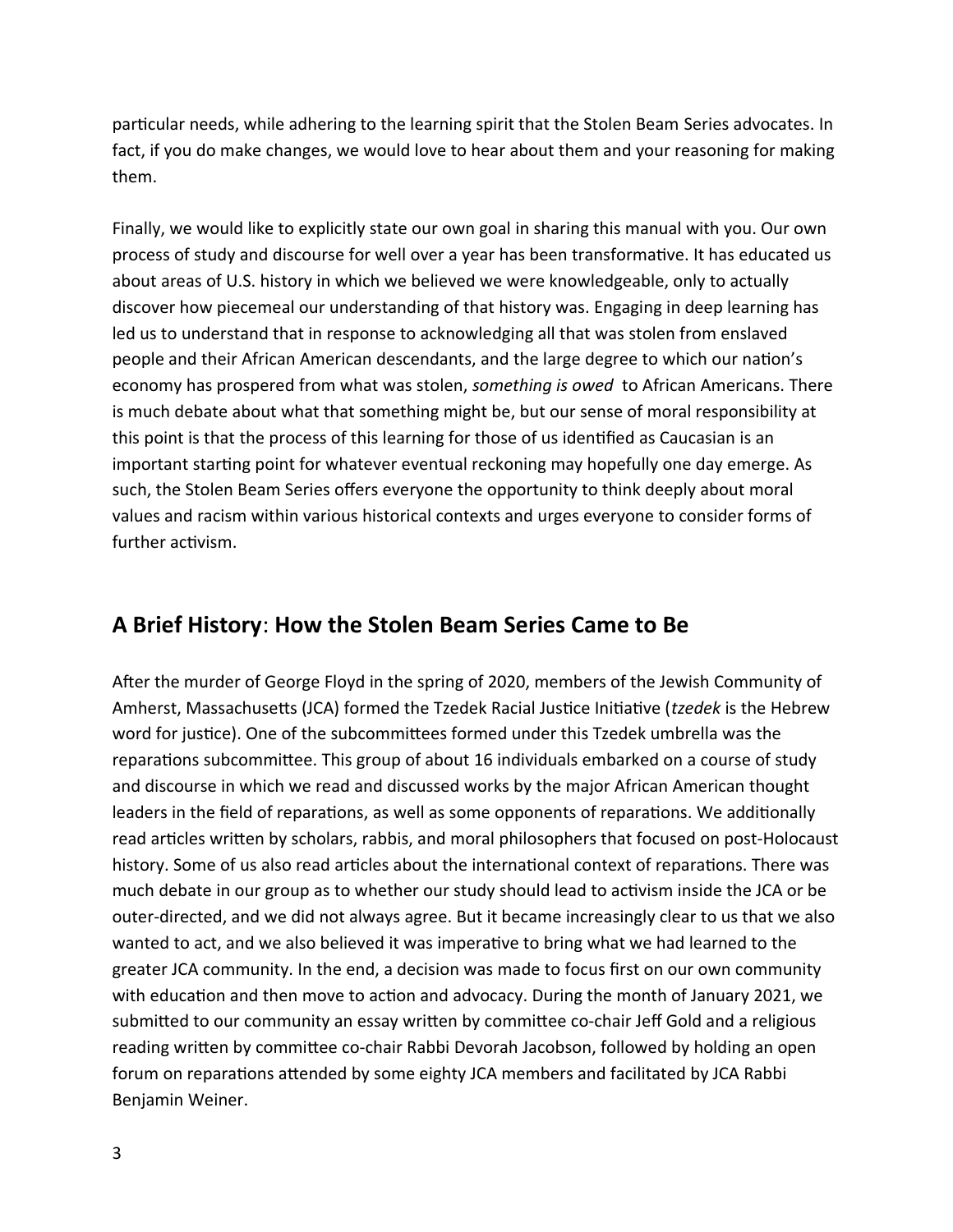particular needs, while adhering to the learning spirit that the Stolen Beam Series advocates. In fact, if you do make changes, we would love to hear about them and your reasoning for making them.

Finally, we would like to explicitly state our own goal in sharing this manual with you. Our own process of study and discourse for well over a year has been transformative. It has educated us about areas of U.S. history in which we believed we were knowledgeable, only to actually discover how piecemeal our understanding of that history was. Engaging in deep learning has led us to understand that in response to acknowledging all that was stolen from enslaved people and their African American descendants, and the large degree to which our nation's economy has prospered from what was stolen, *something is owed* to African Americans. There is much debate about what that something might be, but our sense of moral responsibility at this point is that the process of this learning for those of us identified as Caucasian is an important starting point for whatever eventual reckoning may hopefully one day emerge. As such, the Stolen Beam Series offers everyone the opportunity to think deeply about moral values and racism within various historical contexts and urges everyone to consider forms of further activism.

## A Brief History: How the Stolen Beam Series Came to Be

After the murder of George Floyd in the spring of 2020, members of the Jewish Community of Amherst, Massachusetts (JCA) formed the Tzedek Racial Justice Initiative (*tzedek* is the Hebrew word for justice). One of the subcommittees formed under this Tzedek umbrella was the reparations subcommittee. This group of about 16 individuals embarked on a course of study and discourse in which we read and discussed works by the major African American thought leaders in the field of reparations, as well as some opponents of reparations. We additionally read articles written by scholars, rabbis, and moral philosophers that focused on post-Holocaust history. Some of us also read articles about the international context of reparations. There was much debate in our group as to whether our study should lead to activism inside the JCA or be outer-directed, and we did not always agree. But it became increasingly clear to us that we also wanted to act, and we also believed it was imperative to bring what we had learned to the greater JCA community. In the end, a decision was made to focus first on our own community with education and then move to action and advocacy. During the month of January 2021, we submitted to our community an essay written by committee co-chair Jeff Gold and a religious reading written by committee co-chair Rabbi Devorah Jacobson, followed by holding an open forum on reparations attended by some eighty JCA members and facilitated by JCA Rabbi Benjamin Weiner.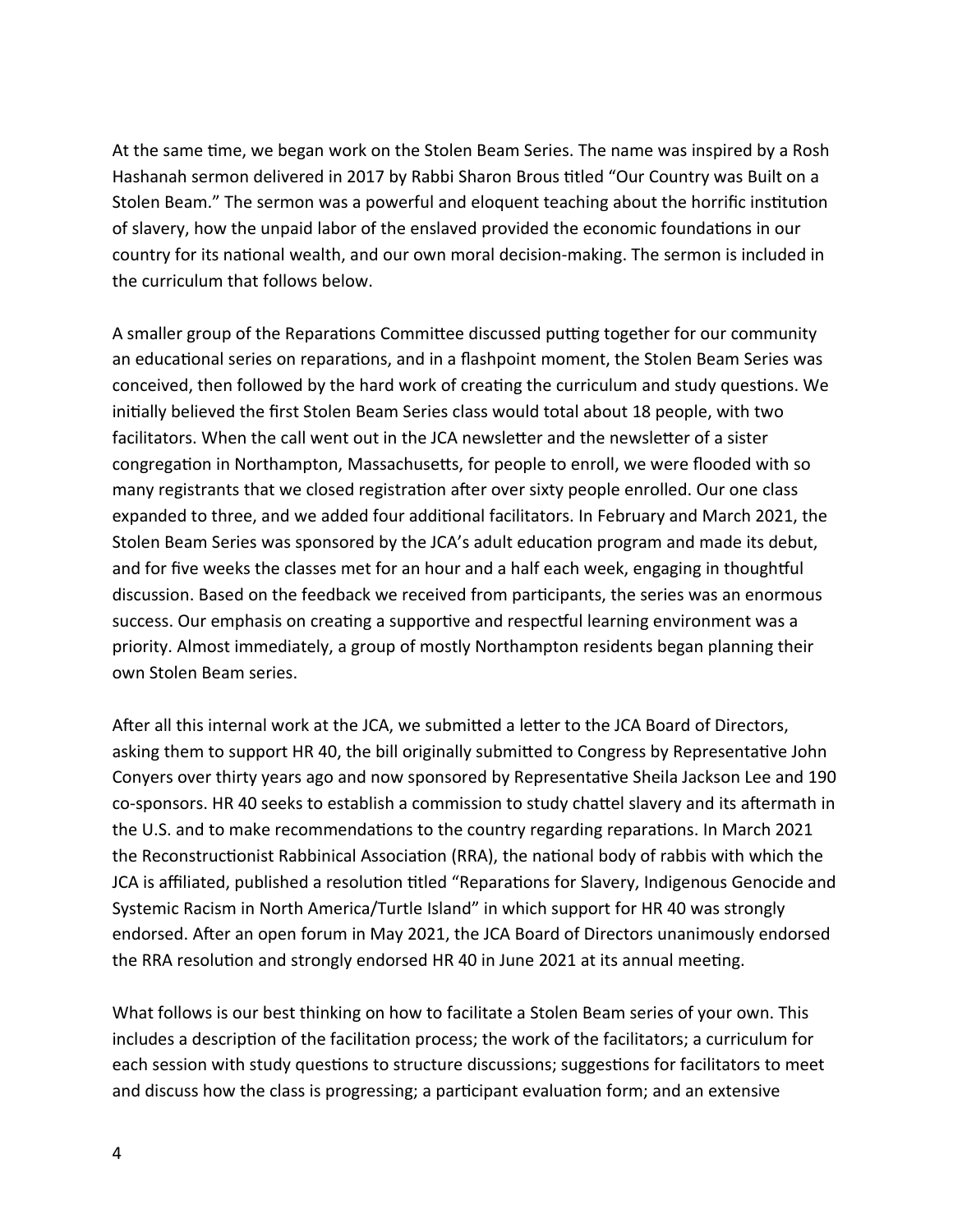At the same time, we began work on the Stolen Beam Series. The name was inspired by a Rosh Hashanah sermon delivered in 2017 by Rabbi Sharon Brous titled "Our Country was Built on a Stolen Beam." The sermon was a powerful and eloquent teaching about the horrific institution of slavery, how the unpaid labor of the enslaved provided the economic foundations in our country for its national wealth, and our own moral decision-making. The sermon is included in the curriculum that follows below.

A smaller group of the Reparations Committee discussed putting together for our community an educational series on reparations, and in a flashpoint moment, the Stolen Beam Series was conceived, then followed by the hard work of creating the curriculum and study questions. We initially believed the first Stolen Beam Series class would total about 18 people, with two facilitators. When the call went out in the JCA newsletter and the newsletter of a sister congregation in Northampton, Massachusetts, for people to enroll, we were flooded with so many registrants that we closed registration after over sixty people enrolled. Our one class expanded to three, and we added four additional facilitators. In February and March 2021, the Stolen Beam Series was sponsored by the JCA's adult education program and made its debut, and for five weeks the classes met for an hour and a half each week, engaging in thoughtful discussion. Based on the feedback we received from participants, the series was an enormous success. Our emphasis on creating a supportive and respectful learning environment was a priority. Almost immediately, a group of mostly Northampton residents began planning their own Stolen Beam series.

After all this internal work at the JCA, we submitted a letter to the JCA Board of Directors, asking them to support HR 40, the bill originally submitted to Congress by Representative John Conyers over thirty years ago and now sponsored by Representative Sheila Jackson Lee and 190 co-sponsors. HR 40 seeks to establish a commission to study chattel slavery and its aftermath in the U.S. and to make recommendations to the country regarding reparations. In March 2021 the Reconstructionist Rabbinical Association (RRA), the national body of rabbis with which the JCA is affiliated, published a resolution titled "Reparations for Slavery, Indigenous Genocide and Systemic Racism in North America/Turtle Island" in which support for HR 40 was strongly endorsed. After an open forum in May 2021, the JCA Board of Directors unanimously endorsed the RRA resolution and strongly endorsed HR 40 in June 2021 at its annual meeting.

What follows is our best thinking on how to facilitate a Stolen Beam series of your own. This includes a description of the facilitation process; the work of the facilitators; a curriculum for each session with study questions to structure discussions; suggestions for facilitators to meet and discuss how the class is progressing; a participant evaluation form; and an extensive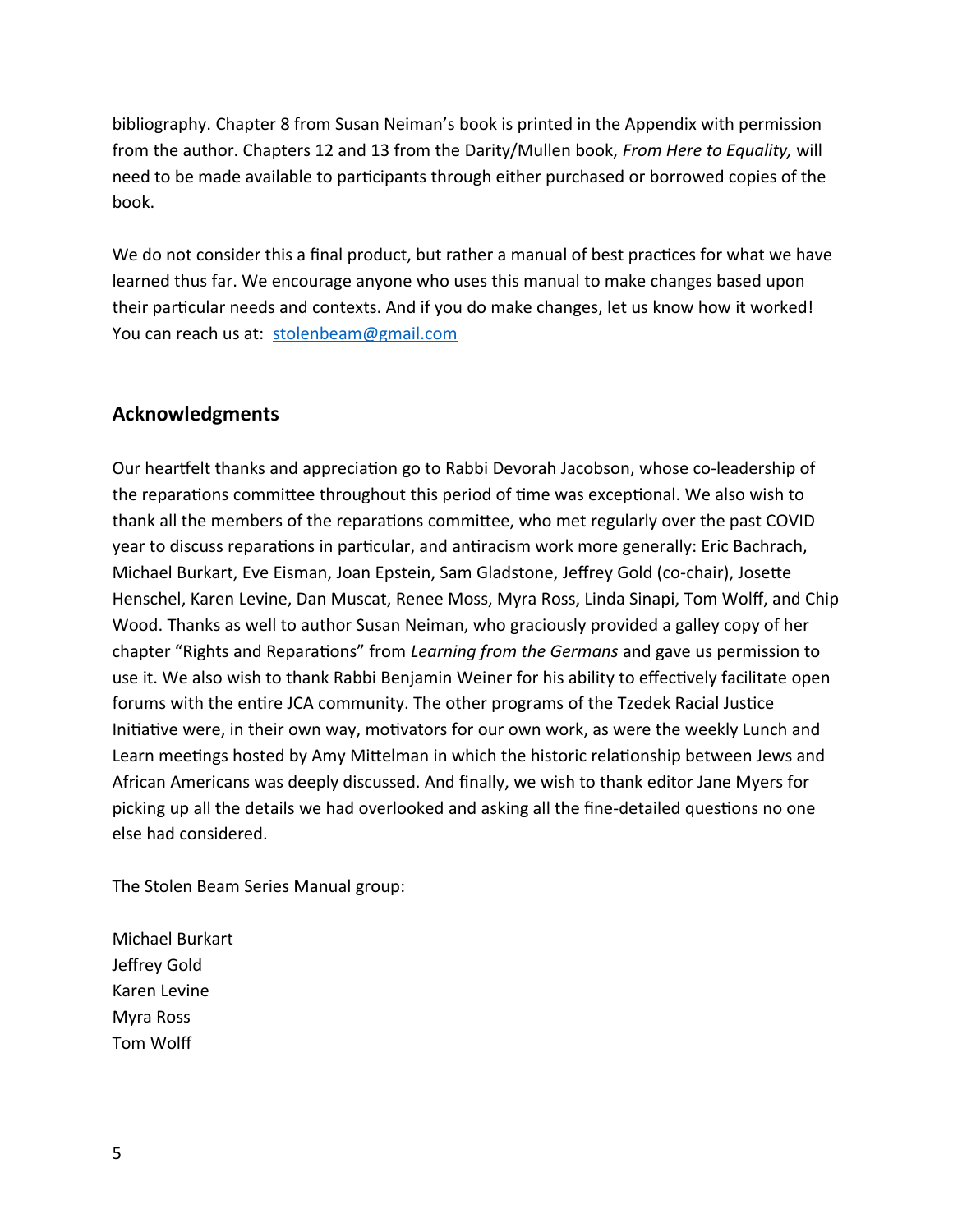bibliography. Chapter 8 from Susan Neiman's book is printed in the Appendix with permission from the author. Chapters 12 and 13 from the Darity/Mullen book, *From Here to Equality,* will need to be made available to participants through either purchased or borrowed copies of the book.

We do not consider this a final product, but rather a manual of best practices for what we have learned thus far. We encourage anyone who uses this manual to make changes based upon their particular needs and contexts. And if you do make changes, let us know how it worked! You can reach us at: [stolenbeam@gmail.com](mailto:stolenbeam@gmail.com)

## Acknowledgments

Our heartfelt thanks and appreciation go to Rabbi Devorah Jacobson, whose co-leadership of the reparations committee throughout this period of time was exceptional. We also wish to thank all the members of the reparations committee, who met regularly over the past COVID year to discuss reparations in particular, and antiracism work more generally: Eric Bachrach, Michael Burkart, Eve Eisman, Joan Epstein, Sam Gladstone, Jeffrey Gold (co-chair), Josette Henschel, Karen Levine, Dan Muscat, Renee Moss, Myra Ross, Linda Sinapi, Tom Wolff, and Chip Wood. Thanks as well to author Susan Neiman, who graciously provided a galley copy of her chapter "Rights and Reparations" from *Learning from the Germans* and gave us permission to use it. We also wish to thank Rabbi Benjamin Weiner for his ability to effectively facilitate open forums with the entire JCA community. The other programs of the Tzedek Racial Justice Initiative were, in their own way, motivators for our own work, as were the weekly Lunch and Learn meetings hosted by Amy Mittelman in which the historic relationship between Jews and African Americans was deeply discussed. And finally, we wish to thank editor Jane Myers for picking up all the details we had overlooked and asking all the fine-detailed questions no one else had considered.

The Stolen Beam Series Manual group:

Michael Burkart
Jeffrey Gold
Karen Levine
Myra Ross
Tom Wolff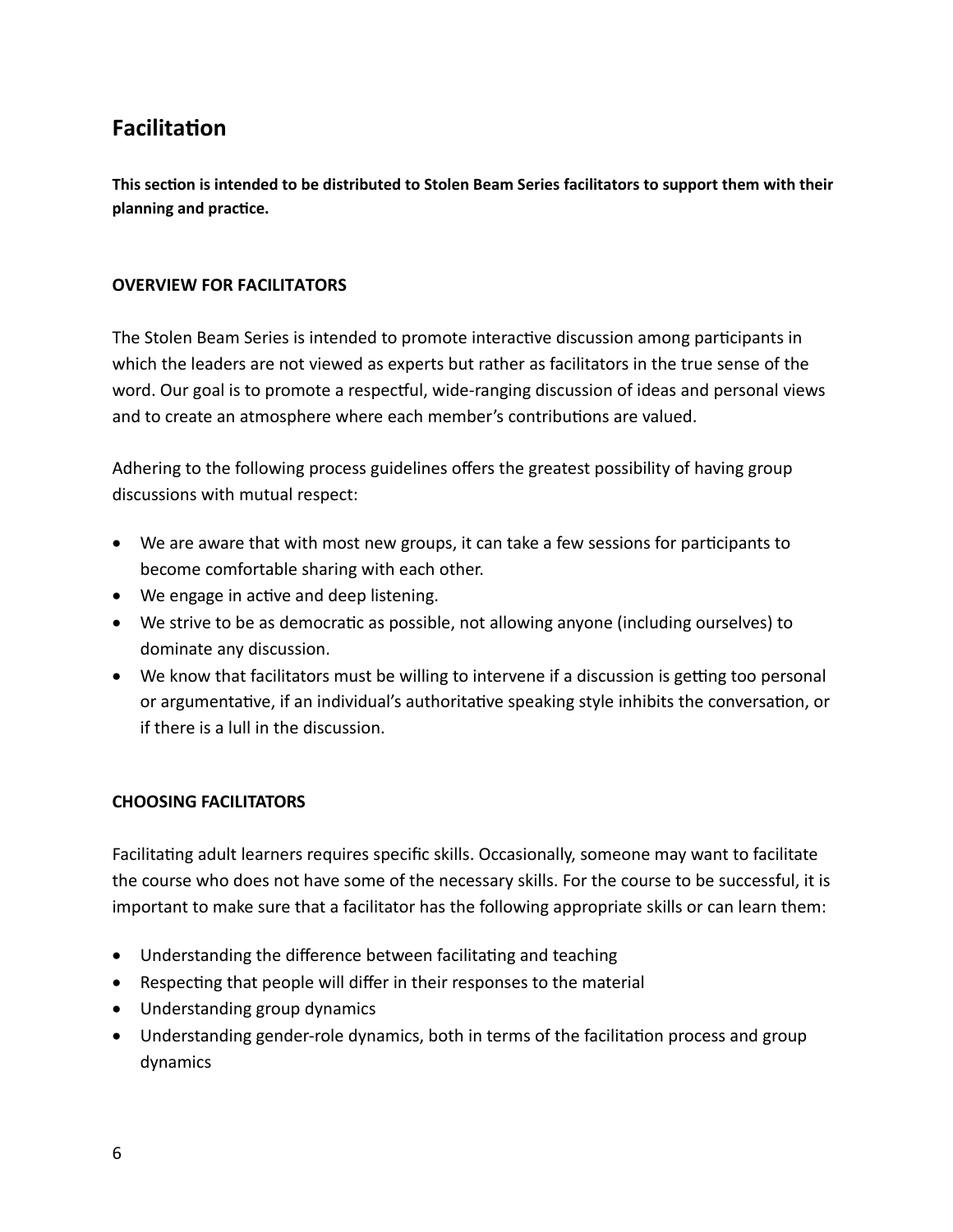## Facilitation

**This section is intended to be distributed to Stolen Beam Series facilitators to support them with their planning and practice.**

### OVERVIEW FOR FACILITATORS

The Stolen Beam Series is intended to promote interactive discussion among participants in which the leaders are not viewed as experts but rather as facilitators in the true sense of the word. Our goal is to promote a respectful, wide-ranging discussion of ideas and personal views and to create an atmosphere where each member's contributions are valued.

Adhering to the following process guidelines offers the greatest possibility of having group discussions with mutual respect:

- We are aware that with most new groups, it can take a few sessions for participants to become comfortable sharing with each other.
- We engage in active and deep listening.
- We strive to be as democratic as possible, not allowing anyone (including ourselves) to dominate any discussion.
- We know that facilitators must be willing to intervene if a discussion is getting too personal or argumentative, if an individual's authoritative speaking style inhibits the conversation, or if there is a lull in the discussion.

### CHOOSING FACILITATORS

Facilitating adult learners requires specific skills. Occasionally, someone may want to facilitate the course who does not have some of the necessary skills. For the course to be successful, it is important to make sure that a facilitator has the following appropriate skills or can learn them:

- Understanding the difference between facilitating and teaching
- Respecting that people will differ in their responses to the material
- Understanding group dynamics
- Understanding gender-role dynamics, both in terms of the facilitation process and group dynamics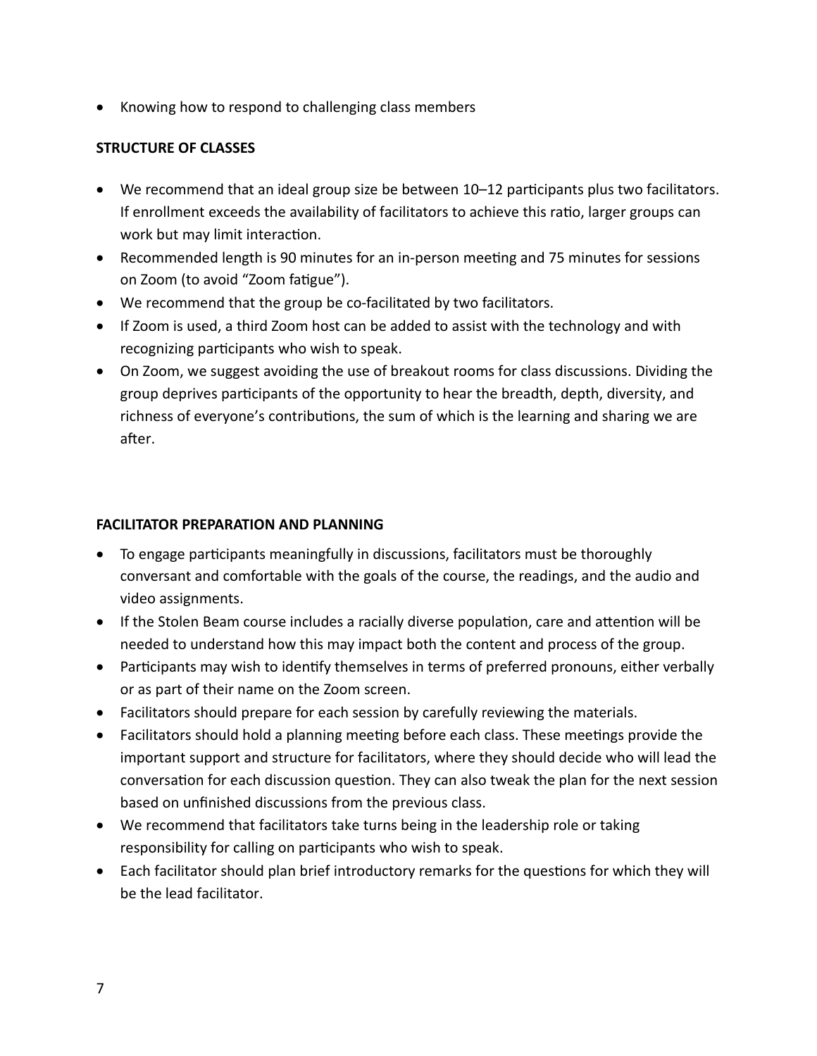- Knowing how to respond to challenging class members

**STRUCTURE OF CLASSES**

- We recommend that an ideal group size be between 10–12 participants plus two facilitators. If enrollment exceeds the availability of facilitators to achieve this ratio, larger groups can work but may limit interaction.
- Recommended length is 90 minutes for an in-person meeting and 75 minutes for sessions on Zoom (to avoid "Zoom fatigue").
- We recommend that the group be co-facilitated by two facilitators.
- If Zoom is used, a third Zoom host can be added to assist with the technology and with recognizing participants who wish to speak.
- On Zoom, we suggest avoiding the use of breakout rooms for class discussions. Dividing the group deprives participants of the opportunity to hear the breadth, depth, diversity, and richness of everyone's contributions, the sum of which is the learning and sharing we are after.

**FACILITATOR PREPARATION AND PLANNING**

- To engage participants meaningfully in discussions, facilitators must be thoroughly conversant and comfortable with the goals of the course, the readings, and the audio and video assignments.
- If the Stolen Beam course includes a racially diverse population, care and attention will be needed to understand how this may impact both the content and process of the group.
- Participants may wish to identify themselves in terms of preferred pronouns, either verbally or as part of their name on the Zoom screen.
- Facilitators should prepare for each session by carefully reviewing the materials.
- Facilitators should hold a planning meeting before each class. These meetings provide the important support and structure for facilitators, where they should decide who will lead the conversation for each discussion question. They can also tweak the plan for the next session based on unfinished discussions from the previous class.
- We recommend that facilitators take turns being in the leadership role or taking responsibility for calling on participants who wish to speak.
- Each facilitator should plan brief introductory remarks for the questions for which they will be the lead facilitator.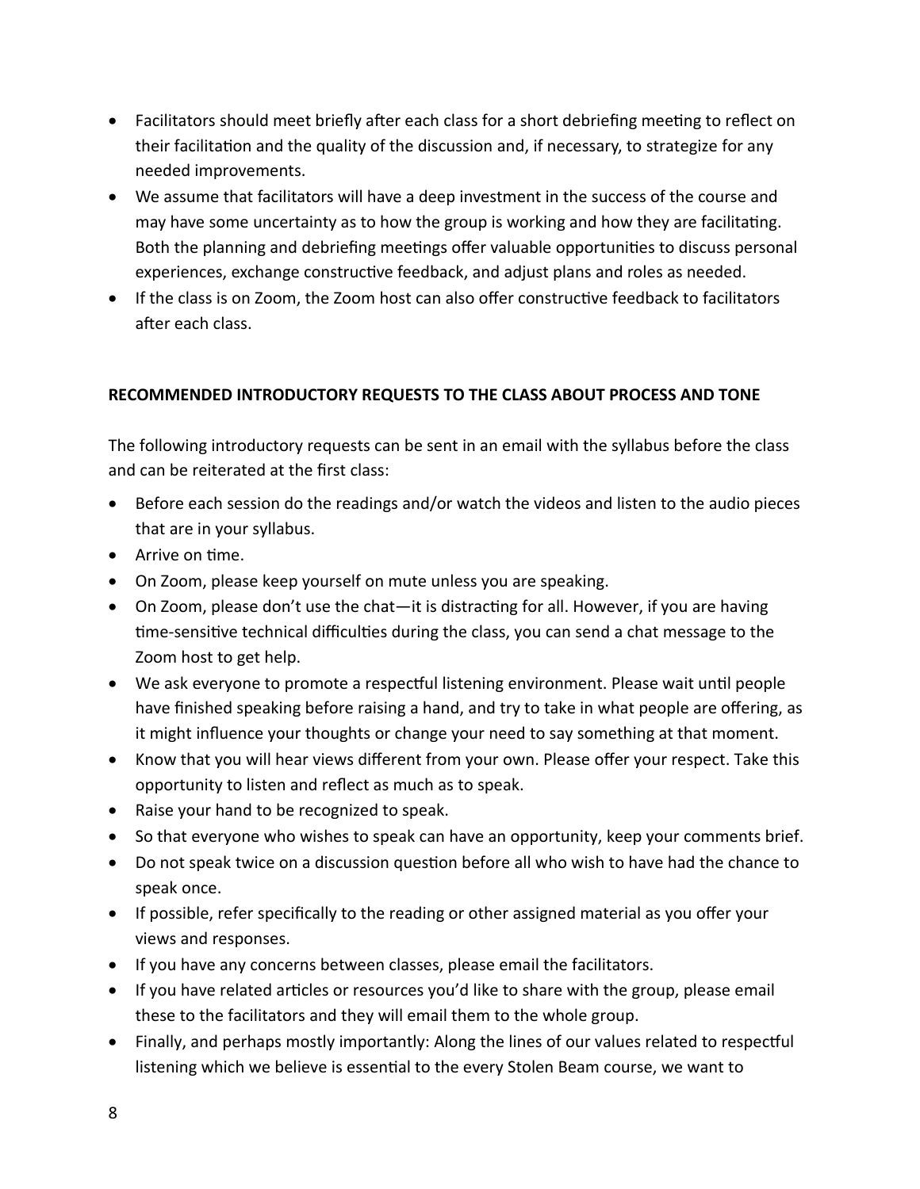- Facilitators should meet briefly after each class for a short debriefing meeting to reflect on their facilitation and the quality of the discussion and, if necessary, to strategize for any needed improvements.
- We assume that facilitators will have a deep investment in the success of the course and may have some uncertainty as to how the group is working and how they are facilitating. Both the planning and debriefing meetings offer valuable opportunities to discuss personal experiences, exchange constructive feedback, and adjust plans and roles as needed.
- If the class is on Zoom, the Zoom host can also offer constructive feedback to facilitators after each class.

**RECOMMENDED INTRODUCTORY REQUESTS TO THE CLASS ABOUT PROCESS AND TONE**

The following introductory requests can be sent in an email with the syllabus before the class and can be reiterated at the first class:

- Before each session do the readings and/or watch the videos and listen to the audio pieces that are in your syllabus.
- Arrive on time.
- On Zoom, please keep yourself on mute unless you are speaking.
- On Zoom, please don't use the chat—it is distracting for all. However, if you are having time-sensitive technical difficulties during the class, you can send a chat message to the Zoom host to get help.
- We ask everyone to promote a respectful listening environment. Please wait until people have finished speaking before raising a hand, and try to take in what people are offering, as it might influence your thoughts or change your need to say something at that moment.
- Know that you will hear views different from your own. Please offer your respect. Take this opportunity to listen and reflect as much as to speak.
- Raise your hand to be recognized to speak.
- So that everyone who wishes to speak can have an opportunity, keep your comments brief.
- Do not speak twice on a discussion question before all who wish to have had the chance to speak once.
- If possible, refer specifically to the reading or other assigned material as you offer your views and responses.
- If you have any concerns between classes, please email the facilitators.
- If you have related articles or resources you'd like to share with the group, please email these to the facilitators and they will email them to the whole group.
- Finally, and perhaps mostly importantly: Along the lines of our values related to respectful listening which we believe is essential to the every Stolen Beam course, we want to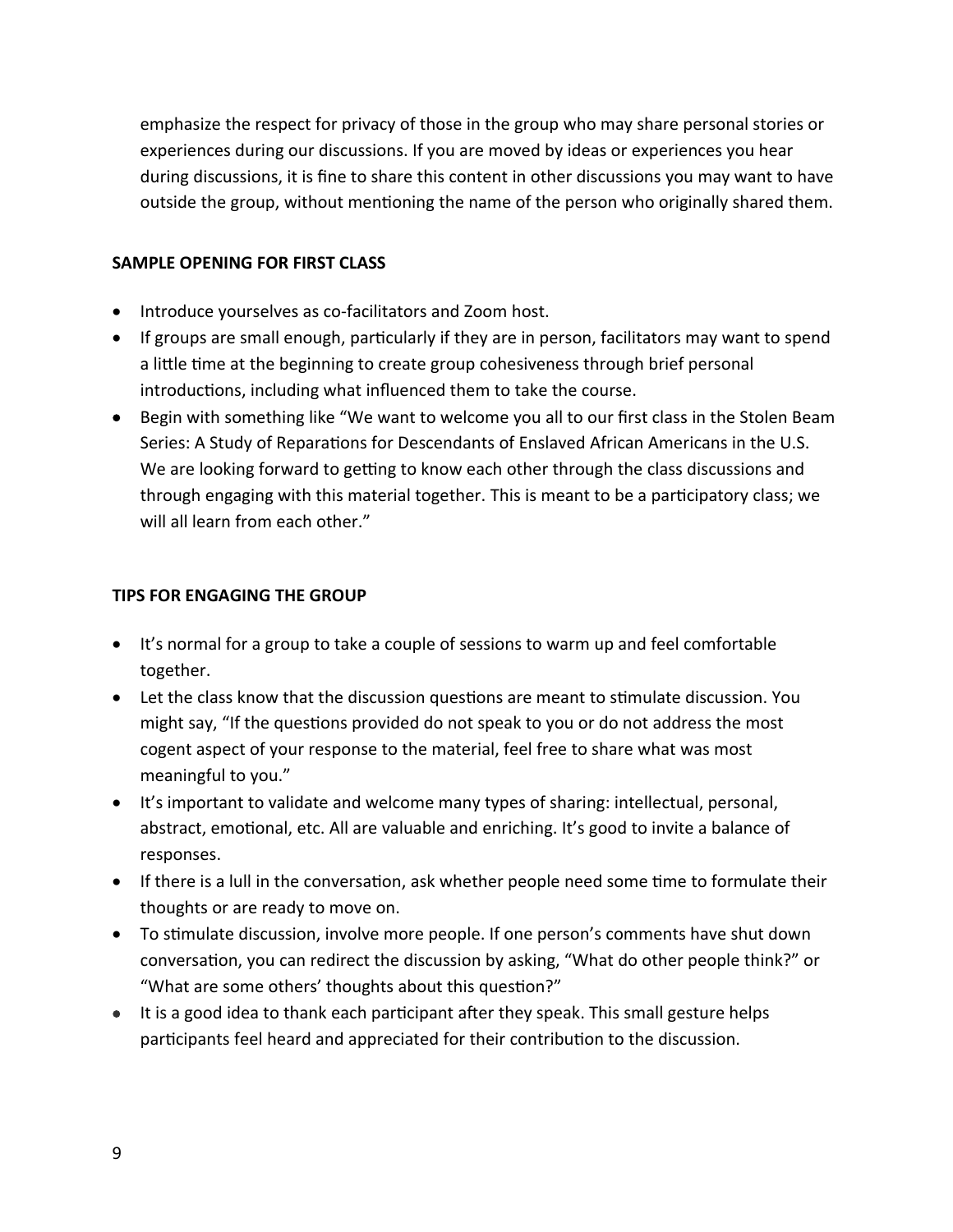emphasize the respect for privacy of those in the group who may share personal stories or experiences during our discussions. If you are moved by ideas or experiences you hear during discussions, it is fine to share this content in other discussions you may want to have outside the group, without mentioning the name of the person who originally shared them.

**SAMPLE OPENING FOR FIRST CLASS**

- Introduce yourselves as co-facilitators and Zoom host.
- If groups are small enough, particularly if they are in person, facilitators may want to spend a little time at the beginning to create group cohesiveness through brief personal introductions, including what influenced them to take the course.
- Begin with something like "We want to welcome you all to our first class in the Stolen Beam Series: A Study of Reparations for Descendants of Enslaved African Americans in the U.S. We are looking forward to getting to know each other through the class discussions and through engaging with this material together. This is meant to be a participatory class; we will all learn from each other."

**TIPS FOR ENGAGING THE GROUP**

- It's normal for a group to take a couple of sessions to warm up and feel comfortable together.
- Let the class know that the discussion questions are meant to stimulate discussion. You might say, "If the questions provided do not speak to you or do not address the most cogent aspect of your response to the material, feel free to share what was most meaningful to you."
- It's important to validate and welcome many types of sharing: intellectual, personal, abstract, emotional, etc. All are valuable and enriching. It's good to invite a balance of responses.
- If there is a lull in the conversation, ask whether people need some time to formulate their thoughts or are ready to move on.
- To stimulate discussion, involve more people. If one person's comments have shut down conversation, you can redirect the discussion by asking, "What do other people think?" or "What are some others' thoughts about this question?"
- It is a good idea to thank each participant after they speak. This small gesture helps participants feel heard and appreciated for their contribution to the discussion.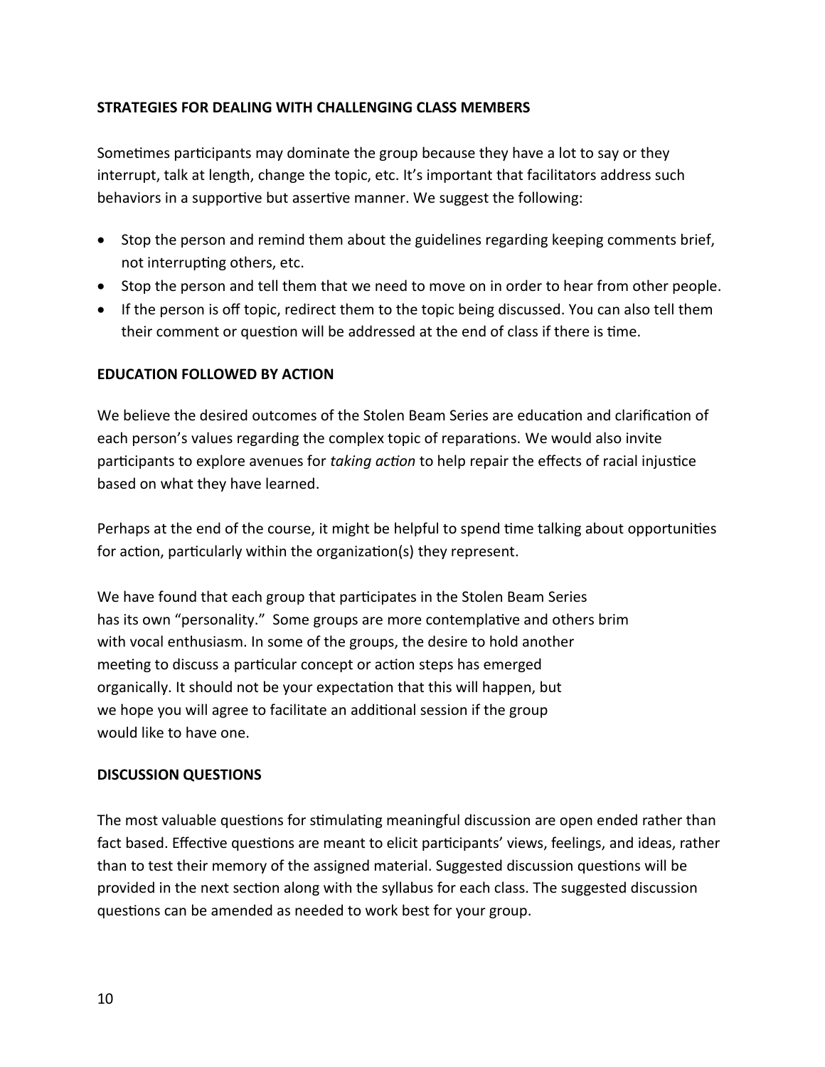## STRATEGIES FOR DEALING WITH CHALLENGING CLASS MEMBERS

Sometimes participants may dominate the group because they have a lot to say or they interrupt, talk at length, change the topic, etc. It's important that facilitators address such behaviors in a supportive but assertive manner. We suggest the following:

- Stop the person and remind them about the guidelines regarding keeping comments brief, not interrupting others, etc.
- Stop the person and tell them that we need to move on in order to hear from other people.
- If the person is off topic, redirect them to the topic being discussed. You can also tell them their comment or question will be addressed at the end of class if there is time.

## EDUCATION FOLLOWED BY ACTION

We believe the desired outcomes of the Stolen Beam Series are education and clarification of each person's values regarding the complex topic of reparations. We would also invite participants to explore avenues for *taking action* to help repair the effects of racial injustice based on what they have learned.

Perhaps at the end of the course, it might be helpful to spend time talking about opportunities for action, particularly within the organization(s) they represent.

We have found that each group that participates in the Stolen Beam Series has its own "personality." Some groups are more contemplative and others brim with vocal enthusiasm. In some of the groups, the desire to hold another meeting to discuss a particular concept or action steps has emerged organically. It should not be your expectation that this will happen, but we hope you will agree to facilitate an additional session if the group would like to have one.

## DISCUSSION QUESTIONS

The most valuable questions for stimulating meaningful discussion are open ended rather than fact based. Effective questions are meant to elicit participants' views, feelings, and ideas, rather than to test their memory of the assigned material. Suggested discussion questions will be provided in the next section along with the syllabus for each class. The suggested discussion questions can be amended as needed to work best for your group.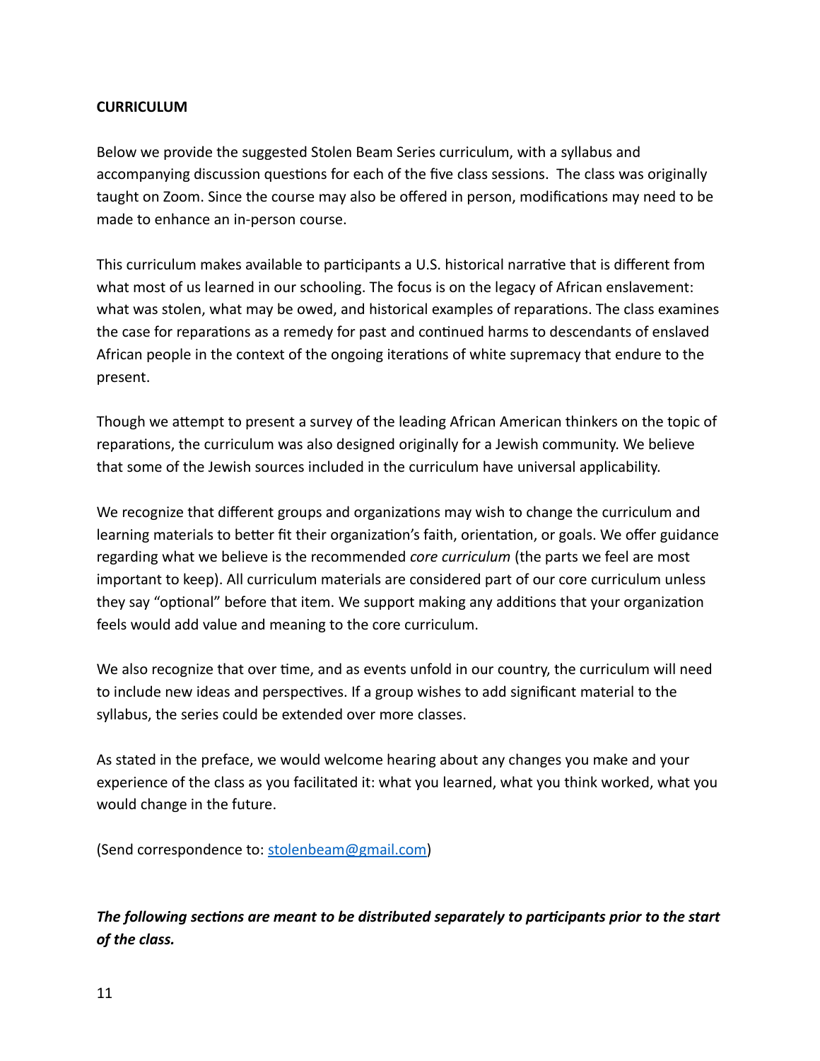## CURRICULUM

Below we provide the suggested Stolen Beam Series curriculum, with a syllabus and accompanying discussion questions for each of the five class sessions. The class was originally taught on Zoom. Since the course may also be offered in person, modifications may need to be made to enhance an in-person course.

This curriculum makes available to participants a U.S. historical narrative that is different from what most of us learned in our schooling. The focus is on the legacy of African enslavement: what was stolen, what may be owed, and historical examples of reparations. The class examines the case for reparations as a remedy for past and continued harms to descendants of enslaved African people in the context of the ongoing iterations of white supremacy that endure to the present.

Though we attempt to present a survey of the leading African American thinkers on the topic of reparations, the curriculum was also designed originally for a Jewish community. We believe that some of the Jewish sources included in the curriculum have universal applicability.

We recognize that different groups and organizations may wish to change the curriculum and learning materials to better fit their organization's faith, orientation, or goals. We offer guidance regarding what we believe is the recommended *core curriculum* (the parts we feel are most important to keep). All curriculum materials are considered part of our core curriculum unless they say "optional" before that item. We support making any additions that your organization feels would add value and meaning to the core curriculum.

We also recognize that over time, and as events unfold in our country, the curriculum will need to include new ideas and perspectives. If a group wishes to add significant material to the syllabus, the series could be extended over more classes.

As stated in the preface, we would welcome hearing about any changes you make and your experience of the class as you facilitated it: what you learned, what you think worked, what you would change in the future.

(Send correspondence to: stolenbeam@gmail.com)

***The following sections are meant to be distributed separately to participants prior to the start of the class.***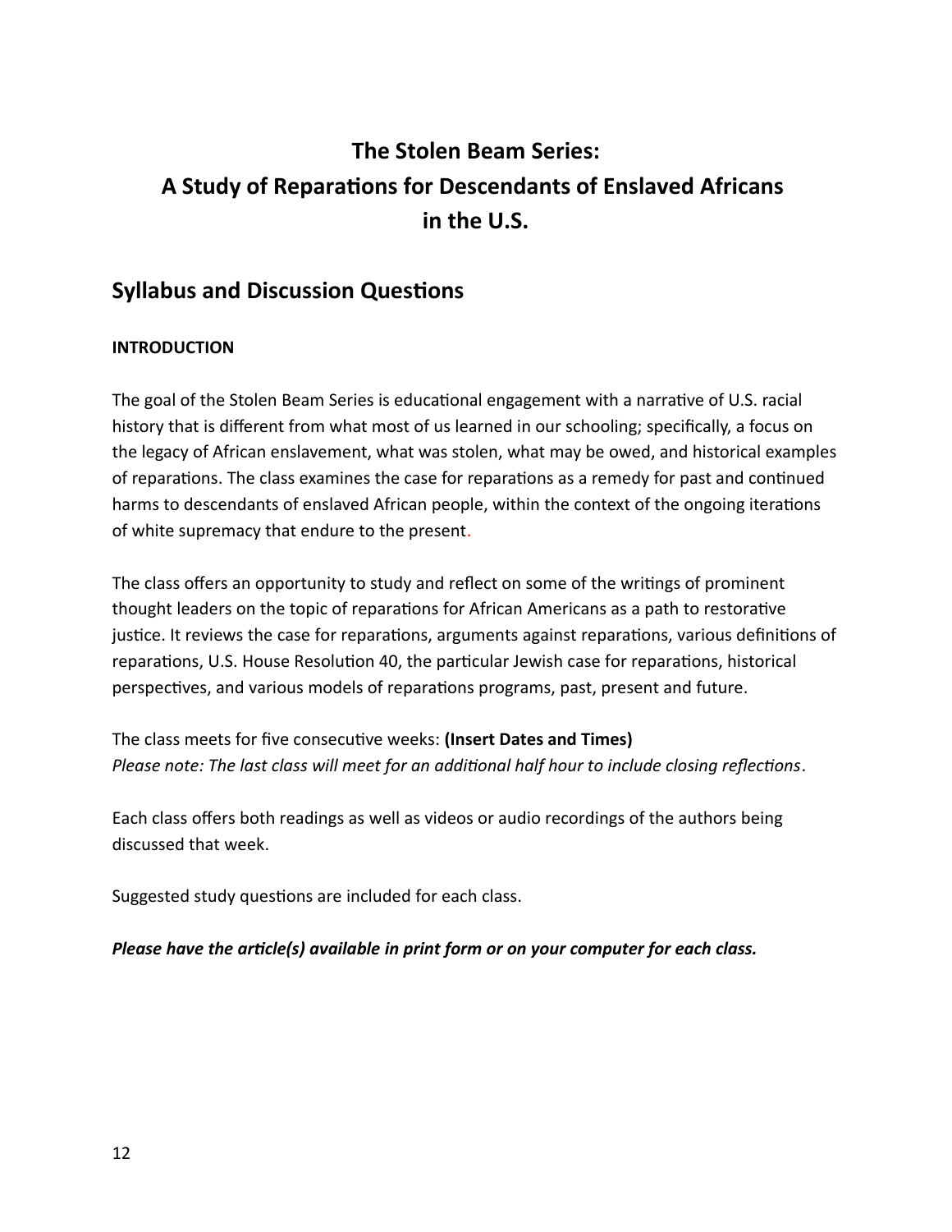# The Stolen Beam Series: A Study of Reparations for Descendants of Enslaved Africans in the U.S.

## Syllabus and Discussion Questions

**INTRODUCTION**

The goal of the Stolen Beam Series is educational engagement with a narrative of U.S. racial history that is different from what most of us learned in our schooling; specifically, a focus on the legacy of African enslavement, what was stolen, what may be owed, and historical examples of reparations. The class examines the case for reparations as a remedy for past and continued harms to descendants of enslaved African people, within the context of the ongoing iterations of white supremacy that endure to the present.

The class offers an opportunity to study and reflect on some of the writings of prominent thought leaders on the topic of reparations for African Americans as a path to restorative justice. It reviews the case for reparations, arguments against reparations, various definitions of reparations, U.S. House Resolution 40, the particular Jewish case for reparations, historical perspectives, and various models of reparations programs, past, present and future.

The class meets for five consecutive weeks: **(Insert Dates and Times)**
*Please note: The last class will meet for an additional half hour to include closing reflections*.

Each class offers both readings as well as videos or audio recordings of the authors being discussed that week.

Suggested study questions are included for each class.

***Please have the article(s) available in print form or on your computer for each class.***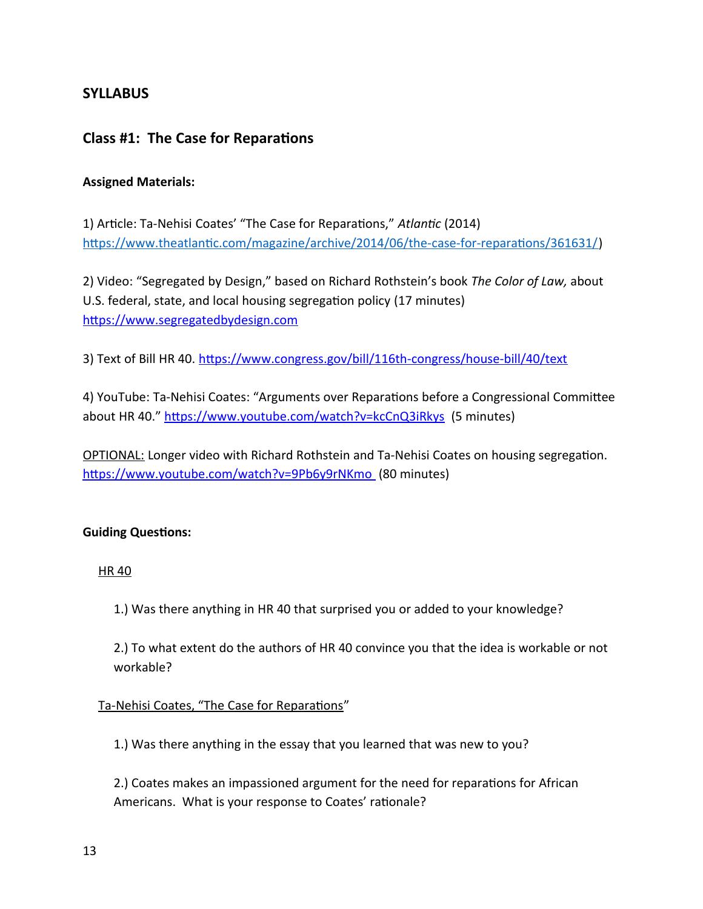## SYLLABUS

### Class #1: The Case for Reparations

**Assigned Materials:**

1) Article: Ta-Nehisi Coates' "The Case for Reparations," *Atlantic* (2014) [https://www.theatlantic.com/magazine/archive/2014/06/the-case-for-reparations/361631/](https://www.theatlantic.com/magazine/archive/2014/06/the-case-for-reparations/361631/))

2) Video: "Segregated by Design," based on Richard Rothstein's book *The Color of Law,* about U.S. federal, state, and local housing segregation policy (17 minutes) [https://www.segregatedbydesign.com](https://www.segregatedbydesign.com)

3) Text of Bill HR 40. [https://www.congress.gov/bill/116th-congress/house-bill/40/text](https://www.congress.gov/bill/116th-congress/house-bill/40/text)

4) YouTube: Ta-Nehisi Coates: "Arguments over Reparations before a Congressional Committee about HR 40." [https://www.youtube.com/watch?v=kcCnQ3iRkys](https://www.youtube.com/watch?v=kcCnQ3iRkys) (5 minutes)

<u>OPTIONAL:</u> Longer video with Richard Rothstein and Ta-Nehisi Coates on housing segregation. [https://www.youtube.com/watch?v=9Pb6y9rNKmo](https://www.youtube.com/watch?v=9Pb6y9rNKmo) (80 minutes)

**Guiding Questions:**

<u>HR 40</u>

1.) Was there anything in HR 40 that surprised you or added to your knowledge?

2.) To what extent do the authors of HR 40 convince you that the idea is workable or not workable?

<u>Ta-Nehisi Coates, "The Case for Reparations"</u>

1.) Was there anything in the essay that you learned that was new to you?

2.) Coates makes an impassioned argument for the need for reparations for African Americans. What is your response to Coates' rationale?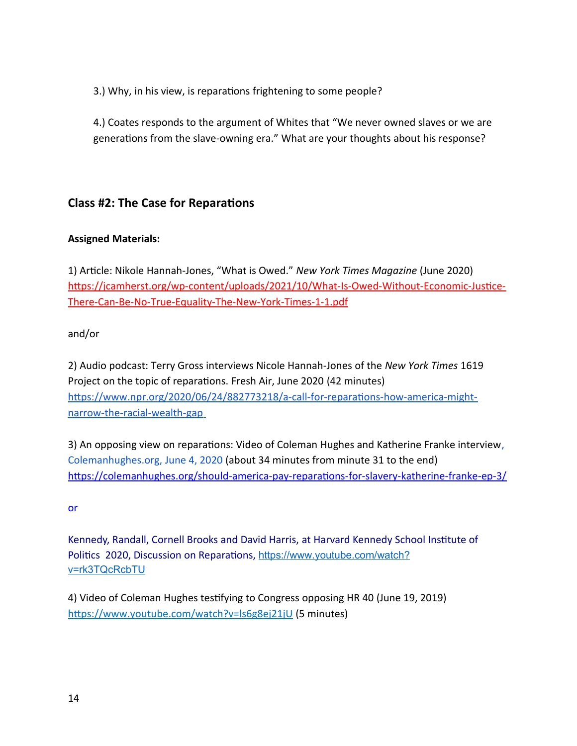3.) Why, in his view, is reparations frightening to some people?

4.) Coates responds to the argument of Whites that "We never owned slaves or we are generations from the slave-owning era." What are your thoughts about his response?

## Class #2: The Case for Reparations

**Assigned Materials:**

1) Article: Nikole Hannah-Jones, "What is Owed." *New York Times Magazine* (June 2020) https://jcamherst.org/wp-content/uploads/2021/10/What-Is-Owed-Without-Economic-Justice-There-Can-Be-No-True-Equality-The-New-York-Times-1-1.pdf

and/or

2) Audio podcast: Terry Gross interviews Nicole Hannah-Jones of the *New York Times* 1619 Project on the topic of reparations. Fresh Air, June 2020 (42 minutes) https://www.npr.org/2020/06/24/882773218/a-call-for-reparations-how-america-might-narrow-the-racial-wealth-gap

3) An opposing view on reparations: Video of Coleman Hughes and Katherine Franke interview, Colemanhughes.org, June 4, 2020 (about 34 minutes from minute 31 to the end) https://colemanhughes.org/should-america-pay-reparations-for-slavery-katherine-franke-ep-3/

or

Kennedy, Randall, Cornell Brooks and David Harris, at Harvard Kennedy School Institute of Politics 2020, Discussion on Reparations, https://www.youtube.com/watch?v=rk3TQcRcbTU

4) Video of Coleman Hughes testifying to Congress opposing HR 40 (June 19, 2019) https://www.youtube.com/watch?v=ls6g8ej21jU (5 minutes)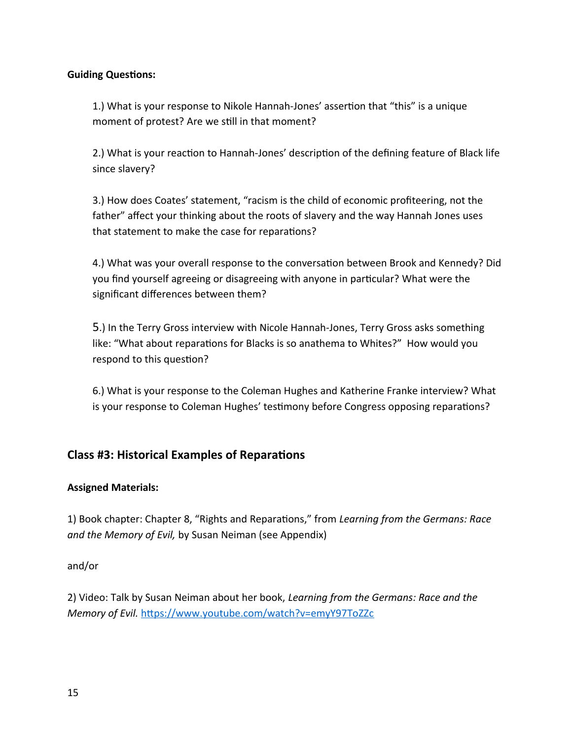**Guiding Questions:**

1.) What is your response to Nikole Hannah-Jones' assertion that "this" is a unique moment of protest? Are we still in that moment?

2.) What is your reaction to Hannah-Jones' description of the defining feature of Black life since slavery?

3.) How does Coates' statement, "racism is the child of economic profiteering, not the father" affect your thinking about the roots of slavery and the way Hannah Jones uses that statement to make the case for reparations?

4.) What was your overall response to the conversation between Brook and Kennedy? Did you find yourself agreeing or disagreeing with anyone in particular? What were the significant differences between them?

5.) In the Terry Gross interview with Nicole Hannah-Jones, Terry Gross asks something like: "What about reparations for Blacks is so anathema to Whites?" How would you respond to this question?

6.) What is your response to the Coleman Hughes and Katherine Franke interview? What is your response to Coleman Hughes' testimony before Congress opposing reparations?

## Class #3: Historical Examples of Reparations

**Assigned Materials:**

1) Book chapter: Chapter 8, "Rights and Reparations," from *Learning from the Germans: Race and the Memory of Evil,* by Susan Neiman (see Appendix)

and/or

2) Video: Talk by Susan Neiman about her book, *Learning from the Germans: Race and the Memory of Evil.* https://www.youtube.com/watch?v=emyY97ToZZc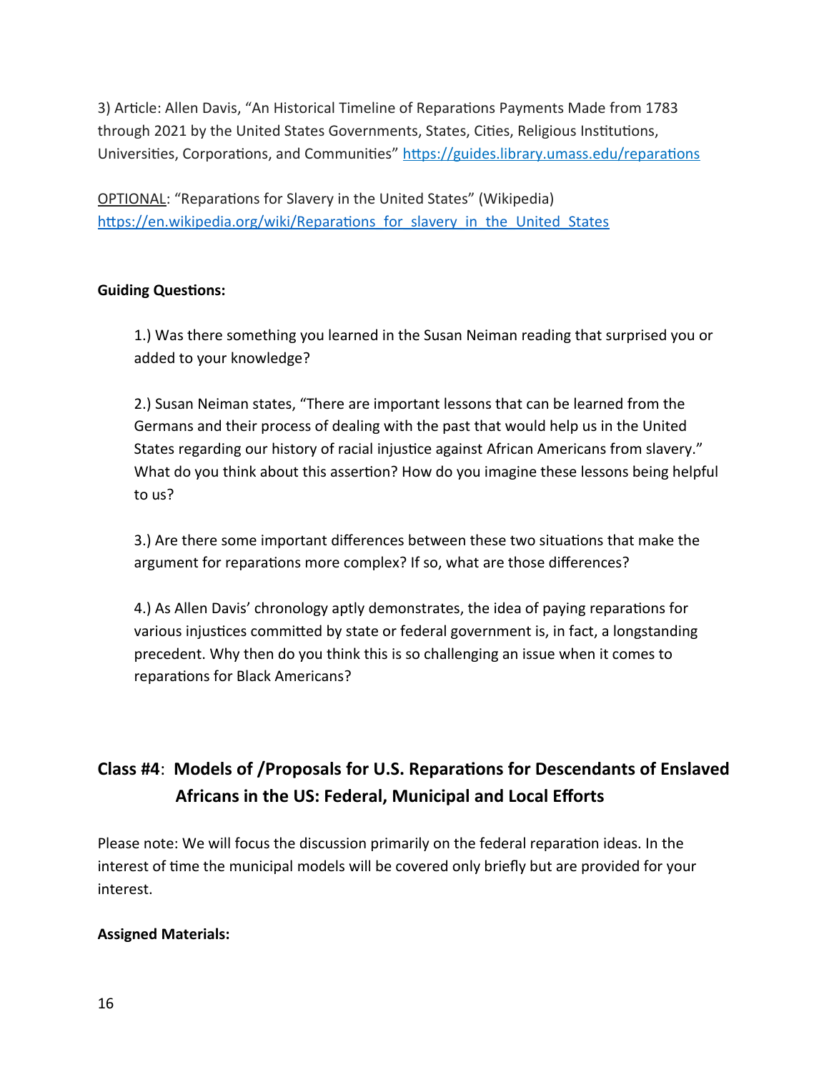3) Article: Allen Davis, "An Historical Timeline of Reparations Payments Made from 1783 through 2021 by the United States Governments, States, Cities, Religious Institutions, Universities, Corporations, and Communities" https://guides.library.umass.edu/reparations

<u>OPTIONAL</u>: "Reparations for Slavery in the United States" (Wikipedia) https://en.wikipedia.org/wiki/Reparations_for_slavery_in_the_United_States

**Guiding Questions:**

1.) Was there something you learned in the Susan Neiman reading that surprised you or added to your knowledge?

2.) Susan Neiman states, "There are important lessons that can be learned from the Germans and their process of dealing with the past that would help us in the United States regarding our history of racial injustice against African Americans from slavery." What do you think about this assertion? How do you imagine these lessons being helpful to us?

3.) Are there some important differences between these two situations that make the argument for reparations more complex? If so, what are those differences?

4.) As Allen Davis' chronology aptly demonstrates, the idea of paying reparations for various injustices committed by state or federal government is, in fact, a longstanding precedent. Why then do you think this is so challenging an issue when it comes to reparations for Black Americans?

## Class #4: Models of /Proposals for U.S. Reparations for Descendants of Enslaved Africans in the US: Federal, Municipal and Local Efforts

Please note: We will focus the discussion primarily on the federal reparation ideas. In the interest of time the municipal models will be covered only briefly but are provided for your interest.

**Assigned Materials:**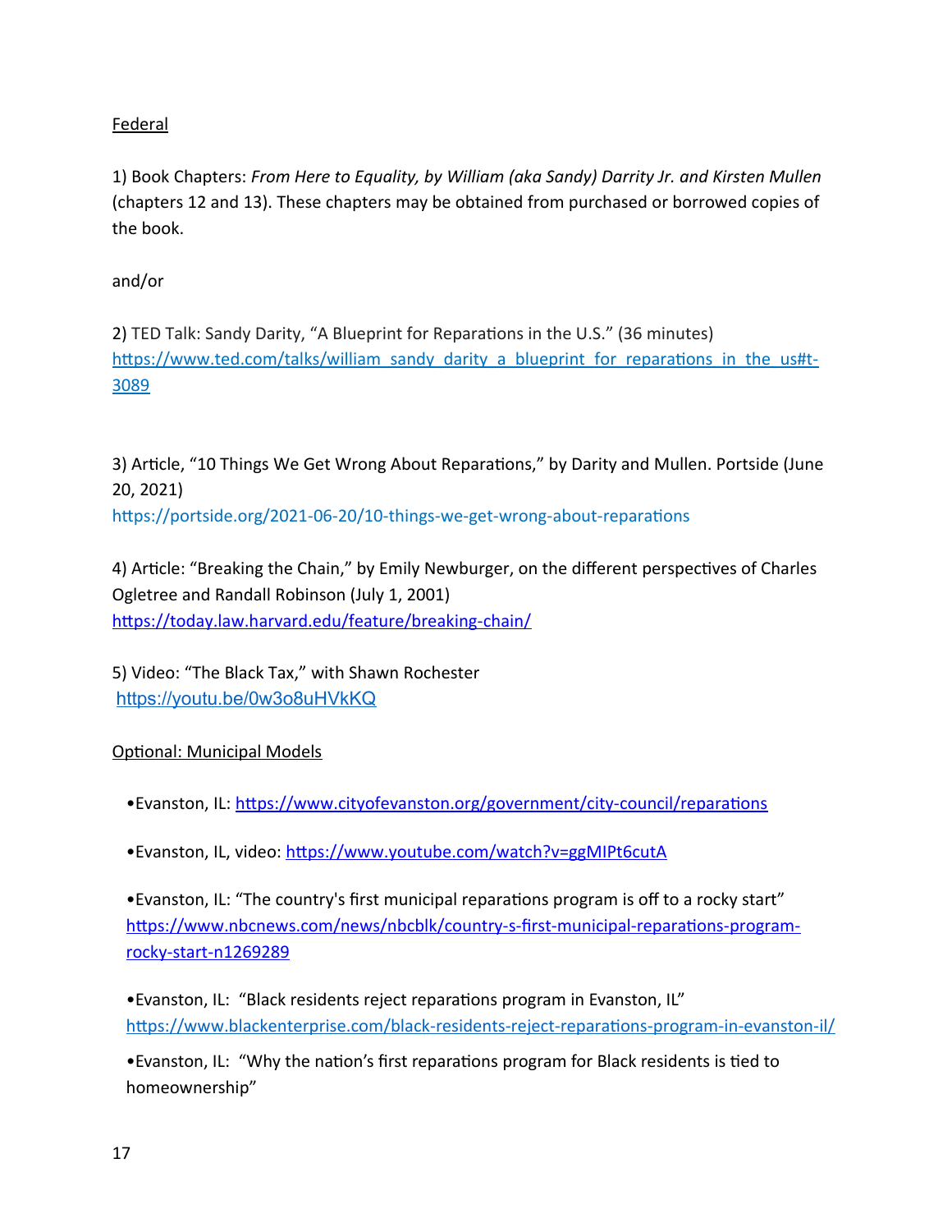<u>Federal</u>

1) Book Chapters: *From Here to Equality, by William (aka Sandy) Darrity Jr. and Kirsten Mullen* (chapters 12 and 13). These chapters may be obtained from purchased or borrowed copies of the book.

and/or

2) TED Talk: Sandy Darity, "A Blueprint for Reparations in the U.S." (36 minutes)
[https://www.ted.com/talks/william_sandy_darity_a_blueprint_for_reparations_in_the_us#t-3089](https://www.ted.com/talks/william_sandy_darity_a_blueprint_for_reparations_in_the_us#t-3089)

3) Article, "10 Things We Get Wrong About Reparations," by Darity and Mullen. Portside (June 20, 2021)
https://portside.org/2021-06-20/10-things-we-get-wrong-about-reparations

4) Article: "Breaking the Chain," by Emily Newburger, on the different perspectives of Charles Ogletree and Randall Robinson (July 1, 2001)
[https://today.law.harvard.edu/feature/breaking-chain/](https://today.law.harvard.edu/feature/breaking-chain/)

5) Video: "The Black Tax," with Shawn Rochester
[https://youtu.be/0w3o8uHVkKQ](https://youtu.be/0w3o8uHVkKQ)

<u>Optional: Municipal Models</u>

- Evanston, IL: [https://www.cityofevanston.org/government/city-council/reparations](https://www.cityofevanston.org/government/city-council/reparations)
- Evanston, IL, video: [https://www.youtube.com/watch?v=ggMIPt6cutA](https://www.youtube.com/watch?v=ggMIPt6cutA)
- Evanston, IL: "The country's first municipal reparations program is off to a rocky start"
  [https://www.nbcnews.com/news/nbcblk/country-s-first-municipal-reparations-program-rocky-start-n1269289](https://www.nbcnews.com/news/nbcblk/country-s-first-municipal-reparations-program-rocky-start-n1269289)
- Evanston, IL: "Black residents reject reparations program in Evanston, IL"
  [https://www.blackenterprise.com/black-residents-reject-reparations-program-in-evanston-il/](https://www.blackenterprise.com/black-residents-reject-reparations-program-in-evanston-il/)
- Evanston, IL: "Why the nation's first reparations program for Black residents is tied to homeownership"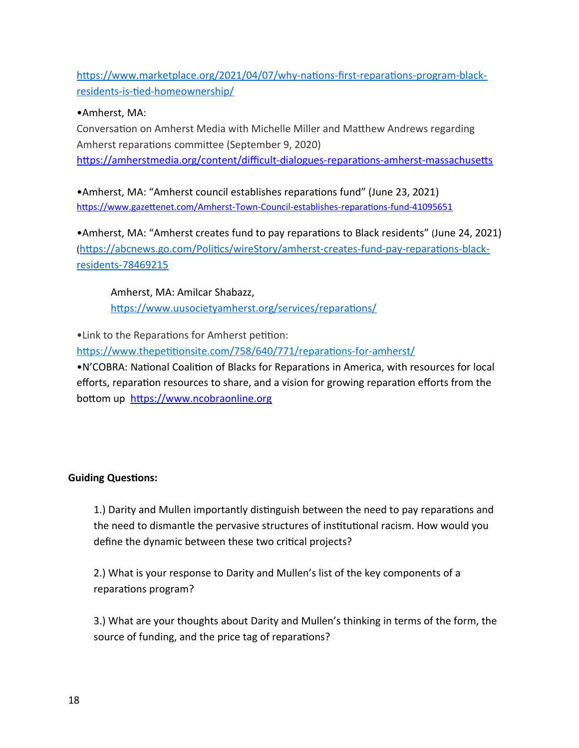https://www.marketplace.org/2021/04/07/why-nations-first-reparations-program-black-residents-is-tied-homeownership/

•Amherst, MA:
Conversation on Amherst Media with Michelle Miller and Matthew Andrews regarding Amherst reparations committee (September 9, 2020)
https://amherstmedia.org/content/difficult-dialogues-reparations-amherst-massachusetts

•Amherst, MA: "Amherst council establishes reparations fund" (June 23, 2021)
https://www.gazettenet.com/Amherst-Town-Council-establishes-reparations-fund-41095651

•Amherst, MA: "Amherst creates fund to pay reparations to Black residents" (June 24, 2021)
(https://abcnews.go.com/Politics/wireStory/amherst-creates-fund-pay-reparations-black-residents-78469215

> Amherst, MA: Amilcar Shabazz,
> https://www.uusocietyamherst.org/services/reparations/

•Link to the Reparations for Amherst petition:
https://www.thepetitionsite.com/758/640/771/reparations-for-amherst/

•N'COBRA: National Coalition of Blacks for Reparations in America, with resources for local efforts, reparation resources to share, and a vision for growing reparation efforts from the bottom up https://www.ncobraonline.org

**Guiding Questions:**

1.) Darity and Mullen importantly distinguish between the need to pay reparations and the need to dismantle the pervasive structures of institutional racism. How would you define the dynamic between these two critical projects?

2.) What is your response to Darity and Mullen's list of the key components of a reparations program?

3.) What are your thoughts about Darity and Mullen's thinking in terms of the form, the source of funding, and the price tag of reparations?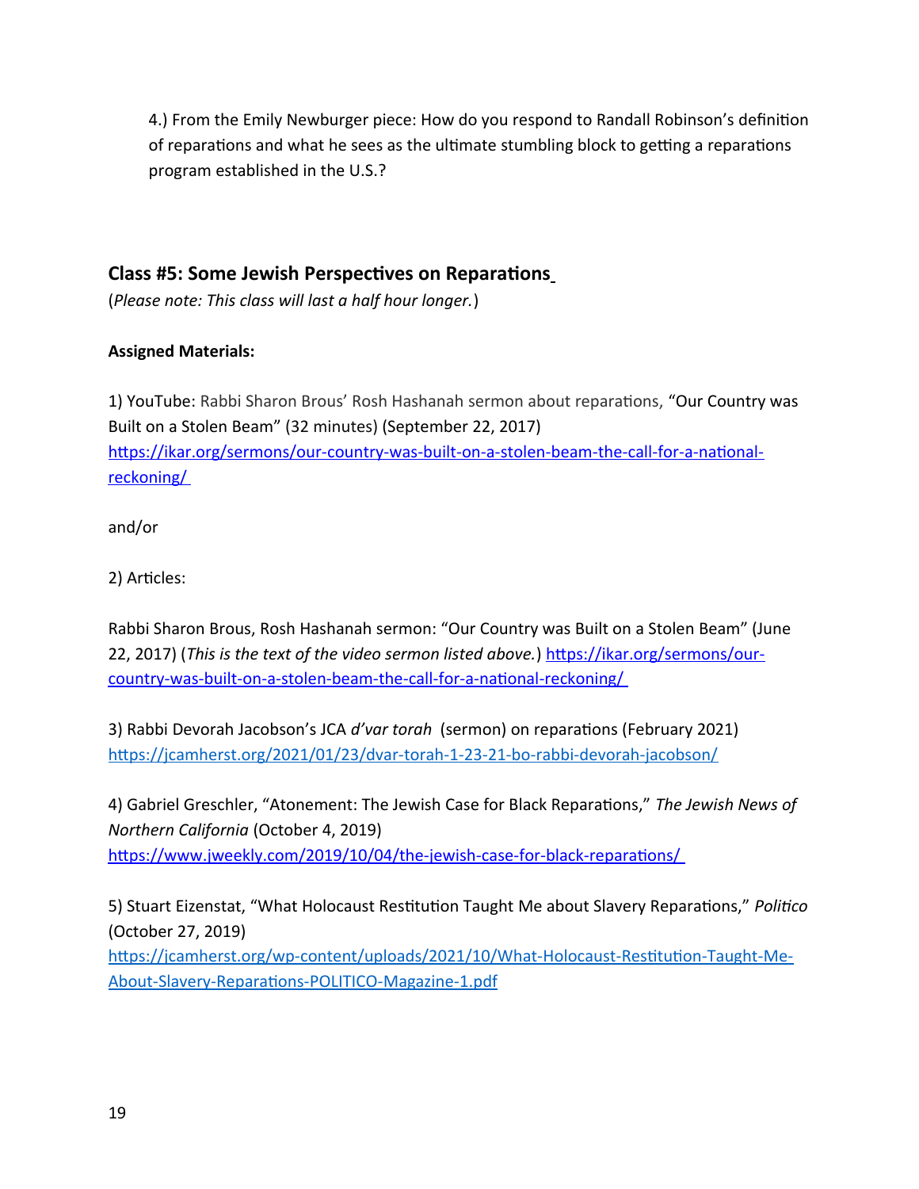4.) From the Emily Newburger piece: How do you respond to Randall Robinson's definition of reparations and what he sees as the ultimate stumbling block to getting a reparations program established in the U.S.?

## Class #5: Some Jewish Perspectives on Reparations

(*Please note: This class will last a half hour longer.*)

**Assigned Materials:**

1) YouTube: Rabbi Sharon Brous' Rosh Hashanah sermon about reparations, "Our Country was Built on a Stolen Beam" (32 minutes) (September 22, 2017) [https://ikar.org/sermons/our-country-was-built-on-a-stolen-beam-the-call-for-a-national-reckoning/](https://ikar.org/sermons/our-country-was-built-on-a-stolen-beam-the-call-for-a-national-reckoning/)

and/or

2) Articles:

Rabbi Sharon Brous, Rosh Hashanah sermon: "Our Country was Built on a Stolen Beam" (June 22, 2017) (*This is the text of the video sermon listed above.*) [https://ikar.org/sermons/our-country-was-built-on-a-stolen-beam-the-call-for-a-national-reckoning/](https://ikar.org/sermons/our-country-was-built-on-a-stolen-beam-the-call-for-a-national-reckoning/)

3) Rabbi Devorah Jacobson's JCA *d'var torah* (sermon) on reparations (February 2021) [https://jcamherst.org/2021/01/23/dvar-torah-1-23-21-bo-rabbi-devorah-jacobson/](https://jcamherst.org/2021/01/23/dvar-torah-1-23-21-bo-rabbi-devorah-jacobson/)

4) Gabriel Greschler, "Atonement: The Jewish Case for Black Reparations," *The Jewish News of Northern California* (October 4, 2019) [https://www.jweekly.com/2019/10/04/the-jewish-case-for-black-reparations/](https://www.jweekly.com/2019/10/04/the-jewish-case-for-black-reparations/)

5) Stuart Eizenstat, "What Holocaust Restitution Taught Me about Slavery Reparations," *Politico* (October 27, 2019) [https://jcamherst.org/wp-content/uploads/2021/10/What-Holocaust-Restitution-Taught-Me-About-Slavery-Reparations-POLITICO-Magazine-1.pdf](https://jcamherst.org/wp-content/uploads/2021/10/What-Holocaust-Restitution-Taught-Me-About-Slavery-Reparations-POLITICO-Magazine-1.pdf)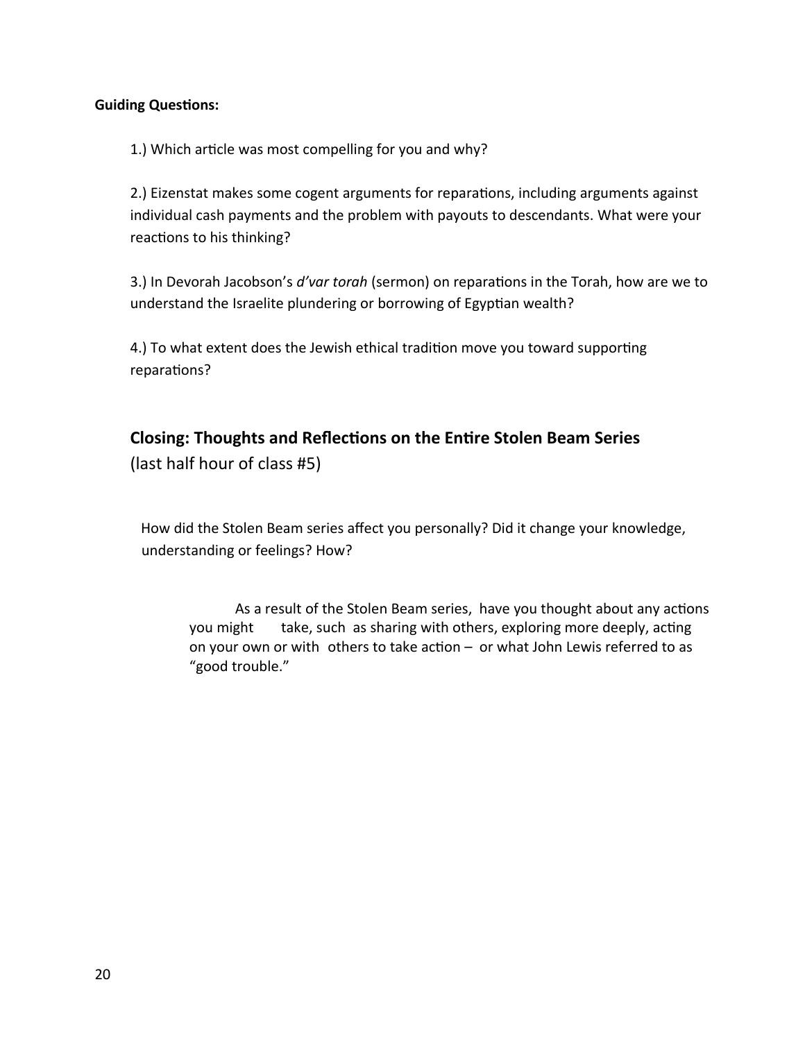**Guiding Questions:**

1.) Which article was most compelling for you and why?

2.) Eizenstat makes some cogent arguments for reparations, including arguments against individual cash payments and the problem with payouts to descendants. What were your reactions to his thinking?

3.) In Devorah Jacobson's *d'var torah* (sermon) on reparations in the Torah, how are we to understand the Israelite plundering or borrowing of Egyptian wealth?

4.) To what extent does the Jewish ethical tradition move you toward supporting reparations?

## Closing: Thoughts and Reflections on the Entire Stolen Beam Series

(last half hour of class #5)

How did the Stolen Beam series affect you personally? Did it change your knowledge, understanding or feelings? How?

As a result of the Stolen Beam series, have you thought about any actions you might take, such as sharing with others, exploring more deeply, acting on your own or with others to take action – or what John Lewis referred to as "good trouble."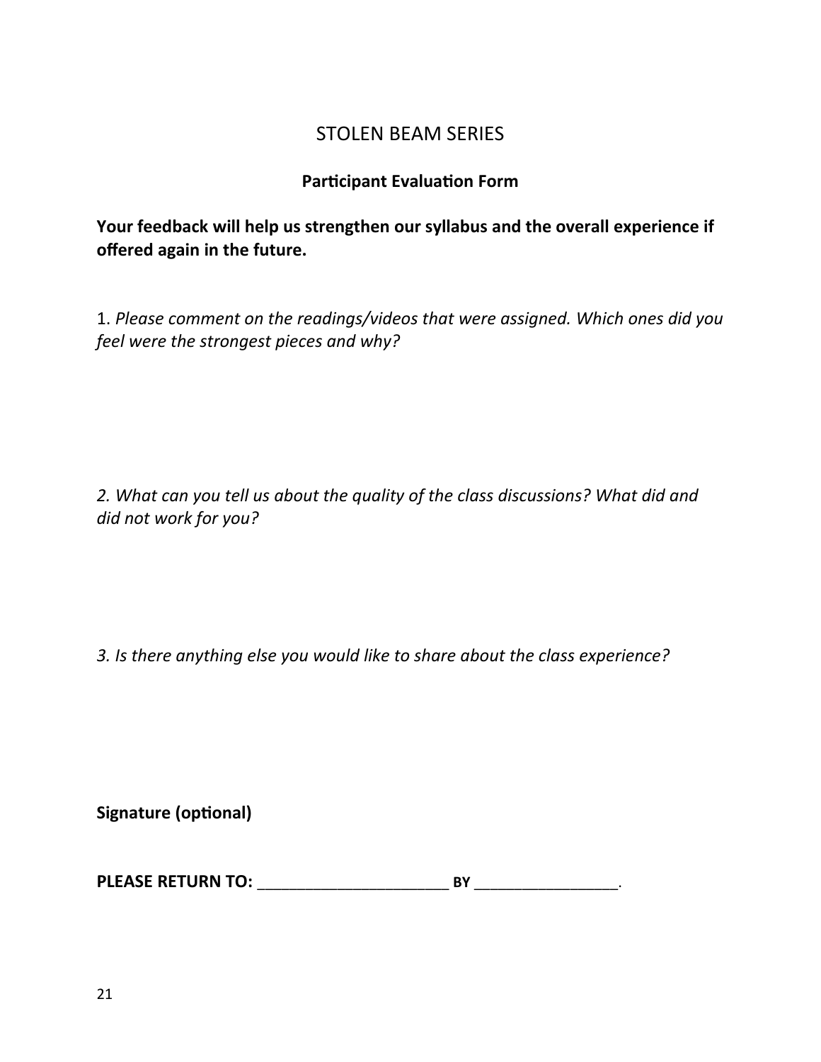# STOLEN BEAM SERIES

## Participant Evaluation Form

**Your feedback will help us strengthen our syllabus and the overall experience if offered again in the future.**

1. *Please comment on the readings/videos that were assigned. Which ones did you feel were the strongest pieces and why?*

*2. What can you tell us about the quality of the class discussions? What did and did not work for you?*

*3. Is there anything else you would like to share about the class experience?*

**Signature (optional)**

**PLEASE RETURN TO:** ______________________ **BY** _________________.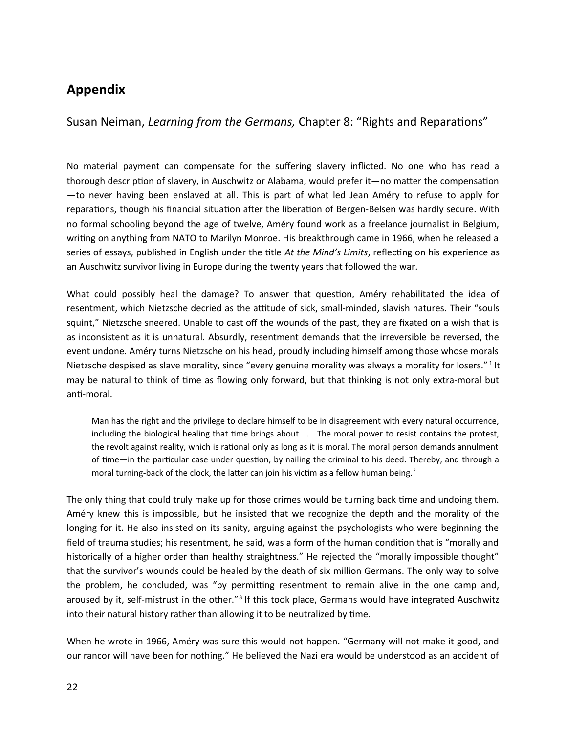## Appendix

### Susan Neiman, *Learning from the Germans,* Chapter 8: "Rights and Reparations"

No material payment can compensate for the suffering slavery inflicted. No one who has read a thorough description of slavery, in Auschwitz or Alabama, would prefer it—no matter the compensation—to never having been enslaved at all. This is part of what led Jean Améry to refuse to apply for reparations, though his financial situation after the liberation of Bergen-Belsen was hardly secure. With no formal schooling beyond the age of twelve, Améry found work as a freelance journalist in Belgium, writing on anything from NATO to Marilyn Monroe. His breakthrough came in 1966, when he released a series of essays, published in English under the title *At the Mind's Limits*, reflecting on his experience as an Auschwitz survivor living in Europe during the twenty years that followed the war.

What could possibly heal the damage? To answer that question, Améry rehabilitated the idea of resentment, which Nietzsche decried as the attitude of sick, small-minded, slavish natures. Their "souls squint," Nietzsche sneered. Unable to cast off the wounds of the past, they are fixated on a wish that is as inconsistent as it is unnatural. Absurdly, resentment demands that the irreversible be reversed, the event undone. Améry turns Nietzsche on his head, proudly including himself among those whose morals Nietzsche despised as slave morality, since "every genuine morality was always a morality for losers."[1] It may be natural to think of time as flowing only forward, but that thinking is not only extra-moral but anti-moral.

> Man has the right and the privilege to declare himself to be in disagreement with every natural occurrence, including the biological healing that time brings about . . . The moral power to resist contains the protest, the revolt against reality, which is rational only as long as it is moral. The moral person demands annulment of time—in the particular case under question, by nailing the criminal to his deed. Thereby, and through a moral turning-back of the clock, the latter can join his victim as a fellow human being.[2]

The only thing that could truly make up for those crimes would be turning back time and undoing them. Améry knew this is impossible, but he insisted that we recognize the depth and the morality of the longing for it. He also insisted on its sanity, arguing against the psychologists who were beginning the field of trauma studies; his resentment, he said, was a form of the human condition that is "morally and historically of a higher order than healthy straightness." He rejected the "morally impossible thought" that the survivor's wounds could be healed by the death of six million Germans. The only way to solve the problem, he concluded, was "by permitting resentment to remain alive in the one camp and, aroused by it, self-mistrust in the other."[3] If this took place, Germans would have integrated Auschwitz into their natural history rather than allowing it to be neutralized by time.

When he wrote in 1966, Améry was sure this would not happen. "Germany will not make it good, and our rancor will have been for nothing." He believed the Nazi era would be understood as an accident of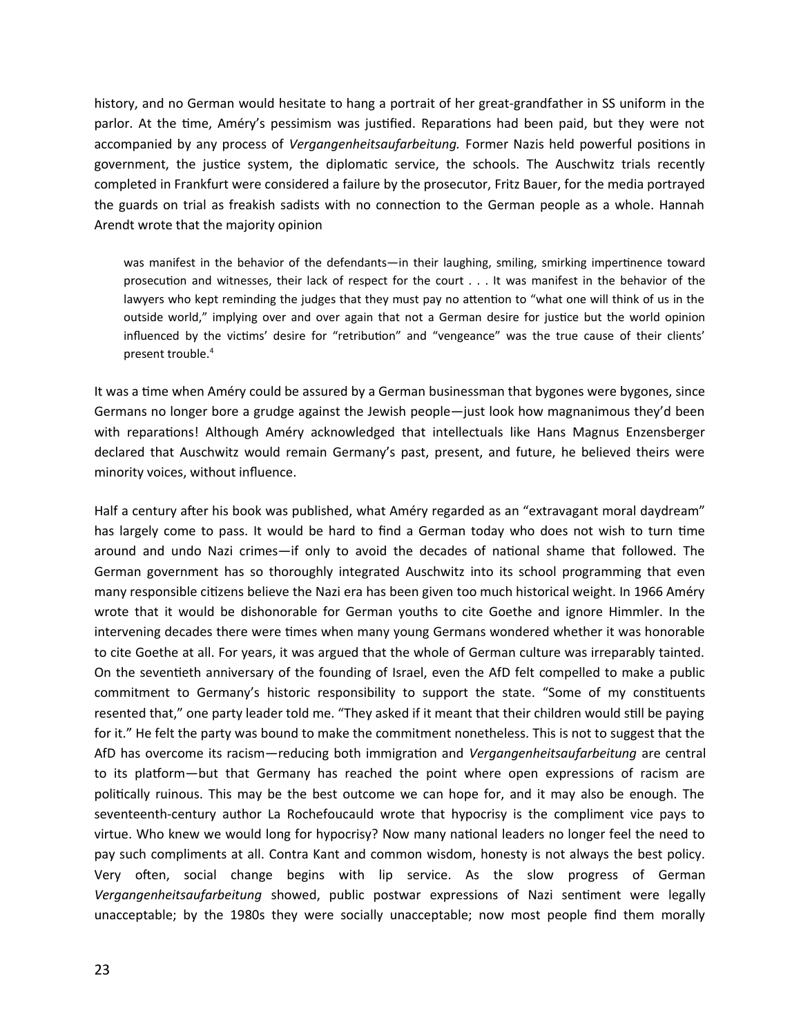history, and no German would hesitate to hang a portrait of her great-grandfather in SS uniform in the parlor. At the time, Améry's pessimism was justified. Reparations had been paid, but they were not accompanied by any process of *Vergangenheitsaufarbeitung.* Former Nazis held powerful positions in government, the justice system, the diplomatic service, the schools. The Auschwitz trials recently completed in Frankfurt were considered a failure by the prosecutor, Fritz Bauer, for the media portrayed the guards on trial as freakish sadists with no connection to the German people as a whole. Hannah Arendt wrote that the majority opinion

> was manifest in the behavior of the defendants—in their laughing, smiling, smirking impertinence toward prosecution and witnesses, their lack of respect for the court . . . It was manifest in the behavior of the lawyers who kept reminding the judges that they must pay no attention to "what one will think of us in the outside world," implying over and over again that not a German desire for justice but the world opinion influenced by the victims' desire for "retribution" and "vengeance" was the true cause of their clients' present trouble.[4]

It was a time when Améry could be assured by a German businessman that bygones were bygones, since Germans no longer bore a grudge against the Jewish people—just look how magnanimous they'd been with reparations! Although Améry acknowledged that intellectuals like Hans Magnus Enzensberger declared that Auschwitz would remain Germany's past, present, and future, he believed theirs were minority voices, without influence.

Half a century after his book was published, what Améry regarded as an "extravagant moral daydream" has largely come to pass. It would be hard to find a German today who does not wish to turn time around and undo Nazi crimes—if only to avoid the decades of national shame that followed. The German government has so thoroughly integrated Auschwitz into its school programming that even many responsible citizens believe the Nazi era has been given too much historical weight. In 1966 Améry wrote that it would be dishonorable for German youths to cite Goethe and ignore Himmler. In the intervening decades there were times when many young Germans wondered whether it was honorable to cite Goethe at all. For years, it was argued that the whole of German culture was irreparably tainted. On the seventieth anniversary of the founding of Israel, even the AfD felt compelled to make a public commitment to Germany's historic responsibility to support the state. "Some of my constituents resented that," one party leader told me. "They asked if it meant that their children would still be paying for it." He felt the party was bound to make the commitment nonetheless. This is not to suggest that the AfD has overcome its racism—reducing both immigration and *Vergangenheitsaufarbeitung* are central to its platform—but that Germany has reached the point where open expressions of racism are politically ruinous. This may be the best outcome we can hope for, and it may also be enough. The seventeenth-century author La Rochefoucauld wrote that hypocrisy is the compliment vice pays to virtue. Who knew we would long for hypocrisy? Now many national leaders no longer feel the need to pay such compliments at all. Contra Kant and common wisdom, honesty is not always the best policy. Very often, social change begins with lip service. As the slow progress of German *Vergangenheitsaufarbeitung* showed, public postwar expressions of Nazi sentiment were legally unacceptable; by the 1980s they were socially unacceptable; now most people find them morally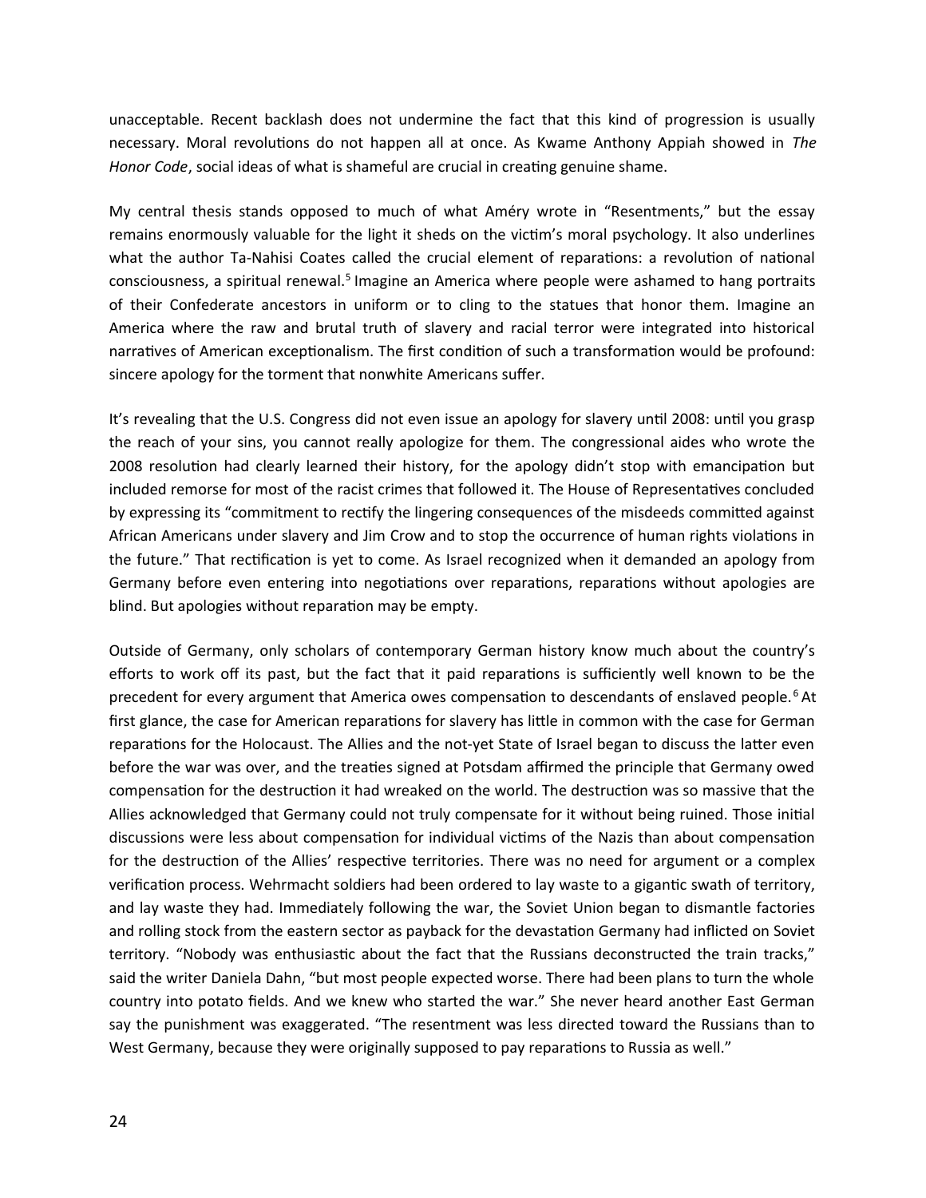unacceptable. Recent backlash does not undermine the fact that this kind of progression is usually necessary. Moral revolutions do not happen all at once. As Kwame Anthony Appiah showed in *The Honor Code*, social ideas of what is shameful are crucial in creating genuine shame.

My central thesis stands opposed to much of what Améry wrote in "Resentments," but the essay remains enormously valuable for the light it sheds on the victim's moral psychology. It also underlines what the author Ta-Nahisi Coates called the crucial element of reparations: a revolution of national consciousness, a spiritual renewal.[5] Imagine an America where people were ashamed to hang portraits of their Confederate ancestors in uniform or to cling to the statues that honor them. Imagine an America where the raw and brutal truth of slavery and racial terror were integrated into historical narratives of American exceptionalism. The first condition of such a transformation would be profound: sincere apology for the torment that nonwhite Americans suffer.

It's revealing that the U.S. Congress did not even issue an apology for slavery until 2008: until you grasp the reach of your sins, you cannot really apologize for them. The congressional aides who wrote the 2008 resolution had clearly learned their history, for the apology didn't stop with emancipation but included remorse for most of the racist crimes that followed it. The House of Representatives concluded by expressing its "commitment to rectify the lingering consequences of the misdeeds committed against African Americans under slavery and Jim Crow and to stop the occurrence of human rights violations in the future." That rectification is yet to come. As Israel recognized when it demanded an apology from Germany before even entering into negotiations over reparations, reparations without apologies are blind. But apologies without reparation may be empty.

Outside of Germany, only scholars of contemporary German history know much about the country's efforts to work off its past, but the fact that it paid reparations is sufficiently well known to be the precedent for every argument that America owes compensation to descendants of enslaved people.[6] At first glance, the case for American reparations for slavery has little in common with the case for German reparations for the Holocaust. The Allies and the not-yet State of Israel began to discuss the latter even before the war was over, and the treaties signed at Potsdam affirmed the principle that Germany owed compensation for the destruction it had wreaked on the world. The destruction was so massive that the Allies acknowledged that Germany could not truly compensate for it without being ruined. Those initial discussions were less about compensation for individual victims of the Nazis than about compensation for the destruction of the Allies' respective territories. There was no need for argument or a complex verification process. Wehrmacht soldiers had been ordered to lay waste to a gigantic swath of territory, and lay waste they had. Immediately following the war, the Soviet Union began to dismantle factories and rolling stock from the eastern sector as payback for the devastation Germany had inflicted on Soviet territory. "Nobody was enthusiastic about the fact that the Russians deconstructed the train tracks," said the writer Daniela Dahn, "but most people expected worse. There had been plans to turn the whole country into potato fields. And we knew who started the war." She never heard another East German say the punishment was exaggerated. "The resentment was less directed toward the Russians than to West Germany, because they were originally supposed to pay reparations to Russia as well."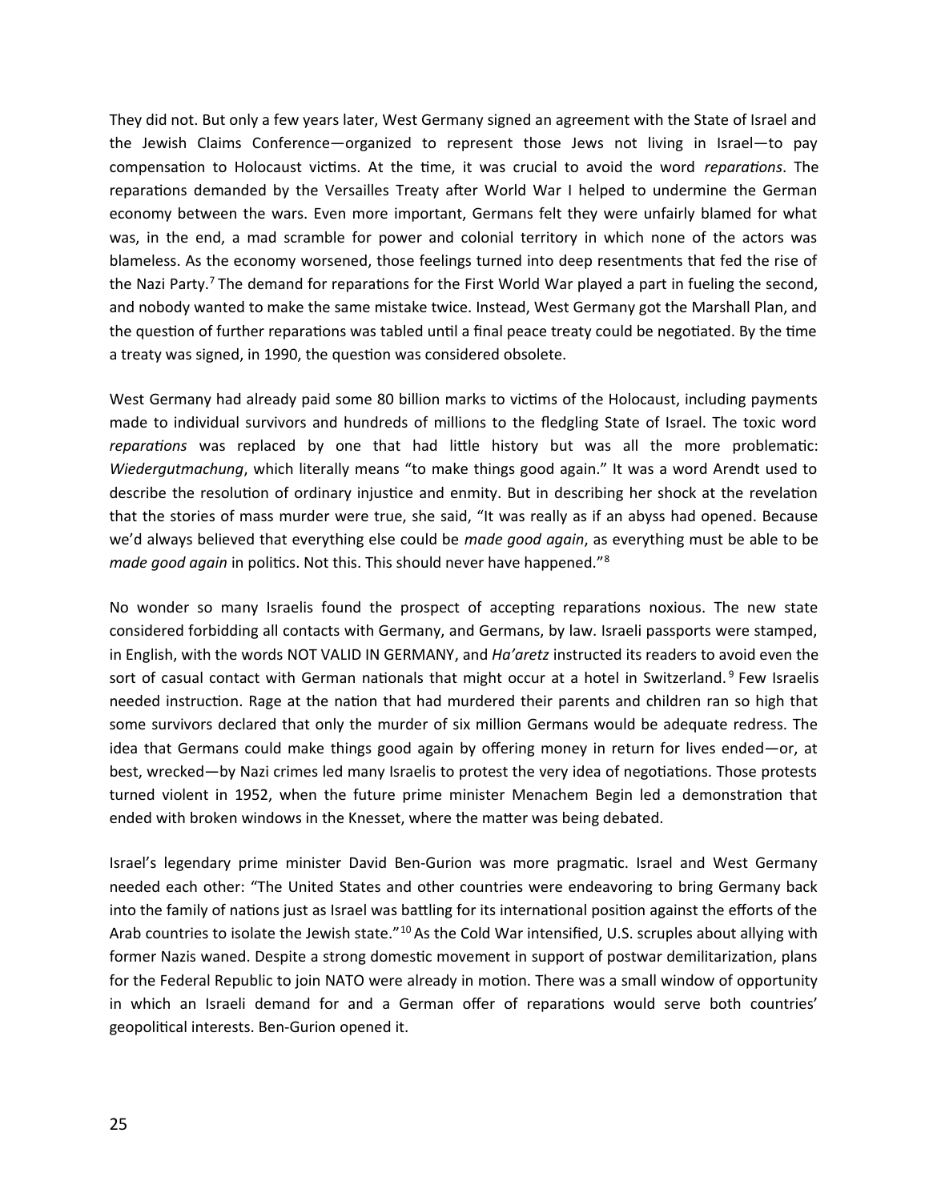They did not. But only a few years later, West Germany signed an agreement with the State of Israel and the Jewish Claims Conference—organized to represent those Jews not living in Israel—to pay compensation to Holocaust victims. At the time, it was crucial to avoid the word *reparations*. The reparations demanded by the Versailles Treaty after World War I helped to undermine the German economy between the wars. Even more important, Germans felt they were unfairly blamed for what was, in the end, a mad scramble for power and colonial territory in which none of the actors was blameless. As the economy worsened, those feelings turned into deep resentments that fed the rise of the Nazi Party.[7] The demand for reparations for the First World War played a part in fueling the second, and nobody wanted to make the same mistake twice. Instead, West Germany got the Marshall Plan, and the question of further reparations was tabled until a final peace treaty could be negotiated. By the time a treaty was signed, in 1990, the question was considered obsolete.

West Germany had already paid some 80 billion marks to victims of the Holocaust, including payments made to individual survivors and hundreds of millions to the fledgling State of Israel. The toxic word *reparations* was replaced by one that had little history but was all the more problematic: *Wiedergutmachung*, which literally means "to make things good again." It was a word Arendt used to describe the resolution of ordinary injustice and enmity. But in describing her shock at the revelation that the stories of mass murder were true, she said, "It was really as if an abyss had opened. Because we'd always believed that everything else could be *made good again*, as everything must be able to be *made good again* in politics. Not this. This should never have happened."[8]

No wonder so many Israelis found the prospect of accepting reparations noxious. The new state considered forbidding all contacts with Germany, and Germans, by law. Israeli passports were stamped, in English, with the words NOT VALID IN GERMANY, and *Ha'aretz* instructed its readers to avoid even the sort of casual contact with German nationals that might occur at a hotel in Switzerland.[9] Few Israelis needed instruction. Rage at the nation that had murdered their parents and children ran so high that some survivors declared that only the murder of six million Germans would be adequate redress. The idea that Germans could make things good again by offering money in return for lives ended—or, at best, wrecked—by Nazi crimes led many Israelis to protest the very idea of negotiations. Those protests turned violent in 1952, when the future prime minister Menachem Begin led a demonstration that ended with broken windows in the Knesset, where the matter was being debated.

Israel's legendary prime minister David Ben-Gurion was more pragmatic. Israel and West Germany needed each other: "The United States and other countries were endeavoring to bring Germany back into the family of nations just as Israel was battling for its international position against the efforts of the Arab countries to isolate the Jewish state."[10] As the Cold War intensified, U.S. scruples about allying with former Nazis waned. Despite a strong domestic movement in support of postwar demilitarization, plans for the Federal Republic to join NATO were already in motion. There was a small window of opportunity in which an Israeli demand for and a German offer of reparations would serve both countries' geopolitical interests. Ben-Gurion opened it.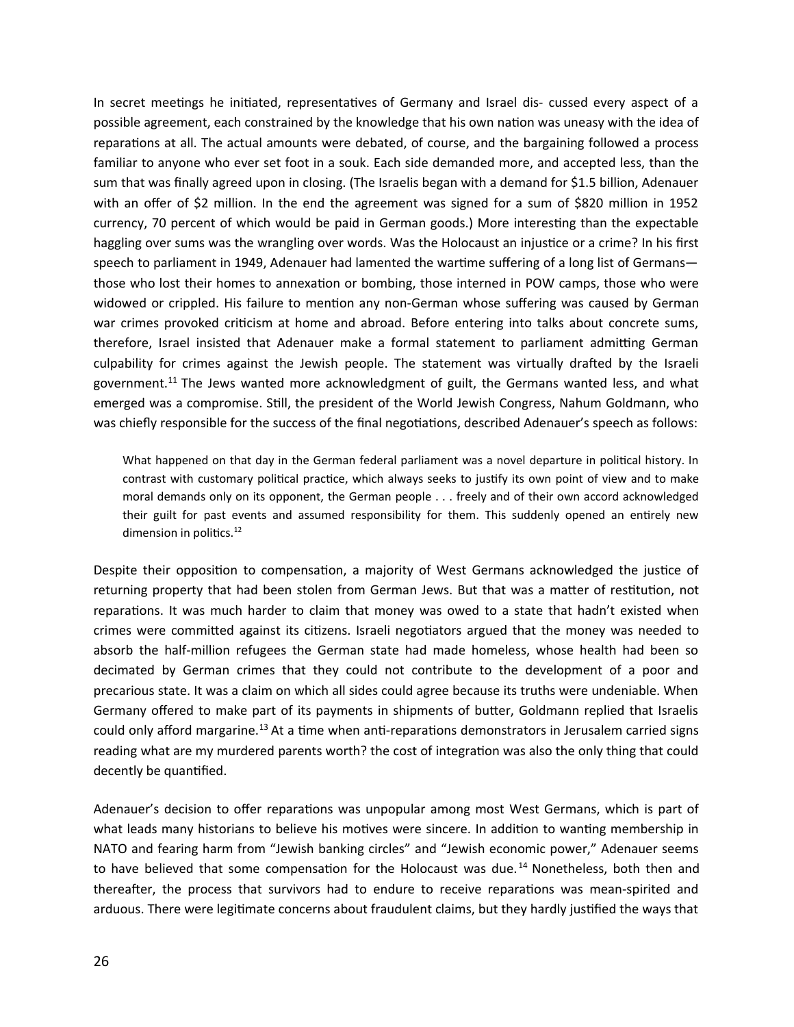In secret meetings he initiated, representatives of Germany and Israel dis- cussed every aspect of a possible agreement, each constrained by the knowledge that his own nation was uneasy with the idea of reparations at all. The actual amounts were debated, of course, and the bargaining followed a process familiar to anyone who ever set foot in a souk. Each side demanded more, and accepted less, than the sum that was finally agreed upon in closing. (The Israelis began with a demand for $1.5 billion, Adenauer with an offer of $2 million. In the end the agreement was signed for a sum of $820 million in 1952 currency, 70 percent of which would be paid in German goods.) More interesting than the expectable haggling over sums was the wrangling over words. Was the Holocaust an injustice or a crime? In his first speech to parliament in 1949, Adenauer had lamented the wartime suffering of a long list of Germans—those who lost their homes to annexation or bombing, those interned in POW camps, those who were widowed or crippled. His failure to mention any non-German whose suffering was caused by German war crimes provoked criticism at home and abroad. Before entering into talks about concrete sums, therefore, Israel insisted that Adenauer make a formal statement to parliament admitting German culpability for crimes against the Jewish people. The statement was virtually drafted by the Israeli government.[11] The Jews wanted more acknowledgment of guilt, the Germans wanted less, and what emerged was a compromise. Still, the president of the World Jewish Congress, Nahum Goldmann, who was chiefly responsible for the success of the final negotiations, described Adenauer's speech as follows:

> What happened on that day in the German federal parliament was a novel departure in political history. In contrast with customary political practice, which always seeks to justify its own point of view and to make moral demands only on its opponent, the German people . . . freely and of their own accord acknowledged their guilt for past events and assumed responsibility for them. This suddenly opened an entirely new dimension in politics.[12]

Despite their opposition to compensation, a majority of West Germans acknowledged the justice of returning property that had been stolen from German Jews. But that was a matter of restitution, not reparations. It was much harder to claim that money was owed to a state that hadn't existed when crimes were committed against its citizens. Israeli negotiators argued that the money was needed to absorb the half-million refugees the German state had made homeless, whose health had been so decimated by German crimes that they could not contribute to the development of a poor and precarious state. It was a claim on which all sides could agree because its truths were undeniable. When Germany offered to make part of its payments in shipments of butter, Goldmann replied that Israelis could only afford margarine.[13] At a time when anti-reparations demonstrators in Jerusalem carried signs reading what are my murdered parents worth? the cost of integration was also the only thing that could decently be quantified.

Adenauer's decision to offer reparations was unpopular among most West Germans, which is part of what leads many historians to believe his motives were sincere. In addition to wanting membership in NATO and fearing harm from "Jewish banking circles" and "Jewish economic power," Adenauer seems to have believed that some compensation for the Holocaust was due.[14] Nonetheless, both then and thereafter, the process that survivors had to endure to receive reparations was mean-spirited and arduous. There were legitimate concerns about fraudulent claims, but they hardly justified the ways that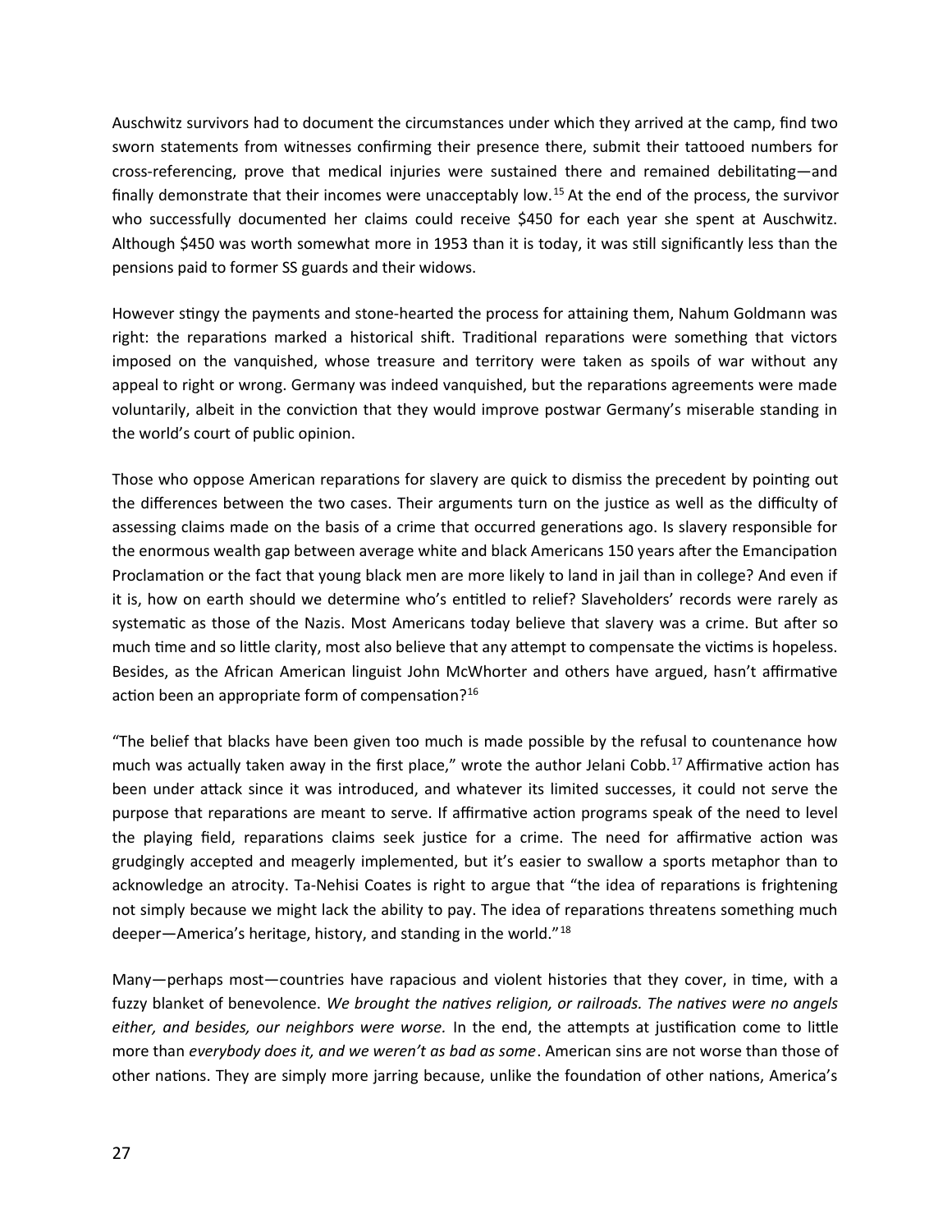Auschwitz survivors had to document the circumstances under which they arrived at the camp, find two sworn statements from witnesses confirming their presence there, submit their tattooed numbers for cross-referencing, prove that medical injuries were sustained there and remained debilitating—and finally demonstrate that their incomes were unacceptably low.[15] At the end of the process, the survivor who successfully documented her claims could receive $450 for each year she spent at Auschwitz. Although $450 was worth somewhat more in 1953 than it is today, it was still significantly less than the pensions paid to former SS guards and their widows.

However stingy the payments and stone-hearted the process for attaining them, Nahum Goldmann was right: the reparations marked a historical shift. Traditional reparations were something that victors imposed on the vanquished, whose treasure and territory were taken as spoils of war without any appeal to right or wrong. Germany was indeed vanquished, but the reparations agreements were made voluntarily, albeit in the conviction that they would improve postwar Germany's miserable standing in the world's court of public opinion.

Those who oppose American reparations for slavery are quick to dismiss the precedent by pointing out the differences between the two cases. Their arguments turn on the justice as well as the difficulty of assessing claims made on the basis of a crime that occurred generations ago. Is slavery responsible for the enormous wealth gap between average white and black Americans 150 years after the Emancipation Proclamation or the fact that young black men are more likely to land in jail than in college? And even if it is, how on earth should we determine who's entitled to relief? Slaveholders' records were rarely as systematic as those of the Nazis. Most Americans today believe that slavery was a crime. But after so much time and so little clarity, most also believe that any attempt to compensate the victims is hopeless. Besides, as the African American linguist John McWhorter and others have argued, hasn't affirmative action been an appropriate form of compensation?[16]

"The belief that blacks have been given too much is made possible by the refusal to countenance how much was actually taken away in the first place," wrote the author Jelani Cobb.[17] Affirmative action has been under attack since it was introduced, and whatever its limited successes, it could not serve the purpose that reparations are meant to serve. If affirmative action programs speak of the need to level the playing field, reparations claims seek justice for a crime. The need for affirmative action was grudgingly accepted and meagerly implemented, but it's easier to swallow a sports metaphor than to acknowledge an atrocity. Ta-Nehisi Coates is right to argue that "the idea of reparations is frightening not simply because we might lack the ability to pay. The idea of reparations threatens something much deeper—America's heritage, history, and standing in the world."[18]

Many—perhaps most—countries have rapacious and violent histories that they cover, in time, with a fuzzy blanket of benevolence. *We brought the natives religion, or railroads. The natives were no angels either, and besides, our neighbors were worse.* In the end, the attempts at justification come to little more than *everybody does it, and we weren't as bad as some*. American sins are not worse than those of other nations. They are simply more jarring because, unlike the foundation of other nations, America's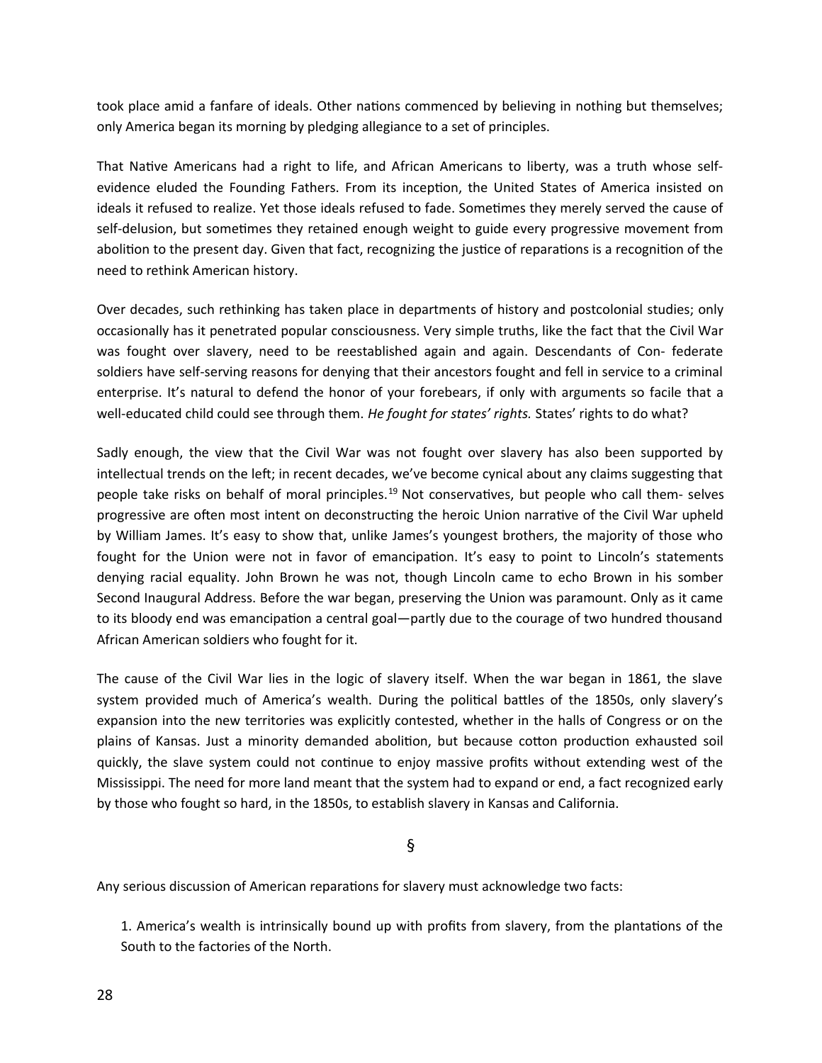took place amid a fanfare of ideals. Other nations commenced by believing in nothing but themselves; only America began its morning by pledging allegiance to a set of principles.

That Native Americans had a right to life, and African Americans to liberty, was a truth whose self-evidence eluded the Founding Fathers. From its inception, the United States of America insisted on ideals it refused to realize. Yet those ideals refused to fade. Sometimes they merely served the cause of self-delusion, but sometimes they retained enough weight to guide every progressive movement from abolition to the present day. Given that fact, recognizing the justice of reparations is a recognition of the need to rethink American history.

Over decades, such rethinking has taken place in departments of history and postcolonial studies; only occasionally has it penetrated popular consciousness. Very simple truths, like the fact that the Civil War was fought over slavery, need to be reestablished again and again. Descendants of Confederate soldiers have self-serving reasons for denying that their ancestors fought and fell in service to a criminal enterprise. It's natural to defend the honor of your forebears, if only with arguments so facile that a well-educated child could see through them. *He fought for states' rights.* States' rights to do what?

Sadly enough, the view that the Civil War was not fought over slavery has also been supported by intellectual trends on the left; in recent decades, we've become cynical about any claims suggesting that people take risks on behalf of moral principles.[19] Not conservatives, but people who call themselves progressive are often most intent on deconstructing the heroic Union narrative of the Civil War upheld by William James. It's easy to show that, unlike James's youngest brothers, the majority of those who fought for the Union were not in favor of emancipation. It's easy to point to Lincoln's statements denying racial equality. John Brown he was not, though Lincoln came to echo Brown in his somber Second Inaugural Address. Before the war began, preserving the Union was paramount. Only as it came to its bloody end was emancipation a central goal—partly due to the courage of two hundred thousand African American soldiers who fought for it.

The cause of the Civil War lies in the logic of slavery itself. When the war began in 1861, the slave system provided much of America's wealth. During the political battles of the 1850s, only slavery's expansion into the new territories was explicitly contested, whether in the halls of Congress or on the plains of Kansas. Just a minority demanded abolition, but because cotton production exhausted soil quickly, the slave system could not continue to enjoy massive profits without extending west of the Mississippi. The need for more land meant that the system had to expand or end, a fact recognized early by those who fought so hard, in the 1850s, to establish slavery in Kansas and California.

§

Any serious discussion of American reparations for slavery must acknowledge two facts:

1. America's wealth is intrinsically bound up with profits from slavery, from the plantations of the South to the factories of the North.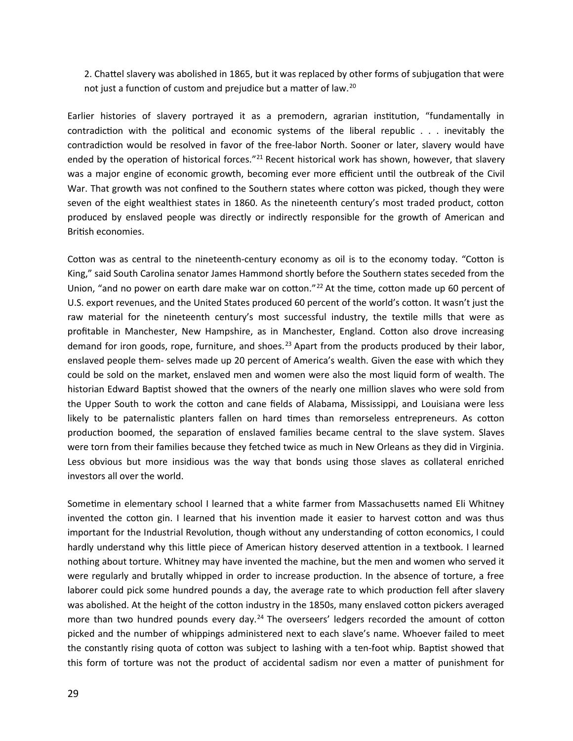2. Chattel slavery was abolished in 1865, but it was replaced by other forms of subjugation that were not just a function of custom and prejudice but a matter of law.[20]

Earlier histories of slavery portrayed it as a premodern, agrarian institution, "fundamentally in contradiction with the political and economic systems of the liberal republic . . . inevitably the contradiction would be resolved in favor of the free-labor North. Sooner or later, slavery would have ended by the operation of historical forces."[21] Recent historical work has shown, however, that slavery was a major engine of economic growth, becoming ever more efficient until the outbreak of the Civil War. That growth was not confined to the Southern states where cotton was picked, though they were seven of the eight wealthiest states in 1860. As the nineteenth century's most traded product, cotton produced by enslaved people was directly or indirectly responsible for the growth of American and British economies.

Cotton was as central to the nineteenth-century economy as oil is to the economy today. "Cotton is King," said South Carolina senator James Hammond shortly before the Southern states seceded from the Union, "and no power on earth dare make war on cotton."[22] At the time, cotton made up 60 percent of U.S. export revenues, and the United States produced 60 percent of the world's cotton. It wasn't just the raw material for the nineteenth century's most successful industry, the textile mills that were as profitable in Manchester, New Hampshire, as in Manchester, England. Cotton also drove increasing demand for iron goods, rope, furniture, and shoes.[23] Apart from the products produced by their labor, enslaved people them- selves made up 20 percent of America's wealth. Given the ease with which they could be sold on the market, enslaved men and women were also the most liquid form of wealth. The historian Edward Baptist showed that the owners of the nearly one million slaves who were sold from the Upper South to work the cotton and cane fields of Alabama, Mississippi, and Louisiana were less likely to be paternalistic planters fallen on hard times than remorseless entrepreneurs. As cotton production boomed, the separation of enslaved families became central to the slave system. Slaves were torn from their families because they fetched twice as much in New Orleans as they did in Virginia. Less obvious but more insidious was the way that bonds using those slaves as collateral enriched investors all over the world.

Sometime in elementary school I learned that a white farmer from Massachusetts named Eli Whitney invented the cotton gin. I learned that his invention made it easier to harvest cotton and was thus important for the Industrial Revolution, though without any understanding of cotton economics, I could hardly understand why this little piece of American history deserved attention in a textbook. I learned nothing about torture. Whitney may have invented the machine, but the men and women who served it were regularly and brutally whipped in order to increase production. In the absence of torture, a free laborer could pick some hundred pounds a day, the average rate to which production fell after slavery was abolished. At the height of the cotton industry in the 1850s, many enslaved cotton pickers averaged more than two hundred pounds every day.[24] The overseers' ledgers recorded the amount of cotton picked and the number of whippings administered next to each slave's name. Whoever failed to meet the constantly rising quota of cotton was subject to lashing with a ten-foot whip. Baptist showed that this form of torture was not the product of accidental sadism nor even a matter of punishment for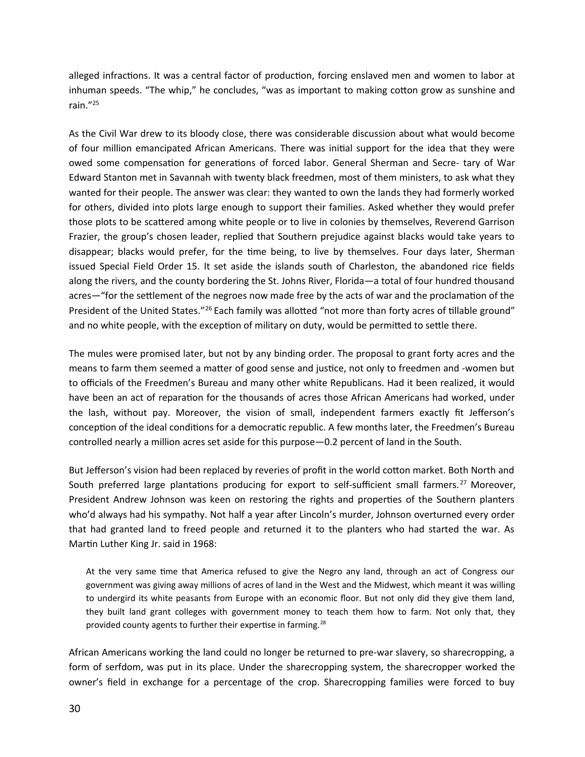alleged infractions. It was a central factor of production, forcing enslaved men and women to labor at inhuman speeds. "The whip," he concludes, "was as important to making cotton grow as sunshine and rain."[25]

As the Civil War drew to its bloody close, there was considerable discussion about what would become of four million emancipated African Americans. There was initial support for the idea that they were owed some compensation for generations of forced labor. General Sherman and Secre- tary of War Edward Stanton met in Savannah with twenty black freedmen, most of them ministers, to ask what they wanted for their people. The answer was clear: they wanted to own the lands they had formerly worked for others, divided into plots large enough to support their families. Asked whether they would prefer those plots to be scattered among white people or to live in colonies by themselves, Reverend Garrison Frazier, the group's chosen leader, replied that Southern prejudice against blacks would take years to disappear; blacks would prefer, for the time being, to live by themselves. Four days later, Sherman issued Special Field Order 15. It set aside the islands south of Charleston, the abandoned rice fields along the rivers, and the county bordering the St. Johns River, Florida—a total of four hundred thousand acres—"for the settlement of the negroes now made free by the acts of war and the proclamation of the President of the United States."[26] Each family was allotted "not more than forty acres of tillable ground" and no white people, with the exception of military on duty, would be permitted to settle there.

The mules were promised later, but not by any binding order. The proposal to grant forty acres and the means to farm them seemed a matter of good sense and justice, not only to freedmen and -women but to officials of the Freedmen's Bureau and many other white Republicans. Had it been realized, it would have been an act of reparation for the thousands of acres those African Americans had worked, under the lash, without pay. Moreover, the vision of small, independent farmers exactly fit Jefferson's conception of the ideal conditions for a democratic republic. A few months later, the Freedmen's Bureau controlled nearly a million acres set aside for this purpose—0.2 percent of land in the South.

But Jefferson's vision had been replaced by reveries of profit in the world cotton market. Both North and South preferred large plantations producing for export to self-sufficient small farmers.[27] Moreover, President Andrew Johnson was keen on restoring the rights and properties of the Southern planters who'd always had his sympathy. Not half a year after Lincoln's murder, Johnson overturned every order that had granted land to freed people and returned it to the planters who had started the war. As Martin Luther King Jr. said in 1968:

> At the very same time that America refused to give the Negro any land, through an act of Congress our government was giving away millions of acres of land in the West and the Midwest, which meant it was willing to undergird its white peasants from Europe with an economic floor. But not only did they give them land, they built land grant colleges with government money to teach them how to farm. Not only that, they provided county agents to further their expertise in farming.[28]

African Americans working the land could no longer be returned to pre-war slavery, so sharecropping, a form of serfdom, was put in its place. Under the sharecropping system, the sharecropper worked the owner's field in exchange for a percentage of the crop. Sharecropping families were forced to buy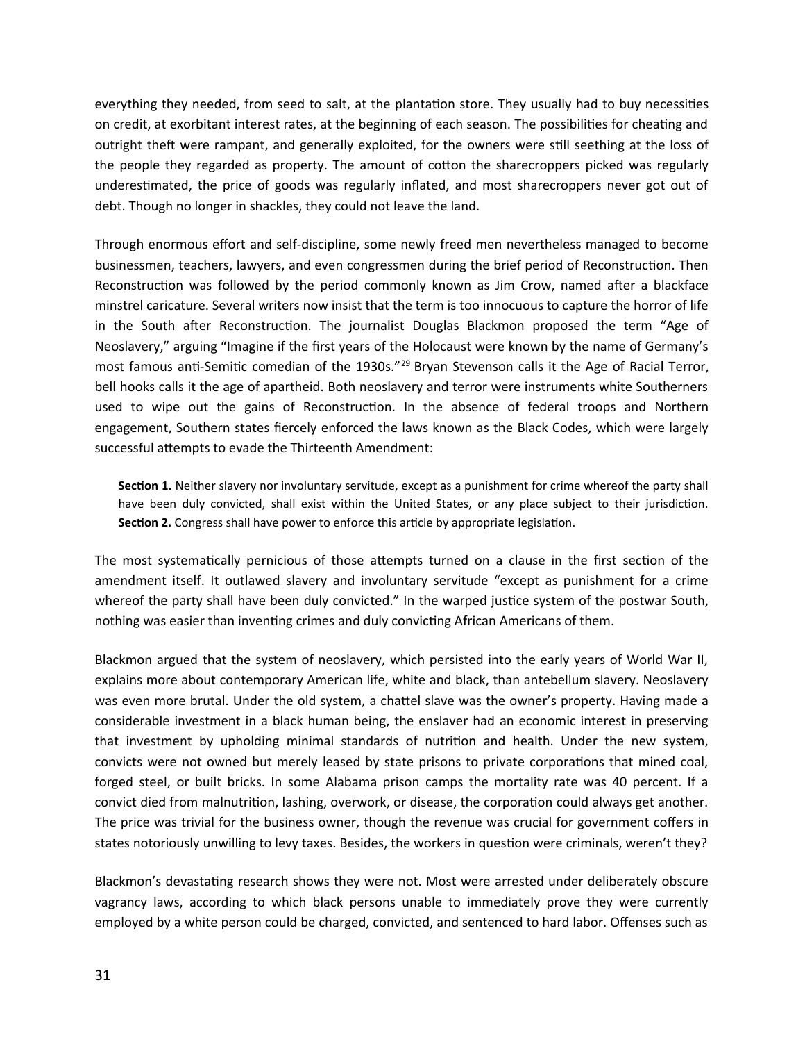everything they needed, from seed to salt, at the plantation store. They usually had to buy necessities on credit, at exorbitant interest rates, at the beginning of each season. The possibilities for cheating and outright theft were rampant, and generally exploited, for the owners were still seething at the loss of the people they regarded as property. The amount of cotton the sharecroppers picked was regularly underestimated, the price of goods was regularly inflated, and most sharecroppers never got out of debt. Though no longer in shackles, they could not leave the land.

Through enormous effort and self-discipline, some newly freed men nevertheless managed to become businessmen, teachers, lawyers, and even congressmen during the brief period of Reconstruction. Then Reconstruction was followed by the period commonly known as Jim Crow, named after a blackface minstrel caricature. Several writers now insist that the term is too innocuous to capture the horror of life in the South after Reconstruction. The journalist Douglas Blackmon proposed the term "Age of Neoslavery," arguing "Imagine if the first years of the Holocaust were known by the name of Germany's most famous anti-Semitic comedian of the 1930s."[29] Bryan Stevenson calls it the Age of Racial Terror, bell hooks calls it the age of apartheid. Both neoslavery and terror were instruments white Southerners used to wipe out the gains of Reconstruction. In the absence of federal troops and Northern engagement, Southern states fiercely enforced the laws known as the Black Codes, which were largely successful attempts to evade the Thirteenth Amendment:

> **Section 1.** Neither slavery nor involuntary servitude, except as a punishment for crime whereof the party shall have been duly convicted, shall exist within the United States, or any place subject to their jurisdiction. **Section 2.** Congress shall have power to enforce this article by appropriate legislation.

The most systematically pernicious of those attempts turned on a clause in the first section of the amendment itself. It outlawed slavery and involuntary servitude "except as punishment for a crime whereof the party shall have been duly convicted." In the warped justice system of the postwar South, nothing was easier than inventing crimes and duly convicting African Americans of them.

Blackmon argued that the system of neoslavery, which persisted into the early years of World War II, explains more about contemporary American life, white and black, than antebellum slavery. Neoslavery was even more brutal. Under the old system, a chattel slave was the owner's property. Having made a considerable investment in a black human being, the enslaver had an economic interest in preserving that investment by upholding minimal standards of nutrition and health. Under the new system, convicts were not owned but merely leased by state prisons to private corporations that mined coal, forged steel, or built bricks. In some Alabama prison camps the mortality rate was 40 percent. If a convict died from malnutrition, lashing, overwork, or disease, the corporation could always get another. The price was trivial for the business owner, though the revenue was crucial for government coffers in states notoriously unwilling to levy taxes. Besides, the workers in question were criminals, weren't they?

Blackmon's devastating research shows they were not. Most were arrested under deliberately obscure vagrancy laws, according to which black persons unable to immediately prove they were currently employed by a white person could be charged, convicted, and sentenced to hard labor. Offenses such as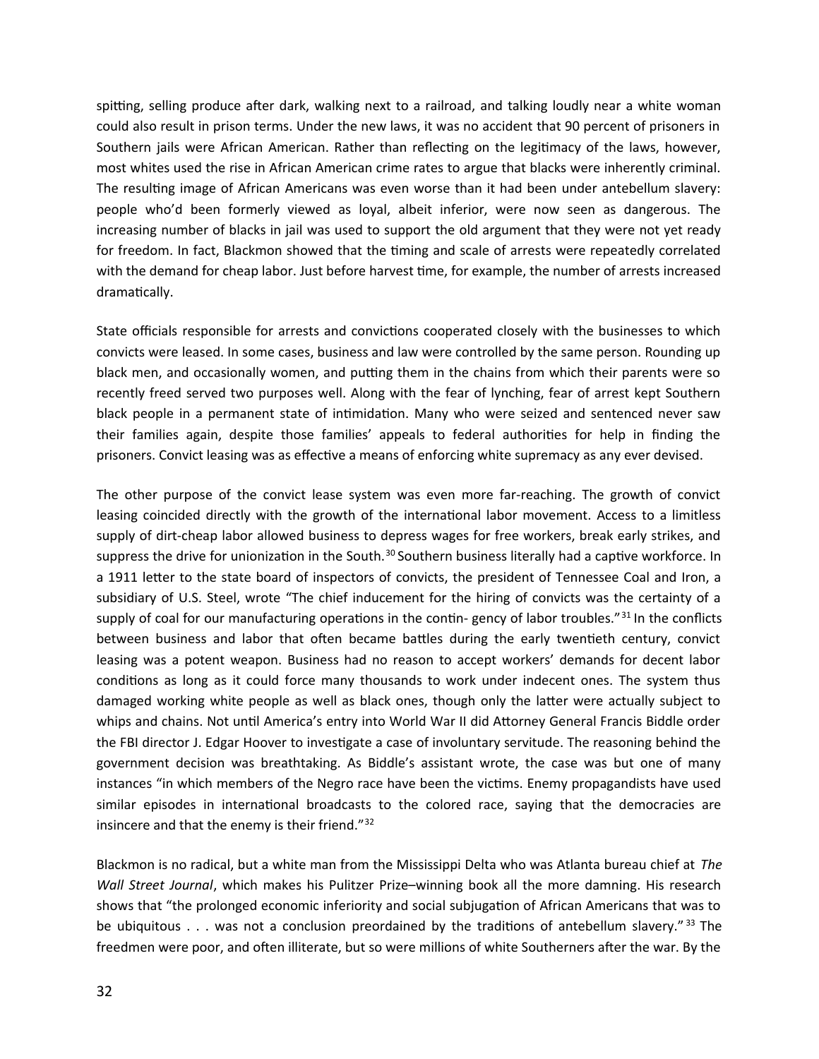spitting, selling produce after dark, walking next to a railroad, and talking loudly near a white woman could also result in prison terms. Under the new laws, it was no accident that 90 percent of prisoners in Southern jails were African American. Rather than reflecting on the legitimacy of the laws, however, most whites used the rise in African American crime rates to argue that blacks were inherently criminal. The resulting image of African Americans was even worse than it had been under antebellum slavery: people who'd been formerly viewed as loyal, albeit inferior, were now seen as dangerous. The increasing number of blacks in jail was used to support the old argument that they were not yet ready for freedom. In fact, Blackmon showed that the timing and scale of arrests were repeatedly correlated with the demand for cheap labor. Just before harvest time, for example, the number of arrests increased dramatically.

State officials responsible for arrests and convictions cooperated closely with the businesses to which convicts were leased. In some cases, business and law were controlled by the same person. Rounding up black men, and occasionally women, and putting them in the chains from which their parents were so recently freed served two purposes well. Along with the fear of lynching, fear of arrest kept Southern black people in a permanent state of intimidation. Many who were seized and sentenced never saw their families again, despite those families' appeals to federal authorities for help in finding the prisoners. Convict leasing was as effective a means of enforcing white supremacy as any ever devised.

The other purpose of the convict lease system was even more far-reaching. The growth of convict leasing coincided directly with the growth of the international labor movement. Access to a limitless supply of dirt-cheap labor allowed business to depress wages for free workers, break early strikes, and suppress the drive for unionization in the South.[30] Southern business literally had a captive workforce. In a 1911 letter to the state board of inspectors of convicts, the president of Tennessee Coal and Iron, a subsidiary of U.S. Steel, wrote "The chief inducement for the hiring of convicts was the certainty of a supply of coal for our manufacturing operations in the contin- gency of labor troubles."[31] In the conflicts between business and labor that often became battles during the early twentieth century, convict leasing was a potent weapon. Business had no reason to accept workers' demands for decent labor conditions as long as it could force many thousands to work under indecent ones. The system thus damaged working white people as well as black ones, though only the latter were actually subject to whips and chains. Not until America's entry into World War II did Attorney General Francis Biddle order the FBI director J. Edgar Hoover to investigate a case of involuntary servitude. The reasoning behind the government decision was breathtaking. As Biddle's assistant wrote, the case was but one of many instances "in which members of the Negro race have been the victims. Enemy propagandists have used similar episodes in international broadcasts to the colored race, saying that the democracies are insincere and that the enemy is their friend."[32]

Blackmon is no radical, but a white man from the Mississippi Delta who was Atlanta bureau chief at *The Wall Street Journal*, which makes his Pulitzer Prize–winning book all the more damning. His research shows that "the prolonged economic inferiority and social subjugation of African Americans that was to be ubiquitous . . . was not a conclusion preordained by the traditions of antebellum slavery."[33] The freedmen were poor, and often illiterate, but so were millions of white Southerners after the war. By the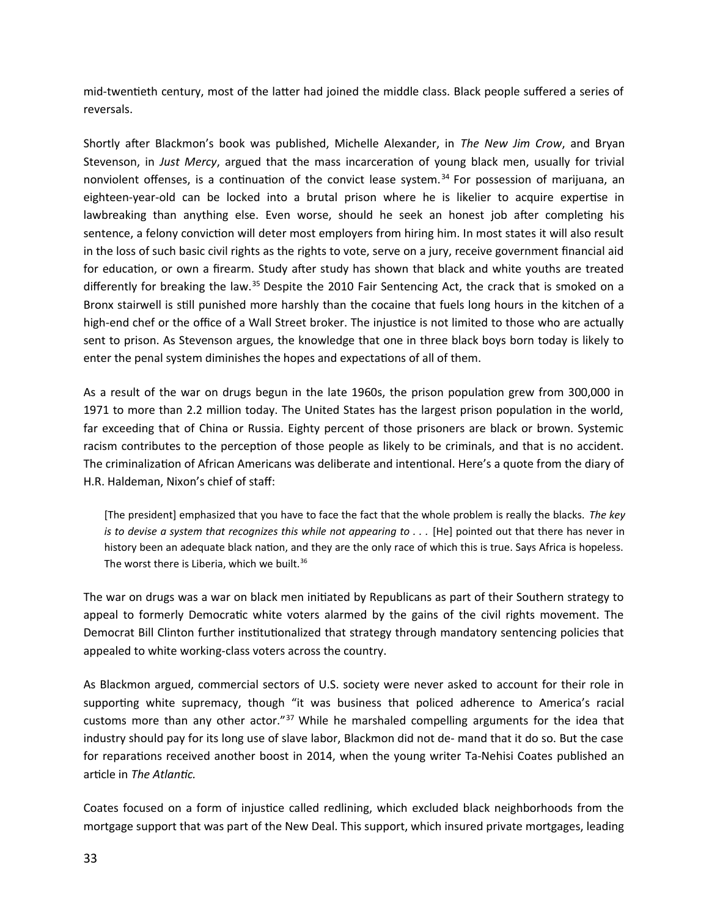mid-twentieth century, most of the latter had joined the middle class. Black people suffered a series of reversals.

Shortly after Blackmon's book was published, Michelle Alexander, in *The New Jim Crow*, and Bryan Stevenson, in *Just Mercy*, argued that the mass incarceration of young black men, usually for trivial nonviolent offenses, is a continuation of the convict lease system.[34] For possession of marijuana, an eighteen-year-old can be locked into a brutal prison where he is likelier to acquire expertise in lawbreaking than anything else. Even worse, should he seek an honest job after completing his sentence, a felony conviction will deter most employers from hiring him. In most states it will also result in the loss of such basic civil rights as the rights to vote, serve on a jury, receive government financial aid for education, or own a firearm. Study after study has shown that black and white youths are treated differently for breaking the law.[35] Despite the 2010 Fair Sentencing Act, the crack that is smoked on a Bronx stairwell is still punished more harshly than the cocaine that fuels long hours in the kitchen of a high-end chef or the office of a Wall Street broker. The injustice is not limited to those who are actually sent to prison. As Stevenson argues, the knowledge that one in three black boys born today is likely to enter the penal system diminishes the hopes and expectations of all of them.

As a result of the war on drugs begun in the late 1960s, the prison population grew from 300,000 in 1971 to more than 2.2 million today. The United States has the largest prison population in the world, far exceeding that of China or Russia. Eighty percent of those prisoners are black or brown. Systemic racism contributes to the perception of those people as likely to be criminals, and that is no accident. The criminalization of African Americans was deliberate and intentional. Here's a quote from the diary of H.R. Haldeman, Nixon's chief of staff:

> [The president] emphasized that you have to face the fact that the whole problem is really the blacks. *The key is to devise a system that recognizes this while not appearing to . . .* [He] pointed out that there has never in history been an adequate black nation, and they are the only race of which this is true. Says Africa is hopeless. The worst there is Liberia, which we built.[36]

The war on drugs was a war on black men initiated by Republicans as part of their Southern strategy to appeal to formerly Democratic white voters alarmed by the gains of the civil rights movement. The Democrat Bill Clinton further institutionalized that strategy through mandatory sentencing policies that appealed to white working-class voters across the country.

As Blackmon argued, commercial sectors of U.S. society were never asked to account for their role in supporting white supremacy, though "it was business that policed adherence to America's racial customs more than any other actor."[37] While he marshaled compelling arguments for the idea that industry should pay for its long use of slave labor, Blackmon did not de- mand that it do so. But the case for reparations received another boost in 2014, when the young writer Ta-Nehisi Coates published an article in *The Atlantic.*

Coates focused on a form of injustice called redlining, which excluded black neighborhoods from the mortgage support that was part of the New Deal. This support, which insured private mortgages, leading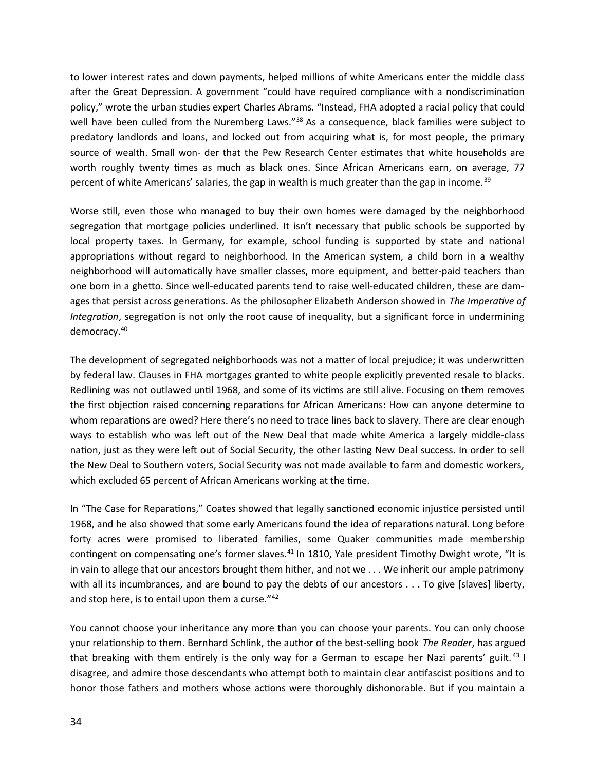to lower interest rates and down payments, helped millions of white Americans enter the middle class after the Great Depression. A government "could have required compliance with a nondiscrimination policy," wrote the urban studies expert Charles Abrams. "Instead, FHA adopted a racial policy that could well have been culled from the Nuremberg Laws."[38] As a consequence, black families were subject to predatory landlords and loans, and locked out from acquiring what is, for most people, the primary source of wealth. Small won- der that the Pew Research Center estimates that white households are worth roughly twenty times as much as black ones. Since African Americans earn, on average, 77 percent of white Americans' salaries, the gap in wealth is much greater than the gap in income.[39]

Worse still, even those who managed to buy their own homes were damaged by the neighborhood segregation that mortgage policies underlined. It isn't necessary that public schools be supported by local property taxes. In Germany, for example, school funding is supported by state and national appropriations without regard to neighborhood. In the American system, a child born in a wealthy neighborhood will automatically have smaller classes, more equipment, and better-paid teachers than one born in a ghetto. Since well-educated parents tend to raise well-educated children, these are dam- ages that persist across generations. As the philosopher Elizabeth Anderson showed in *The Imperative of Integration*, segregation is not only the root cause of inequality, but a significant force in undermining democracy.[40]

The development of segregated neighborhoods was not a matter of local prejudice; it was underwritten by federal law. Clauses in FHA mortgages granted to white people explicitly prevented resale to blacks. Redlining was not outlawed until 1968, and some of its victims are still alive. Focusing on them removes the first objection raised concerning reparations for African Americans: How can anyone determine to whom reparations are owed? Here there's no need to trace lines back to slavery. There are clear enough ways to establish who was left out of the New Deal that made white America a largely middle-class nation, just as they were left out of Social Security, the other lasting New Deal success. In order to sell the New Deal to Southern voters, Social Security was not made available to farm and domestic workers, which excluded 65 percent of African Americans working at the time.

In "The Case for Reparations," Coates showed that legally sanctioned economic injustice persisted until 1968, and he also showed that some early Americans found the idea of reparations natural. Long before forty acres were promised to liberated families, some Quaker communities made membership contingent on compensating one's former slaves.[41] In 1810, Yale president Timothy Dwight wrote, "It is in vain to allege that our ancestors brought them hither, and not we . . . We inherit our ample patrimony with all its incumbrances, and are bound to pay the debts of our ancestors . . . To give [slaves] liberty, and stop here, is to entail upon them a curse."[42]

You cannot choose your inheritance any more than you can choose your parents. You can only choose your relationship to them. Bernhard Schlink, the author of the best-selling book *The Reader*, has argued that breaking with them entirely is the only way for a German to escape her Nazi parents' guilt.[43] I disagree, and admire those descendants who attempt both to maintain clear antifascist positions and to honor those fathers and mothers whose actions were thoroughly dishonorable. But if you maintain a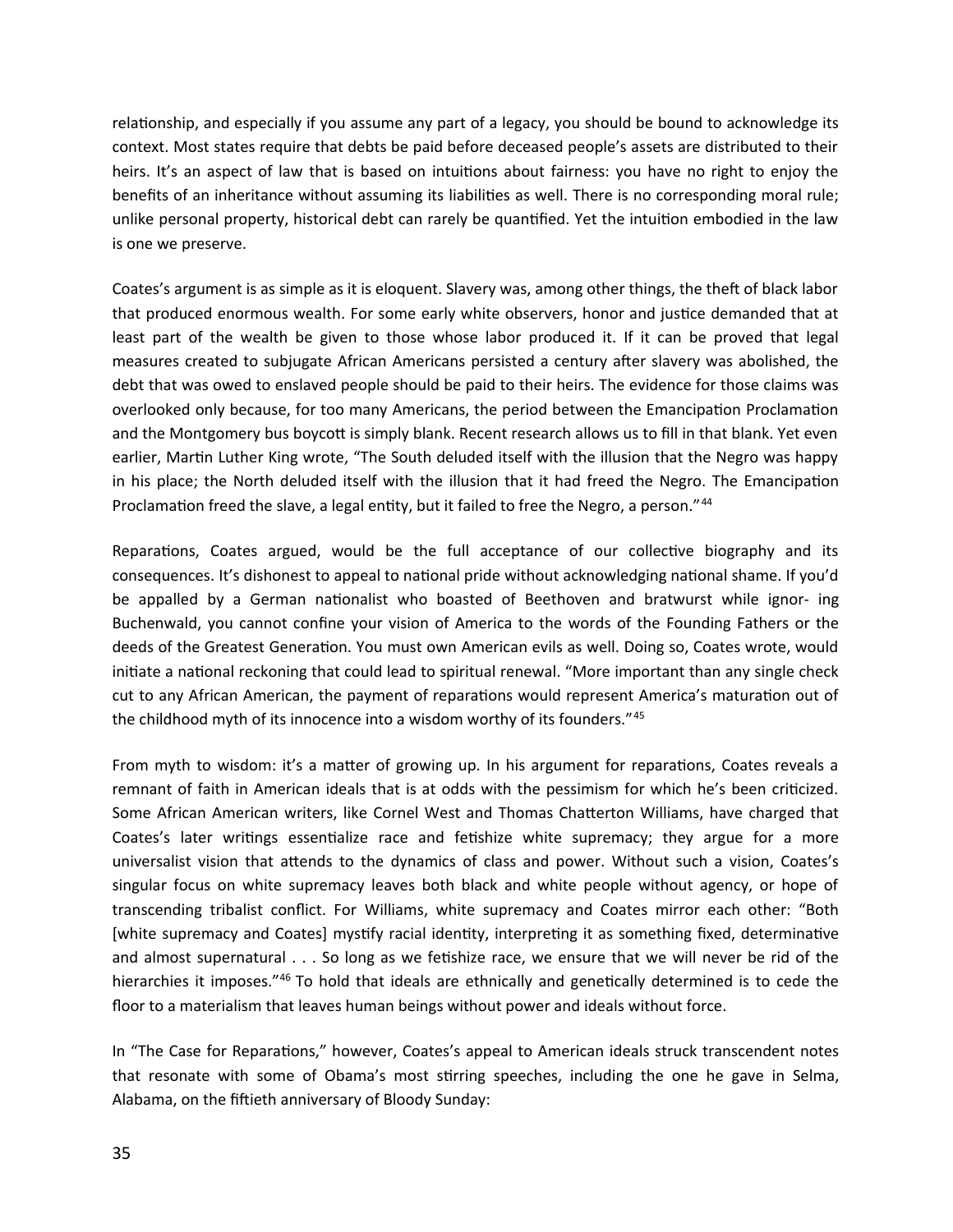relationship, and especially if you assume any part of a legacy, you should be bound to acknowledge its context. Most states require that debts be paid before deceased people's assets are distributed to their heirs. It's an aspect of law that is based on intuitions about fairness: you have no right to enjoy the benefits of an inheritance without assuming its liabilities as well. There is no corresponding moral rule; unlike personal property, historical debt can rarely be quantified. Yet the intuition embodied in the law is one we preserve.

Coates's argument is as simple as it is eloquent. Slavery was, among other things, the theft of black labor that produced enormous wealth. For some early white observers, honor and justice demanded that at least part of the wealth be given to those whose labor produced it. If it can be proved that legal measures created to subjugate African Americans persisted a century after slavery was abolished, the debt that was owed to enslaved people should be paid to their heirs. The evidence for those claims was overlooked only because, for too many Americans, the period between the Emancipation Proclamation and the Montgomery bus boycott is simply blank. Recent research allows us to fill in that blank. Yet even earlier, Martin Luther King wrote, "The South deluded itself with the illusion that the Negro was happy in his place; the North deluded itself with the illusion that it had freed the Negro. The Emancipation Proclamation freed the slave, a legal entity, but it failed to free the Negro, a person."[44]

Reparations, Coates argued, would be the full acceptance of our collective biography and its consequences. It's dishonest to appeal to national pride without acknowledging national shame. If you'd be appalled by a German nationalist who boasted of Beethoven and bratwurst while ignor- ing Buchenwald, you cannot confine your vision of America to the words of the Founding Fathers or the deeds of the Greatest Generation. You must own American evils as well. Doing so, Coates wrote, would initiate a national reckoning that could lead to spiritual renewal. "More important than any single check cut to any African American, the payment of reparations would represent America's maturation out of the childhood myth of its innocence into a wisdom worthy of its founders."[45]

From myth to wisdom: it's a matter of growing up. In his argument for reparations, Coates reveals a remnant of faith in American ideals that is at odds with the pessimism for which he's been criticized. Some African American writers, like Cornel West and Thomas Chatterton Williams, have charged that Coates's later writings essentialize race and fetishize white supremacy; they argue for a more universalist vision that attends to the dynamics of class and power. Without such a vision, Coates's singular focus on white supremacy leaves both black and white people without agency, or hope of transcending tribalist conflict. For Williams, white supremacy and Coates mirror each other: "Both [white supremacy and Coates] mystify racial identity, interpreting it as something fixed, determinative and almost supernatural . . . So long as we fetishize race, we ensure that we will never be rid of the hierarchies it imposes."[46] To hold that ideals are ethnically and genetically determined is to cede the floor to a materialism that leaves human beings without power and ideals without force.

In "The Case for Reparations," however, Coates's appeal to American ideals struck transcendent notes that resonate with some of Obama's most stirring speeches, including the one he gave in Selma, Alabama, on the fiftieth anniversary of Bloody Sunday: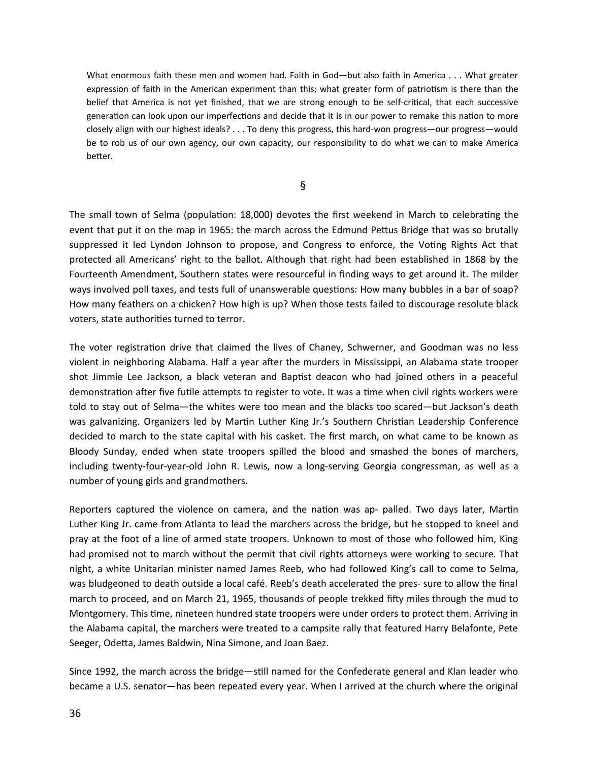> What enormous faith these men and women had. Faith in God—but also faith in America . . . What greater expression of faith in the American experiment than this; what greater form of patriotism is there than the belief that America is not yet finished, that we are strong enough to be self-critical, that each successive generation can look upon our imperfections and decide that it is in our power to remake this nation to more closely align with our highest ideals? . . . To deny this progress, this hard-won progress—our progress—would be to rob us of our own agency, our own capacity, our responsibility to do what we can to make America better.

§

The small town of Selma (population: 18,000) devotes the first weekend in March to celebrating the event that put it on the map in 1965: the march across the Edmund Pettus Bridge that was so brutally suppressed it led Lyndon Johnson to propose, and Congress to enforce, the Voting Rights Act that protected all Americans' right to the ballot. Although that right had been established in 1868 by the Fourteenth Amendment, Southern states were resourceful in finding ways to get around it. The milder ways involved poll taxes, and tests full of unanswerable questions: How many bubbles in a bar of soap? How many feathers on a chicken? How high is up? When those tests failed to discourage resolute black voters, state authorities turned to terror.

The voter registration drive that claimed the lives of Chaney, Schwerner, and Goodman was no less violent in neighboring Alabama. Half a year after the murders in Mississippi, an Alabama state trooper shot Jimmie Lee Jackson, a black veteran and Baptist deacon who had joined others in a peaceful demonstration after five futile attempts to register to vote. It was a time when civil rights workers were told to stay out of Selma—the whites were too mean and the blacks too scared—but Jackson's death was galvanizing. Organizers led by Martin Luther King Jr.'s Southern Christian Leadership Conference decided to march to the state capital with his casket. The first march, on what came to be known as Bloody Sunday, ended when state troopers spilled the blood and smashed the bones of marchers, including twenty-four-year-old John R. Lewis, now a long-serving Georgia congressman, as well as a number of young girls and grandmothers.

Reporters captured the violence on camera, and the nation was ap- palled. Two days later, Martin Luther King Jr. came from Atlanta to lead the marchers across the bridge, but he stopped to kneel and pray at the foot of a line of armed state troopers. Unknown to most of those who followed him, King had promised not to march without the permit that civil rights attorneys were working to secure. That night, a white Unitarian minister named James Reeb, who had followed King's call to come to Selma, was bludgeoned to death outside a local café. Reeb's death accelerated the pres- sure to allow the final march to proceed, and on March 21, 1965, thousands of people trekked fifty miles through the mud to Montgomery. This time, nineteen hundred state troopers were under orders to protect them. Arriving in the Alabama capital, the marchers were treated to a campsite rally that featured Harry Belafonte, Pete Seeger, Odetta, James Baldwin, Nina Simone, and Joan Baez.

Since 1992, the march across the bridge—still named for the Confederate general and Klan leader who became a U.S. senator—has been repeated every year. When I arrived at the church where the original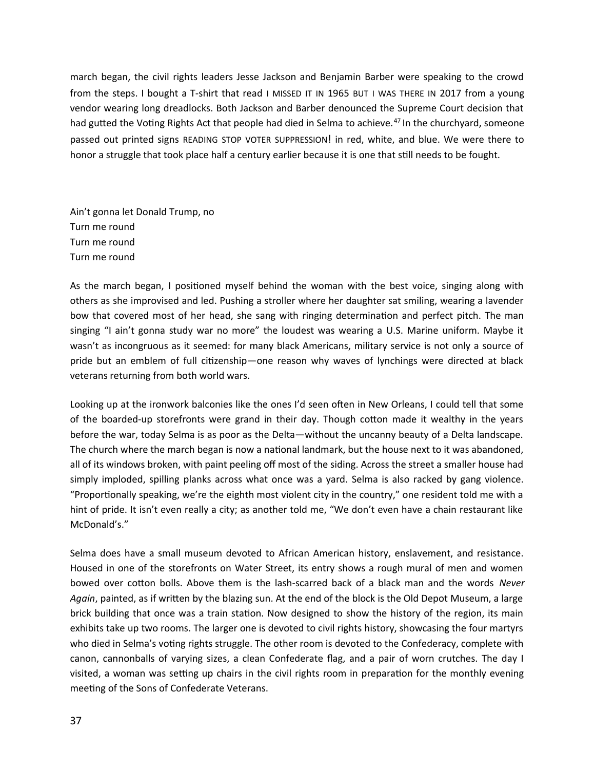march began, the civil rights leaders Jesse Jackson and Benjamin Barber were speaking to the crowd from the steps. I bought a T-shirt that read I MISSED IT IN 1965 BUT I WAS THERE IN 2017 from a young vendor wearing long dreadlocks. Both Jackson and Barber denounced the Supreme Court decision that had gutted the Voting Rights Act that people had died in Selma to achieve.[47] In the churchyard, someone passed out printed signs READING STOP VOTER SUPPRESSION! in red, white, and blue. We were there to honor a struggle that took place half a century earlier because it is one that still needs to be fought.

Ain't gonna let Donald Trump, no  
Turn me round  
Turn me round  
Turn me round

As the march began, I positioned myself behind the woman with the best voice, singing along with others as she improvised and led. Pushing a stroller where her daughter sat smiling, wearing a lavender bow that covered most of her head, she sang with ringing determination and perfect pitch. The man singing "I ain't gonna study war no more" the loudest was wearing a U.S. Marine uniform. Maybe it wasn't as incongruous as it seemed: for many black Americans, military service is not only a source of pride but an emblem of full citizenship—one reason why waves of lynchings were directed at black veterans returning from both world wars.

Looking up at the ironwork balconies like the ones I'd seen often in New Orleans, I could tell that some of the boarded-up storefronts were grand in their day. Though cotton made it wealthy in the years before the war, today Selma is as poor as the Delta—without the uncanny beauty of a Delta landscape. The church where the march began is now a national landmark, but the house next to it was abandoned, all of its windows broken, with paint peeling off most of the siding. Across the street a smaller house had simply imploded, spilling planks across what once was a yard. Selma is also racked by gang violence. "Proportionally speaking, we're the eighth most violent city in the country," one resident told me with a hint of pride. It isn't even really a city; as another told me, "We don't even have a chain restaurant like McDonald's."

Selma does have a small museum devoted to African American history, enslavement, and resistance. Housed in one of the storefronts on Water Street, its entry shows a rough mural of men and women bowed over cotton bolls. Above them is the lash-scarred back of a black man and the words *Never Again*, painted, as if written by the blazing sun. At the end of the block is the Old Depot Museum, a large brick building that once was a train station. Now designed to show the history of the region, its main exhibits take up two rooms. The larger one is devoted to civil rights history, showcasing the four martyrs who died in Selma's voting rights struggle. The other room is devoted to the Confederacy, complete with canon, cannonballs of varying sizes, a clean Confederate flag, and a pair of worn crutches. The day I visited, a woman was setting up chairs in the civil rights room in preparation for the monthly evening meeting of the Sons of Confederate Veterans.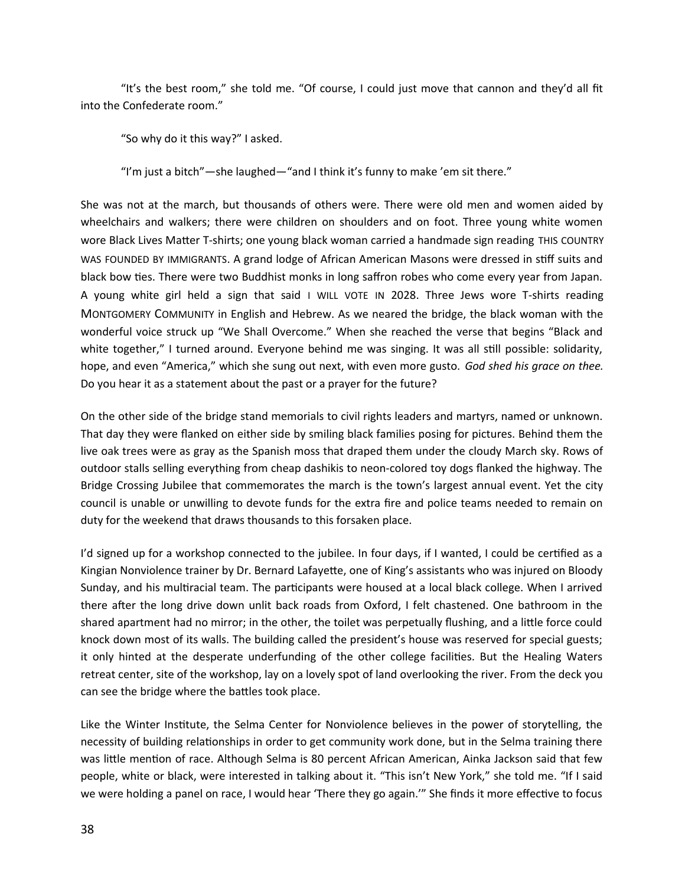“It’s the best room,” she told me. “Of course, I could just move that cannon and they’d all fit into the Confederate room.”

“So why do it this way?” I asked.

“I’m just a bitch”—she laughed—“and I think it’s funny to make ’em sit there.”

She was not at the march, but thousands of others were. There were old men and women aided by wheelchairs and walkers; there were children on shoulders and on foot. Three young white women wore Black Lives Matter T-shirts; one young black woman carried a handmade sign reading THIS COUNTRY WAS FOUNDED BY IMMIGRANTS. A grand lodge of African American Masons were dressed in stiff suits and black bow ties. There were two Buddhist monks in long saffron robes who come every year from Japan. A young white girl held a sign that said I WILL VOTE IN 2028. Three Jews wore T-shirts reading MONTGOMERY COMMUNITY in English and Hebrew. As we neared the bridge, the black woman with the wonderful voice struck up “We Shall Overcome.” When she reached the verse that begins “Black and white together,” I turned around. Everyone behind me was singing. It was all still possible: solidarity, hope, and even “America,” which she sung out next, with even more gusto. *God shed his grace on thee.* Do you hear it as a statement about the past or a prayer for the future?

On the other side of the bridge stand memorials to civil rights leaders and martyrs, named or unknown. That day they were flanked on either side by smiling black families posing for pictures. Behind them the live oak trees were as gray as the Spanish moss that draped them under the cloudy March sky. Rows of outdoor stalls selling everything from cheap dashikis to neon-colored toy dogs flanked the highway. The Bridge Crossing Jubilee that commemorates the march is the town’s largest annual event. Yet the city council is unable or unwilling to devote funds for the extra fire and police teams needed to remain on duty for the weekend that draws thousands to this forsaken place.

I’d signed up for a workshop connected to the jubilee. In four days, if I wanted, I could be certified as a Kingian Nonviolence trainer by Dr. Bernard Lafayette, one of King’s assistants who was injured on Bloody Sunday, and his multiracial team. The participants were housed at a local black college. When I arrived there after the long drive down unlit back roads from Oxford, I felt chastened. One bathroom in the shared apartment had no mirror; in the other, the toilet was perpetually flushing, and a little force could knock down most of its walls. The building called the president’s house was reserved for special guests; it only hinted at the desperate underfunding of the other college facilities. But the Healing Waters retreat center, site of the workshop, lay on a lovely spot of land overlooking the river. From the deck you can see the bridge where the battles took place.

Like the Winter Institute, the Selma Center for Nonviolence believes in the power of storytelling, the necessity of building relationships in order to get community work done, but in the Selma training there was little mention of race. Although Selma is 80 percent African American, Ainka Jackson said that few people, white or black, were interested in talking about it. “This isn’t New York,” she told me. “If I said we were holding a panel on race, I would hear ‘There they go again.’” She finds it more effective to focus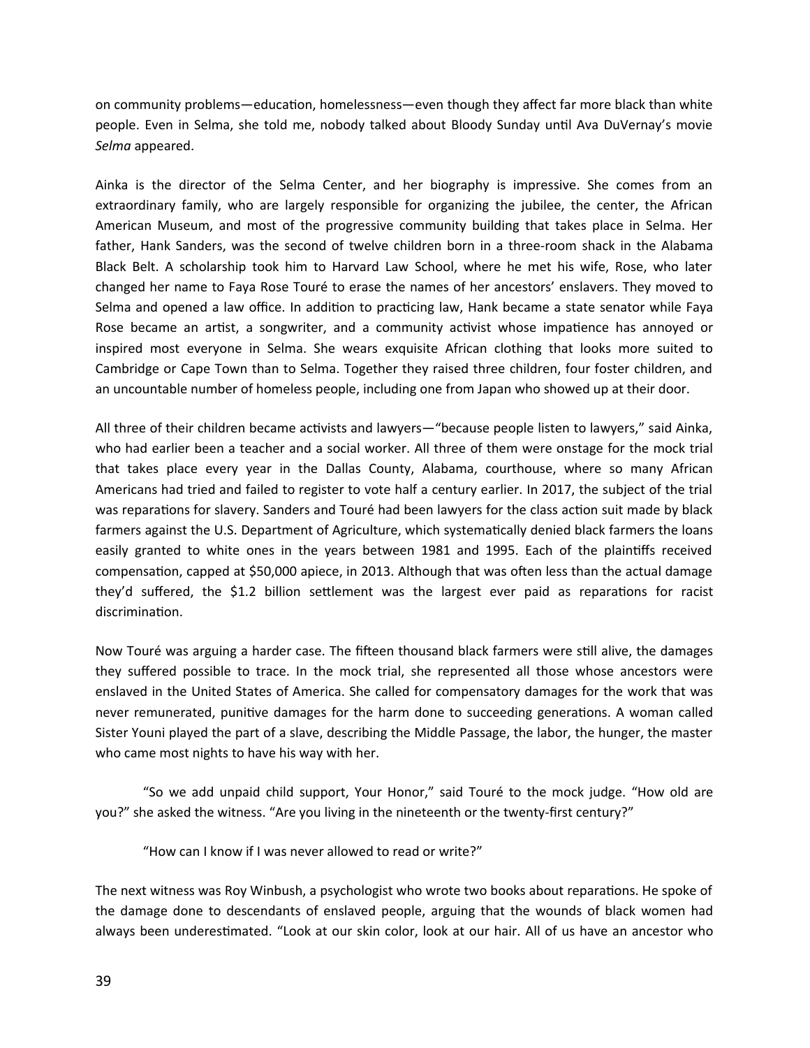on community problems—education, homelessness—even though they affect far more black than white people. Even in Selma, she told me, nobody talked about Bloody Sunday until Ava DuVernay's movie *Selma* appeared.

Ainka is the director of the Selma Center, and her biography is impressive. She comes from an extraordinary family, who are largely responsible for organizing the jubilee, the center, the African American Museum, and most of the progressive community building that takes place in Selma. Her father, Hank Sanders, was the second of twelve children born in a three-room shack in the Alabama Black Belt. A scholarship took him to Harvard Law School, where he met his wife, Rose, who later changed her name to Faya Rose Touré to erase the names of her ancestors' enslavers. They moved to Selma and opened a law office. In addition to practicing law, Hank became a state senator while Faya Rose became an artist, a songwriter, and a community activist whose impatience has annoyed or inspired most everyone in Selma. She wears exquisite African clothing that looks more suited to Cambridge or Cape Town than to Selma. Together they raised three children, four foster children, and an uncountable number of homeless people, including one from Japan who showed up at their door.

All three of their children became activists and lawyers—"because people listen to lawyers," said Ainka, who had earlier been a teacher and a social worker. All three of them were onstage for the mock trial that takes place every year in the Dallas County, Alabama, courthouse, where so many African Americans had tried and failed to register to vote half a century earlier. In 2017, the subject of the trial was reparations for slavery. Sanders and Touré had been lawyers for the class action suit made by black farmers against the U.S. Department of Agriculture, which systematically denied black farmers the loans easily granted to white ones in the years between 1981 and 1995. Each of the plaintiffs received compensation, capped at $50,000 apiece, in 2013. Although that was often less than the actual damage they'd suffered, the $1.2 billion settlement was the largest ever paid as reparations for racist discrimination.

Now Touré was arguing a harder case. The fifteen thousand black farmers were still alive, the damages they suffered possible to trace. In the mock trial, she represented all those whose ancestors were enslaved in the United States of America. She called for compensatory damages for the work that was never remunerated, punitive damages for the harm done to succeeding generations. A woman called Sister Youni played the part of a slave, describing the Middle Passage, the labor, the hunger, the master who came most nights to have his way with her.

"So we add unpaid child support, Your Honor," said Touré to the mock judge. "How old are you?" she asked the witness. "Are you living in the nineteenth or the twenty-first century?"

"How can I know if I was never allowed to read or write?"

The next witness was Roy Winbush, a psychologist who wrote two books about reparations. He spoke of the damage done to descendants of enslaved people, arguing that the wounds of black women had always been underestimated. "Look at our skin color, look at our hair. All of us have an ancestor who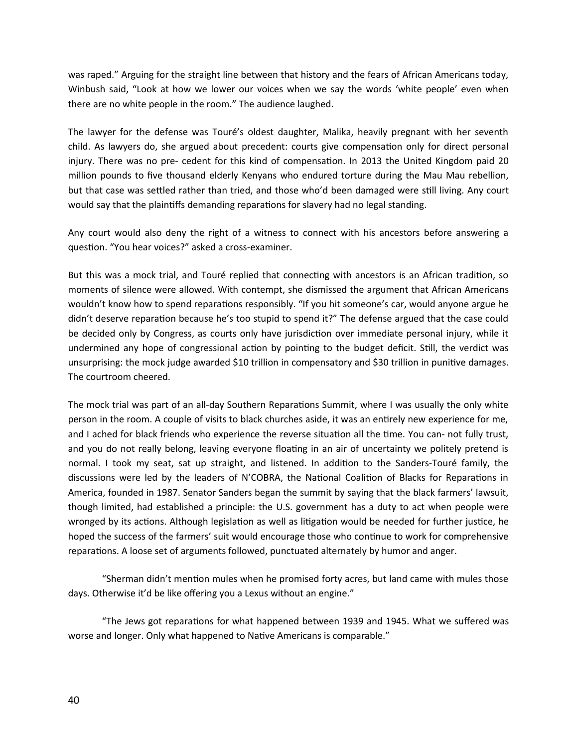was raped." Arguing for the straight line between that history and the fears of African Americans today, Winbush said, "Look at how we lower our voices when we say the words 'white people' even when there are no white people in the room." The audience laughed.

The lawyer for the defense was Touré's oldest daughter, Malika, heavily pregnant with her seventh child. As lawyers do, she argued about precedent: courts give compensation only for direct personal injury. There was no pre- cedent for this kind of compensation. In 2013 the United Kingdom paid 20 million pounds to five thousand elderly Kenyans who endured torture during the Mau Mau rebellion, but that case was settled rather than tried, and those who'd been damaged were still living. Any court would say that the plaintiffs demanding reparations for slavery had no legal standing.

Any court would also deny the right of a witness to connect with his ancestors before answering a question. "You hear voices?" asked a cross-examiner.

But this was a mock trial, and Touré replied that connecting with ancestors is an African tradition, so moments of silence were allowed. With contempt, she dismissed the argument that African Americans wouldn't know how to spend reparations responsibly. "If you hit someone's car, would anyone argue he didn't deserve reparation because he's too stupid to spend it?" The defense argued that the case could be decided only by Congress, as courts only have jurisdiction over immediate personal injury, while it undermined any hope of congressional action by pointing to the budget deficit. Still, the verdict was unsurprising: the mock judge awarded $10 trillion in compensatory and $30 trillion in punitive damages. The courtroom cheered.

The mock trial was part of an all-day Southern Reparations Summit, where I was usually the only white person in the room. A couple of visits to black churches aside, it was an entirely new experience for me, and I ached for black friends who experience the reverse situation all the time. You can- not fully trust, and you do not really belong, leaving everyone floating in an air of uncertainty we politely pretend is normal. I took my seat, sat up straight, and listened. In addition to the Sanders-Touré family, the discussions were led by the leaders of N'COBRA, the National Coalition of Blacks for Reparations in America, founded in 1987. Senator Sanders began the summit by saying that the black farmers' lawsuit, though limited, had established a principle: the U.S. government has a duty to act when people were wronged by its actions. Although legislation as well as litigation would be needed for further justice, he hoped the success of the farmers' suit would encourage those who continue to work for comprehensive reparations. A loose set of arguments followed, punctuated alternately by humor and anger.

"Sherman didn't mention mules when he promised forty acres, but land came with mules those days. Otherwise it'd be like offering you a Lexus without an engine."

"The Jews got reparations for what happened between 1939 and 1945. What we suffered was worse and longer. Only what happened to Native Americans is comparable."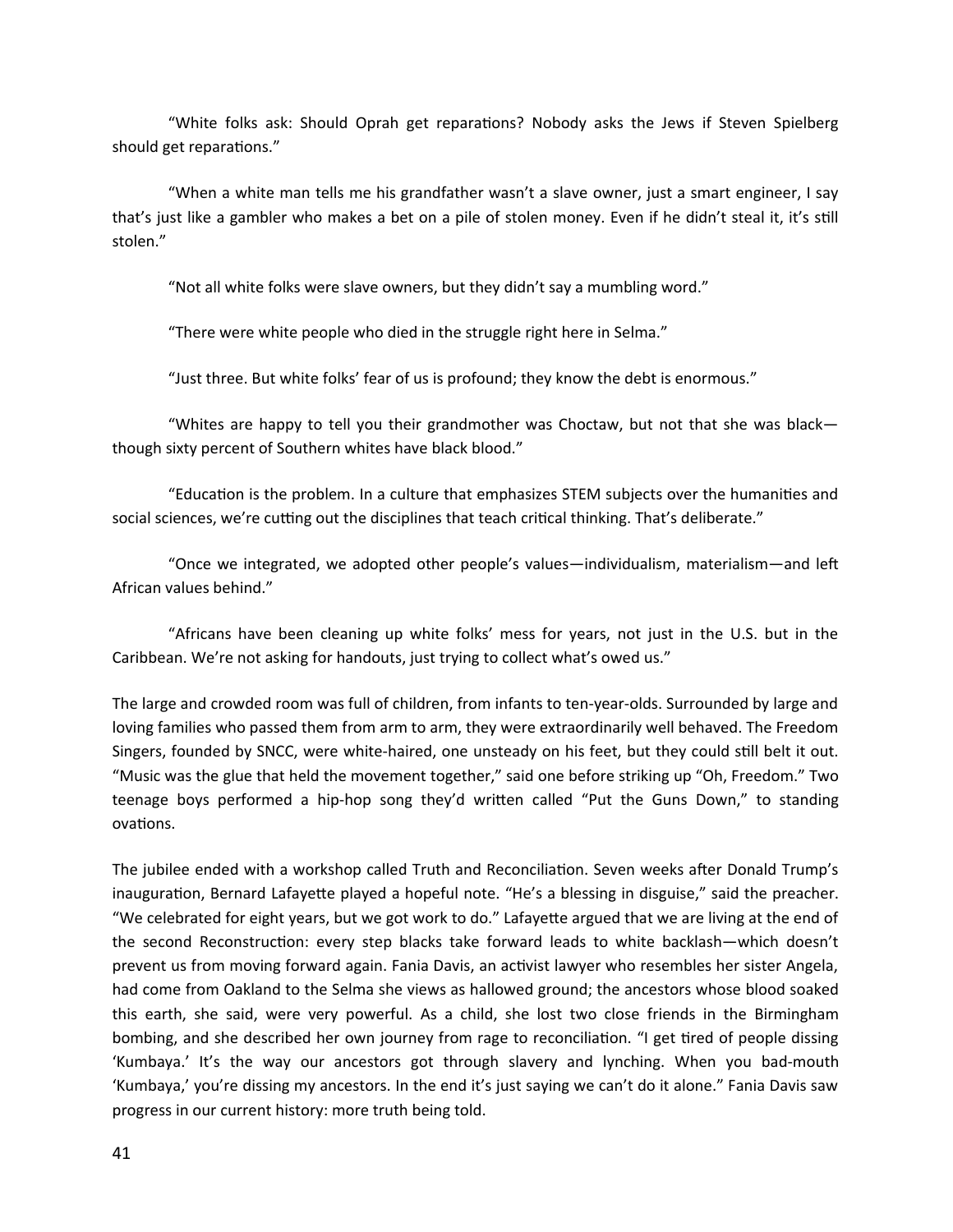"White folks ask: Should Oprah get reparations? Nobody asks the Jews if Steven Spielberg should get reparations."

"When a white man tells me his grandfather wasn't a slave owner, just a smart engineer, I say that's just like a gambler who makes a bet on a pile of stolen money. Even if he didn't steal it, it's still stolen."

"Not all white folks were slave owners, but they didn't say a mumbling word."

"There were white people who died in the struggle right here in Selma."

"Just three. But white folks' fear of us is profound; they know the debt is enormous."

"Whites are happy to tell you their grandmother was Choctaw, but not that she was black—though sixty percent of Southern whites have black blood."

"Education is the problem. In a culture that emphasizes STEM subjects over the humanities and social sciences, we're cutting out the disciplines that teach critical thinking. That's deliberate."

"Once we integrated, we adopted other people's values—individualism, materialism—and left African values behind."

"Africans have been cleaning up white folks' mess for years, not just in the U.S. but in the Caribbean. We're not asking for handouts, just trying to collect what's owed us."

The large and crowded room was full of children, from infants to ten-year-olds. Surrounded by large and loving families who passed them from arm to arm, they were extraordinarily well behaved. The Freedom Singers, founded by SNCC, were white-haired, one unsteady on his feet, but they could still belt it out. "Music was the glue that held the movement together," said one before striking up "Oh, Freedom." Two teenage boys performed a hip-hop song they'd written called "Put the Guns Down," to standing ovations.

The jubilee ended with a workshop called Truth and Reconciliation. Seven weeks after Donald Trump's inauguration, Bernard Lafayette played a hopeful note. "He's a blessing in disguise," said the preacher. "We celebrated for eight years, but we got work to do." Lafayette argued that we are living at the end of the second Reconstruction: every step blacks take forward leads to white backlash—which doesn't prevent us from moving forward again. Fania Davis, an activist lawyer who resembles her sister Angela, had come from Oakland to the Selma she views as hallowed ground; the ancestors whose blood soaked this earth, she said, were very powerful. As a child, she lost two close friends in the Birmingham bombing, and she described her own journey from rage to reconciliation. "I get tired of people dissing 'Kumbaya.' It's the way our ancestors got through slavery and lynching. When you bad-mouth 'Kumbaya,' you're dissing my ancestors. In the end it's just saying we can't do it alone." Fania Davis saw progress in our current history: more truth being told.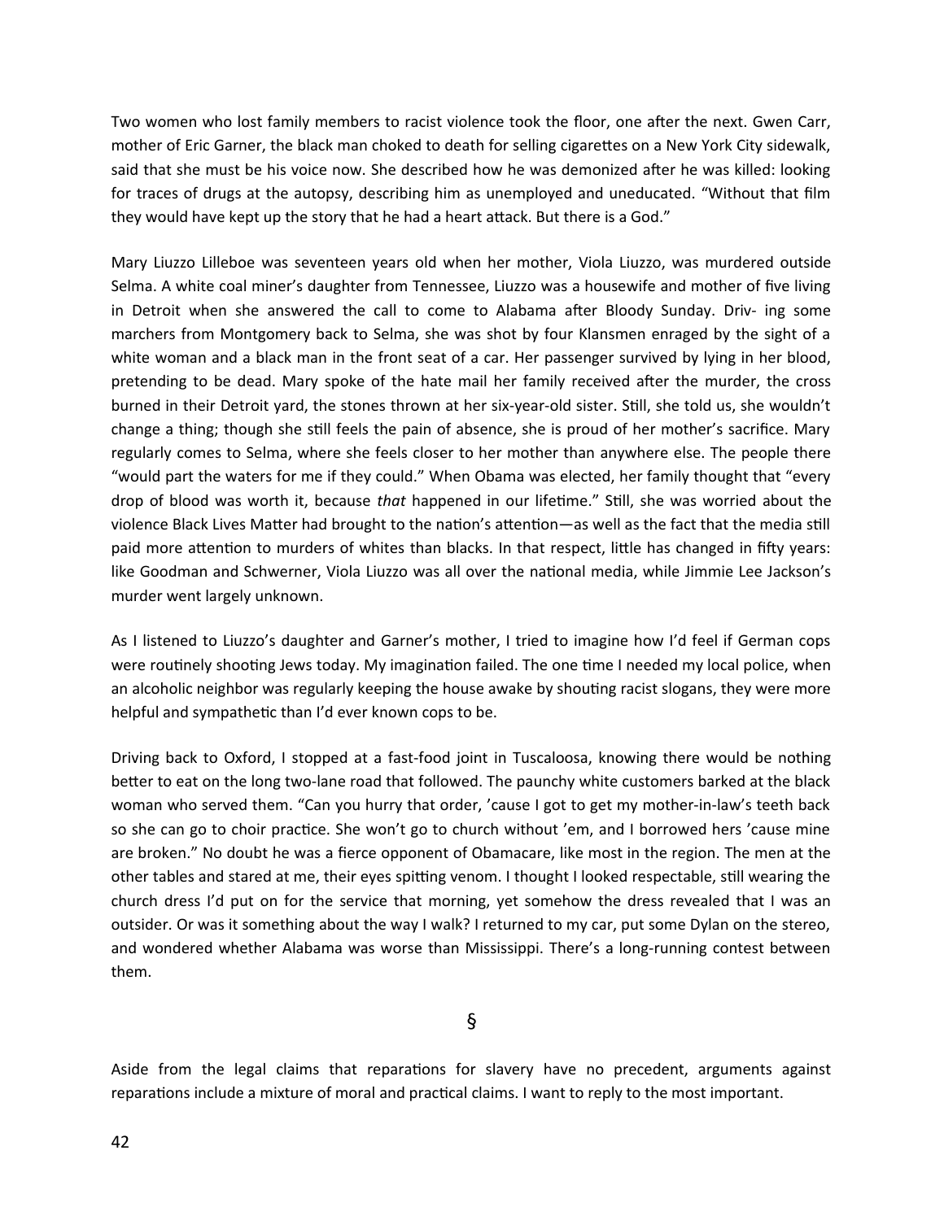Two women who lost family members to racist violence took the floor, one after the next. Gwen Carr, mother of Eric Garner, the black man choked to death for selling cigarettes on a New York City sidewalk, said that she must be his voice now. She described how he was demonized after he was killed: looking for traces of drugs at the autopsy, describing him as unemployed and uneducated. "Without that film they would have kept up the story that he had a heart attack. But there is a God."

Mary Liuzzo Lilleboe was seventeen years old when her mother, Viola Liuzzo, was murdered outside Selma. A white coal miner's daughter from Tennessee, Liuzzo was a housewife and mother of five living in Detroit when she answered the call to come to Alabama after Bloody Sunday. Driv- ing some marchers from Montgomery back to Selma, she was shot by four Klansmen enraged by the sight of a white woman and a black man in the front seat of a car. Her passenger survived by lying in her blood, pretending to be dead. Mary spoke of the hate mail her family received after the murder, the cross burned in their Detroit yard, the stones thrown at her six-year-old sister. Still, she told us, she wouldn't change a thing; though she still feels the pain of absence, she is proud of her mother's sacrifice. Mary regularly comes to Selma, where she feels closer to her mother than anywhere else. The people there "would part the waters for me if they could." When Obama was elected, her family thought that "every drop of blood was worth it, because *that* happened in our lifetime." Still, she was worried about the violence Black Lives Matter had brought to the nation's attention—as well as the fact that the media still paid more attention to murders of whites than blacks. In that respect, little has changed in fifty years: like Goodman and Schwerner, Viola Liuzzo was all over the national media, while Jimmie Lee Jackson's murder went largely unknown.

As I listened to Liuzzo's daughter and Garner's mother, I tried to imagine how I'd feel if German cops were routinely shooting Jews today. My imagination failed. The one time I needed my local police, when an alcoholic neighbor was regularly keeping the house awake by shouting racist slogans, they were more helpful and sympathetic than I'd ever known cops to be.

Driving back to Oxford, I stopped at a fast-food joint in Tuscaloosa, knowing there would be nothing better to eat on the long two-lane road that followed. The paunchy white customers barked at the black woman who served them. "Can you hurry that order, 'cause I got to get my mother-in-law's teeth back so she can go to choir practice. She won't go to church without 'em, and I borrowed hers 'cause mine are broken." No doubt he was a fierce opponent of Obamacare, like most in the region. The men at the other tables and stared at me, their eyes spitting venom. I thought I looked respectable, still wearing the church dress I'd put on for the service that morning, yet somehow the dress revealed that I was an outsider. Or was it something about the way I walk? I returned to my car, put some Dylan on the stereo, and wondered whether Alabama was worse than Mississippi. There's a long-running contest between them.

§

Aside from the legal claims that reparations for slavery have no precedent, arguments against reparations include a mixture of moral and practical claims. I want to reply to the most important.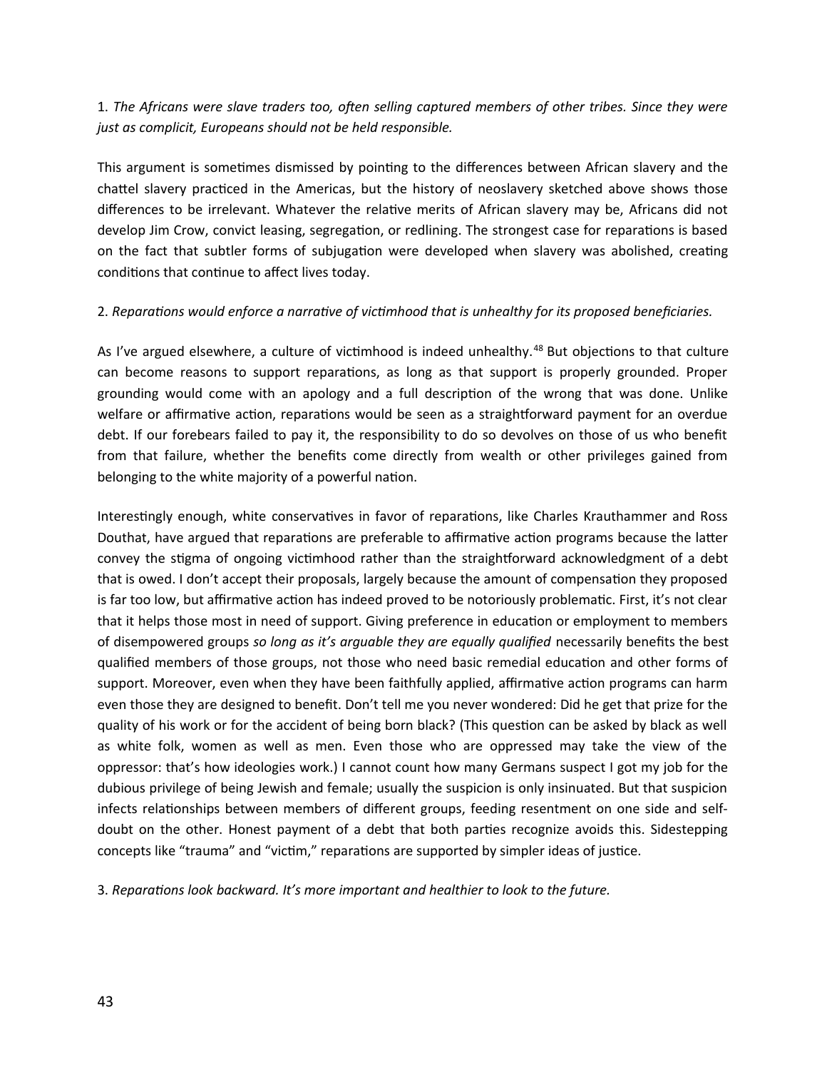1. *The Africans were slave traders too, often selling captured members of other tribes. Since they were just as complicit, Europeans should not be held responsible.*

This argument is sometimes dismissed by pointing to the differences between African slavery and the chattel slavery practiced in the Americas, but the history of neoslavery sketched above shows those differences to be irrelevant. Whatever the relative merits of African slavery may be, Africans did not develop Jim Crow, convict leasing, segregation, or redlining. The strongest case for reparations is based on the fact that subtler forms of subjugation were developed when slavery was abolished, creating conditions that continue to affect lives today.

2. *Reparations would enforce a narrative of victimhood that is unhealthy for its proposed beneficiaries.*

As I've argued elsewhere, a culture of victimhood is indeed unhealthy.[48] But objections to that culture can become reasons to support reparations, as long as that support is properly grounded. Proper grounding would come with an apology and a full description of the wrong that was done. Unlike welfare or affirmative action, reparations would be seen as a straightforward payment for an overdue debt. If our forebears failed to pay it, the responsibility to do so devolves on those of us who benefit from that failure, whether the benefits come directly from wealth or other privileges gained from belonging to the white majority of a powerful nation.

Interestingly enough, white conservatives in favor of reparations, like Charles Krauthammer and Ross Douthat, have argued that reparations are preferable to affirmative action programs because the latter convey the stigma of ongoing victimhood rather than the straightforward acknowledgment of a debt that is owed. I don't accept their proposals, largely because the amount of compensation they proposed is far too low, but affirmative action has indeed proved to be notoriously problematic. First, it's not clear that it helps those most in need of support. Giving preference in education or employment to members of disempowered groups *so long as it's arguable they are equally qualified* necessarily benefits the best qualified members of those groups, not those who need basic remedial education and other forms of support. Moreover, even when they have been faithfully applied, affirmative action programs can harm even those they are designed to benefit. Don't tell me you never wondered: Did he get that prize for the quality of his work or for the accident of being born black? (This question can be asked by black as well as white folk, women as well as men. Even those who are oppressed may take the view of the oppressor: that's how ideologies work.) I cannot count how many Germans suspect I got my job for the dubious privilege of being Jewish and female; usually the suspicion is only insinuated. But that suspicion infects relationships between members of different groups, feeding resentment on one side and self-doubt on the other. Honest payment of a debt that both parties recognize avoids this. Sidestepping concepts like "trauma" and "victim," reparations are supported by simpler ideas of justice.

3. *Reparations look backward. It's more important and healthier to look to the future.*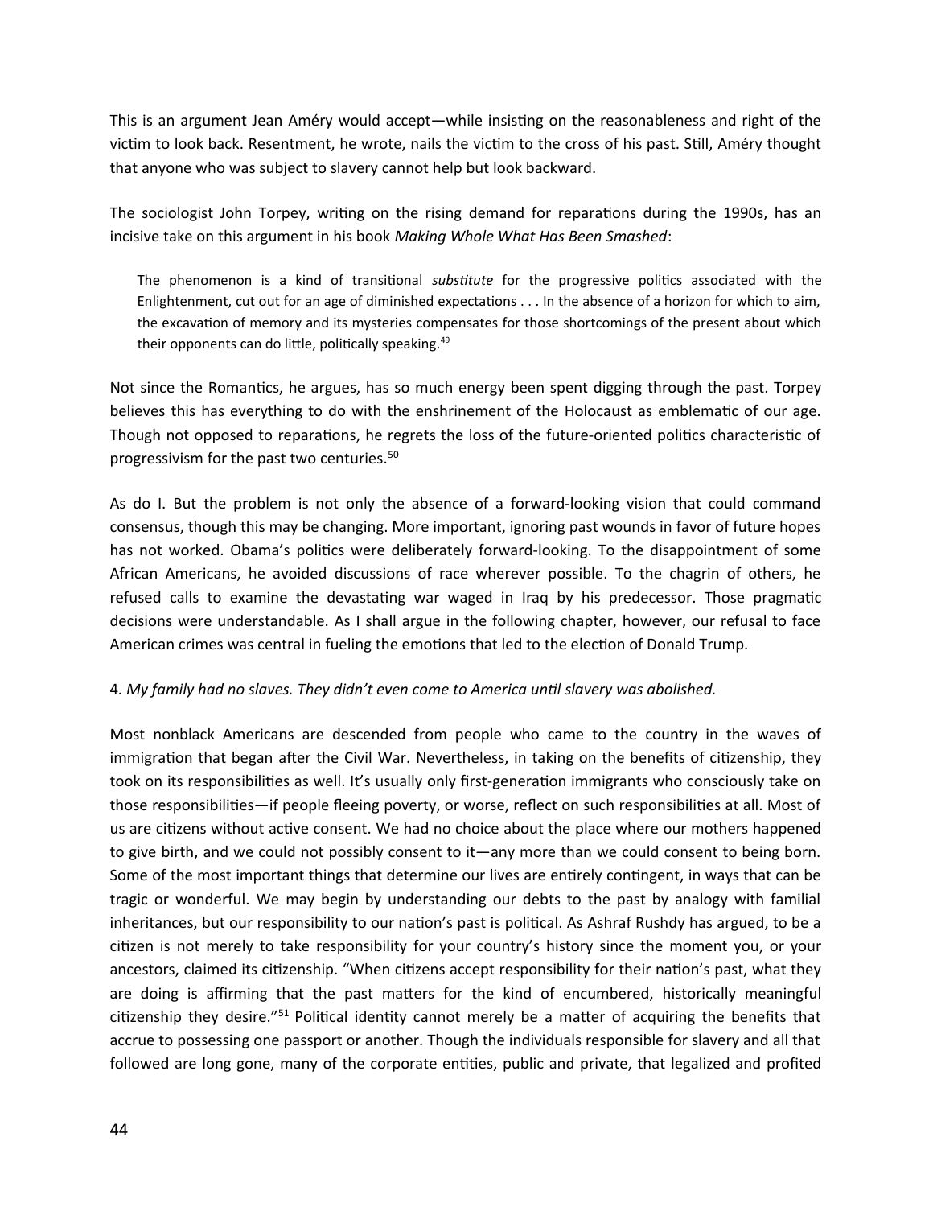This is an argument Jean Améry would accept—while insisting on the reasonableness and right of the victim to look back. Resentment, he wrote, nails the victim to the cross of his past. Still, Améry thought that anyone who was subject to slavery cannot help but look backward.

The sociologist John Torpey, writing on the rising demand for reparations during the 1990s, has an incisive take on this argument in his book *Making Whole What Has Been Smashed*:

> The phenomenon is a kind of transitional *substitute* for the progressive politics associated with the Enlightenment, cut out for an age of diminished expectations . . . In the absence of a horizon for which to aim, the excavation of memory and its mysteries compensates for those shortcomings of the present about which their opponents can do little, politically speaking.[49]

Not since the Romantics, he argues, has so much energy been spent digging through the past. Torpey believes this has everything to do with the enshrinement of the Holocaust as emblematic of our age. Though not opposed to reparations, he regrets the loss of the future-oriented politics characteristic of progressivism for the past two centuries.[50]

As do I. But the problem is not only the absence of a forward-looking vision that could command consensus, though this may be changing. More important, ignoring past wounds in favor of future hopes has not worked. Obama's politics were deliberately forward-looking. To the disappointment of some African Americans, he avoided discussions of race wherever possible. To the chagrin of others, he refused calls to examine the devastating war waged in Iraq by his predecessor. Those pragmatic decisions were understandable. As I shall argue in the following chapter, however, our refusal to face American crimes was central in fueling the emotions that led to the election of Donald Trump.

4. *My family had no slaves. They didn't even come to America until slavery was abolished.*

Most nonblack Americans are descended from people who came to the country in the waves of immigration that began after the Civil War. Nevertheless, in taking on the benefits of citizenship, they took on its responsibilities as well. It's usually only first-generation immigrants who consciously take on those responsibilities—if people fleeing poverty, or worse, reflect on such responsibilities at all. Most of us are citizens without active consent. We had no choice about the place where our mothers happened to give birth, and we could not possibly consent to it—any more than we could consent to being born. Some of the most important things that determine our lives are entirely contingent, in ways that can be tragic or wonderful. We may begin by understanding our debts to the past by analogy with familial inheritances, but our responsibility to our nation's past is political. As Ashraf Rushdy has argued, to be a citizen is not merely to take responsibility for your country's history since the moment you, or your ancestors, claimed its citizenship. "When citizens accept responsibility for their nation's past, what they are doing is affirming that the past matters for the kind of encumbered, historically meaningful citizenship they desire."[51] Political identity cannot merely be a matter of acquiring the benefits that accrue to possessing one passport or another. Though the individuals responsible for slavery and all that followed are long gone, many of the corporate entities, public and private, that legalized and profited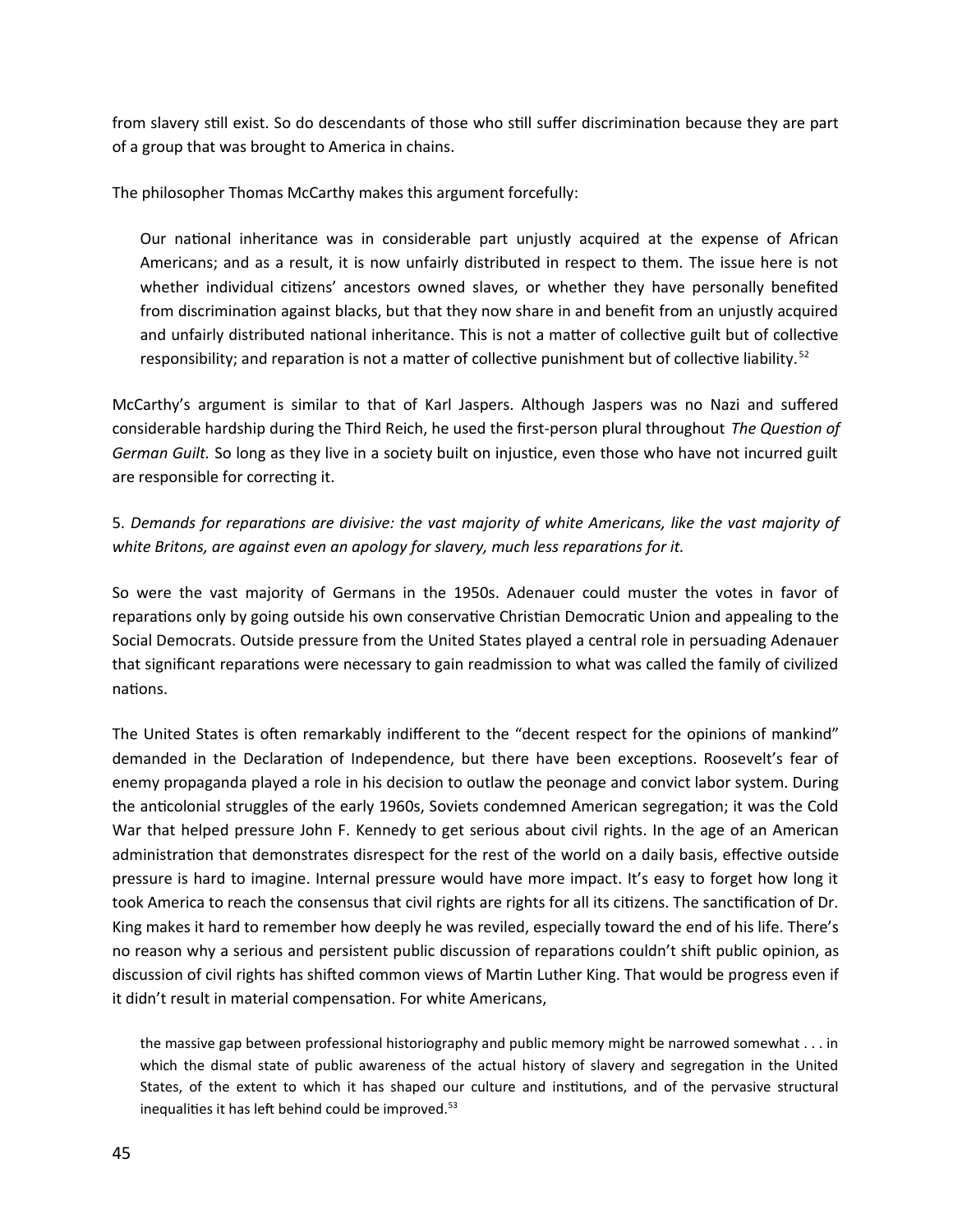from slavery still exist. So do descendants of those who still suffer discrimination because they are part of a group that was brought to America in chains.

The philosopher Thomas McCarthy makes this argument forcefully:

> Our national inheritance was in considerable part unjustly acquired at the expense of African Americans; and as a result, it is now unfairly distributed in respect to them. The issue here is not whether individual citizens' ancestors owned slaves, or whether they have personally benefited from discrimination against blacks, but that they now share in and benefit from an unjustly acquired and unfairly distributed national inheritance. This is not a matter of collective guilt but of collective responsibility; and reparation is not a matter of collective punishment but of collective liability.[52]

McCarthy's argument is similar to that of Karl Jaspers. Although Jaspers was no Nazi and suffered considerable hardship during the Third Reich, he used the first-person plural throughout *The Question of German Guilt.* So long as they live in a society built on injustice, even those who have not incurred guilt are responsible for correcting it.

5. *Demands for reparations are divisive: the vast majority of white Americans, like the vast majority of white Britons, are against even an apology for slavery, much less reparations for it.*

So were the vast majority of Germans in the 1950s. Adenauer could muster the votes in favor of reparations only by going outside his own conservative Christian Democratic Union and appealing to the Social Democrats. Outside pressure from the United States played a central role in persuading Adenauer that significant reparations were necessary to gain readmission to what was called the family of civilized nations.

The United States is often remarkably indifferent to the "decent respect for the opinions of mankind" demanded in the Declaration of Independence, but there have been exceptions. Roosevelt's fear of enemy propaganda played a role in his decision to outlaw the peonage and convict labor system. During the anticolonial struggles of the early 1960s, Soviets condemned American segregation; it was the Cold War that helped pressure John F. Kennedy to get serious about civil rights. In the age of an American administration that demonstrates disrespect for the rest of the world on a daily basis, effective outside pressure is hard to imagine. Internal pressure would have more impact. It's easy to forget how long it took America to reach the consensus that civil rights are rights for all its citizens. The sanctification of Dr. King makes it hard to remember how deeply he was reviled, especially toward the end of his life. There's no reason why a serious and persistent public discussion of reparations couldn't shift public opinion, as discussion of civil rights has shifted common views of Martin Luther King. That would be progress even if it didn't result in material compensation. For white Americans,

> the massive gap between professional historiography and public memory might be narrowed somewhat . . . in which the dismal state of public awareness of the actual history of slavery and segregation in the United States, of the extent to which it has shaped our culture and institutions, and of the pervasive structural inequalities it has left behind could be improved.[53]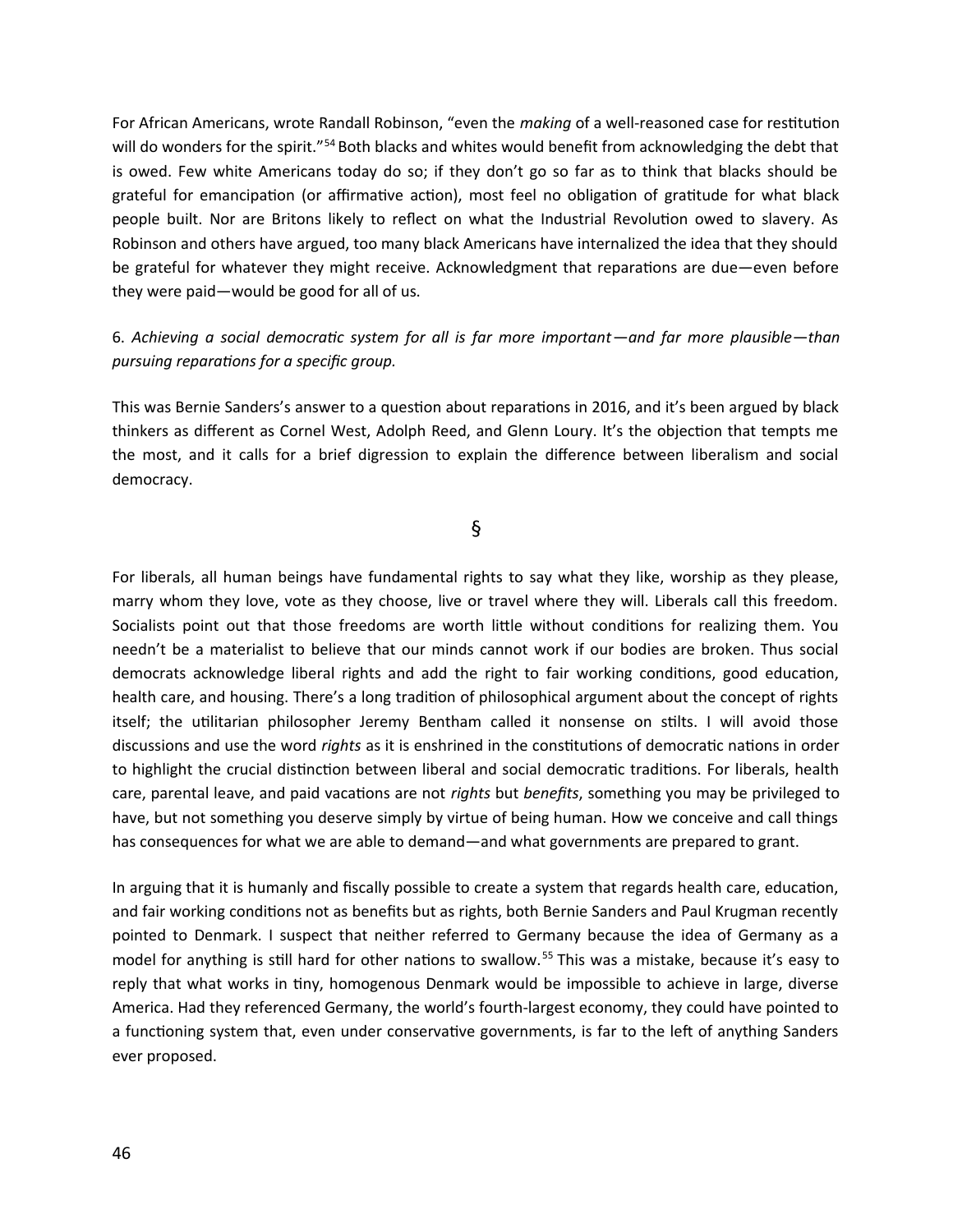For African Americans, wrote Randall Robinson, "even the *making* of a well-reasoned case for restitution will do wonders for the spirit."[54] Both blacks and whites would benefit from acknowledging the debt that is owed. Few white Americans today do so; if they don't go so far as to think that blacks should be grateful for emancipation (or affirmative action), most feel no obligation of gratitude for what black people built. Nor are Britons likely to reflect on what the Industrial Revolution owed to slavery. As Robinson and others have argued, too many black Americans have internalized the idea that they should be grateful for whatever they might receive. Acknowledgment that reparations are due—even before they were paid—would be good for all of us.

6. *Achieving a social democratic system for all is far more important—and far more plausible—than pursuing reparations for a specific group.*

This was Bernie Sanders's answer to a question about reparations in 2016, and it's been argued by black thinkers as different as Cornel West, Adolph Reed, and Glenn Loury. It's the objection that tempts me the most, and it calls for a brief digression to explain the difference between liberalism and social democracy.

§

For liberals, all human beings have fundamental rights to say what they like, worship as they please, marry whom they love, vote as they choose, live or travel where they will. Liberals call this freedom. Socialists point out that those freedoms are worth little without conditions for realizing them. You needn't be a materialist to believe that our minds cannot work if our bodies are broken. Thus social democrats acknowledge liberal rights and add the right to fair working conditions, good education, health care, and housing. There's a long tradition of philosophical argument about the concept of rights itself; the utilitarian philosopher Jeremy Bentham called it nonsense on stilts. I will avoid those discussions and use the word *rights* as it is enshrined in the constitutions of democratic nations in order to highlight the crucial distinction between liberal and social democratic traditions. For liberals, health care, parental leave, and paid vacations are not *rights* but *benefits*, something you may be privileged to have, but not something you deserve simply by virtue of being human. How we conceive and call things has consequences for what we are able to demand—and what governments are prepared to grant.

In arguing that it is humanly and fiscally possible to create a system that regards health care, education, and fair working conditions not as benefits but as rights, both Bernie Sanders and Paul Krugman recently pointed to Denmark. I suspect that neither referred to Germany because the idea of Germany as a model for anything is still hard for other nations to swallow.[55] This was a mistake, because it's easy to reply that what works in tiny, homogenous Denmark would be impossible to achieve in large, diverse America. Had they referenced Germany, the world's fourth-largest economy, they could have pointed to a functioning system that, even under conservative governments, is far to the left of anything Sanders ever proposed.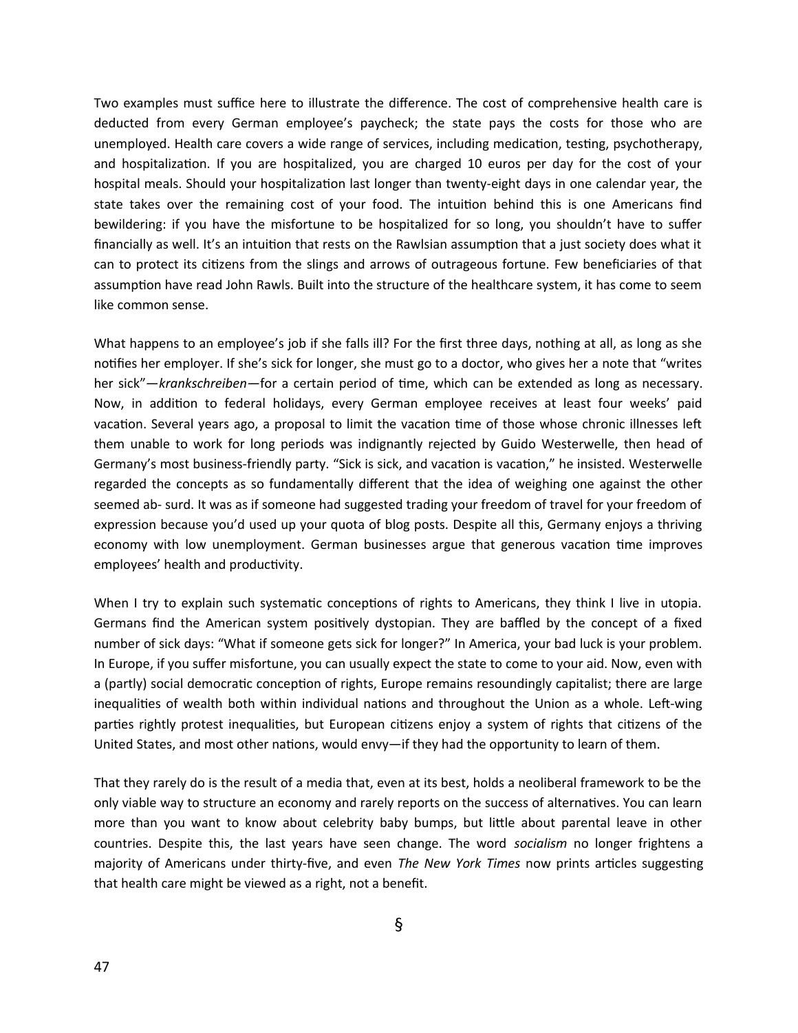Two examples must suffice here to illustrate the difference. The cost of comprehensive health care is deducted from every German employee's paycheck; the state pays the costs for those who are unemployed. Health care covers a wide range of services, including medication, testing, psychotherapy, and hospitalization. If you are hospitalized, you are charged 10 euros per day for the cost of your hospital meals. Should your hospitalization last longer than twenty-eight days in one calendar year, the state takes over the remaining cost of your food. The intuition behind this is one Americans find bewildering: if you have the misfortune to be hospitalized for so long, you shouldn't have to suffer financially as well. It's an intuition that rests on the Rawlsian assumption that a just society does what it can to protect its citizens from the slings and arrows of outrageous fortune. Few beneficiaries of that assumption have read John Rawls. Built into the structure of the healthcare system, it has come to seem like common sense.

What happens to an employee's job if she falls ill? For the first three days, nothing at all, as long as she notifies her employer. If she's sick for longer, she must go to a doctor, who gives her a note that "writes her sick"—*krankschreiben*—for a certain period of time, which can be extended as long as necessary. Now, in addition to federal holidays, every German employee receives at least four weeks' paid vacation. Several years ago, a proposal to limit the vacation time of those whose chronic illnesses left them unable to work for long periods was indignantly rejected by Guido Westerwelle, then head of Germany's most business-friendly party. "Sick is sick, and vacation is vacation," he insisted. Westerwelle regarded the concepts as so fundamentally different that the idea of weighing one against the other seemed ab- surd. It was as if someone had suggested trading your freedom of travel for your freedom of expression because you'd used up your quota of blog posts. Despite all this, Germany enjoys a thriving economy with low unemployment. German businesses argue that generous vacation time improves employees' health and productivity.

When I try to explain such systematic conceptions of rights to Americans, they think I live in utopia. Germans find the American system positively dystopian. They are baffled by the concept of a fixed number of sick days: "What if someone gets sick for longer?" In America, your bad luck is your problem. In Europe, if you suffer misfortune, you can usually expect the state to come to your aid. Now, even with a (partly) social democratic conception of rights, Europe remains resoundingly capitalist; there are large inequalities of wealth both within individual nations and throughout the Union as a whole. Left-wing parties rightly protest inequalities, but European citizens enjoy a system of rights that citizens of the United States, and most other nations, would envy—if they had the opportunity to learn of them.

That they rarely do is the result of a media that, even at its best, holds a neoliberal framework to be the only viable way to structure an economy and rarely reports on the success of alternatives. You can learn more than you want to know about celebrity baby bumps, but little about parental leave in other countries. Despite this, the last years have seen change. The word *socialism* no longer frightens a majority of Americans under thirty-five, and even *The New York Times* now prints articles suggesting that health care might be viewed as a right, not a benefit.

§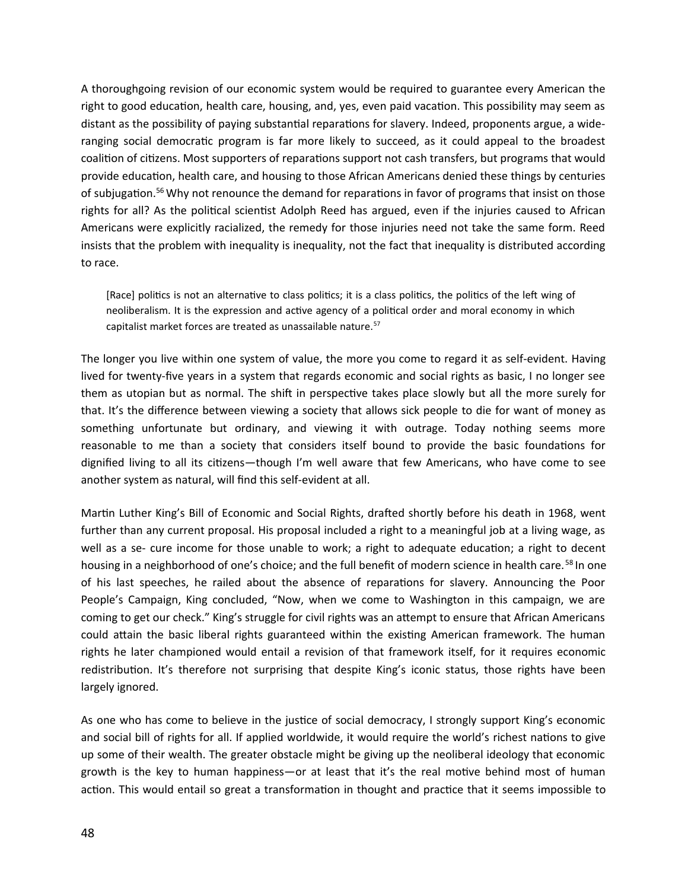A thoroughgoing revision of our economic system would be required to guarantee every American the right to good education, health care, housing, and, yes, even paid vacation. This possibility may seem as distant as the possibility of paying substantial reparations for slavery. Indeed, proponents argue, a wide-ranging social democratic program is far more likely to succeed, as it could appeal to the broadest coalition of citizens. Most supporters of reparations support not cash transfers, but programs that would provide education, health care, and housing to those African Americans denied these things by centuries of subjugation.[56] Why not renounce the demand for reparations in favor of programs that insist on those rights for all? As the political scientist Adolph Reed has argued, even if the injuries caused to African Americans were explicitly racialized, the remedy for those injuries need not take the same form. Reed insists that the problem with inequality is inequality, not the fact that inequality is distributed according to race.

> [Race] politics is not an alternative to class politics; it is a class politics, the politics of the left wing of neoliberalism. It is the expression and active agency of a political order and moral economy in which capitalist market forces are treated as unassailable nature.[57]

The longer you live within one system of value, the more you come to regard it as self-evident. Having lived for twenty-five years in a system that regards economic and social rights as basic, I no longer see them as utopian but as normal. The shift in perspective takes place slowly but all the more surely for that. It's the difference between viewing a society that allows sick people to die for want of money as something unfortunate but ordinary, and viewing it with outrage. Today nothing seems more reasonable to me than a society that considers itself bound to provide the basic foundations for dignified living to all its citizens—though I'm well aware that few Americans, who have come to see another system as natural, will find this self-evident at all.

Martin Luther King's Bill of Economic and Social Rights, drafted shortly before his death in 1968, went further than any current proposal. His proposal included a right to a meaningful job at a living wage, as well as a se- cure income for those unable to work; a right to adequate education; a right to decent housing in a neighborhood of one's choice; and the full benefit of modern science in health care.[58] In one of his last speeches, he railed about the absence of reparations for slavery. Announcing the Poor People's Campaign, King concluded, "Now, when we come to Washington in this campaign, we are coming to get our check." King's struggle for civil rights was an attempt to ensure that African Americans could attain the basic liberal rights guaranteed within the existing American framework. The human rights he later championed would entail a revision of that framework itself, for it requires economic redistribution. It's therefore not surprising that despite King's iconic status, those rights have been largely ignored.

As one who has come to believe in the justice of social democracy, I strongly support King's economic and social bill of rights for all. If applied worldwide, it would require the world's richest nations to give up some of their wealth. The greater obstacle might be giving up the neoliberal ideology that economic growth is the key to human happiness—or at least that it's the real motive behind most of human action. This would entail so great a transformation in thought and practice that it seems impossible to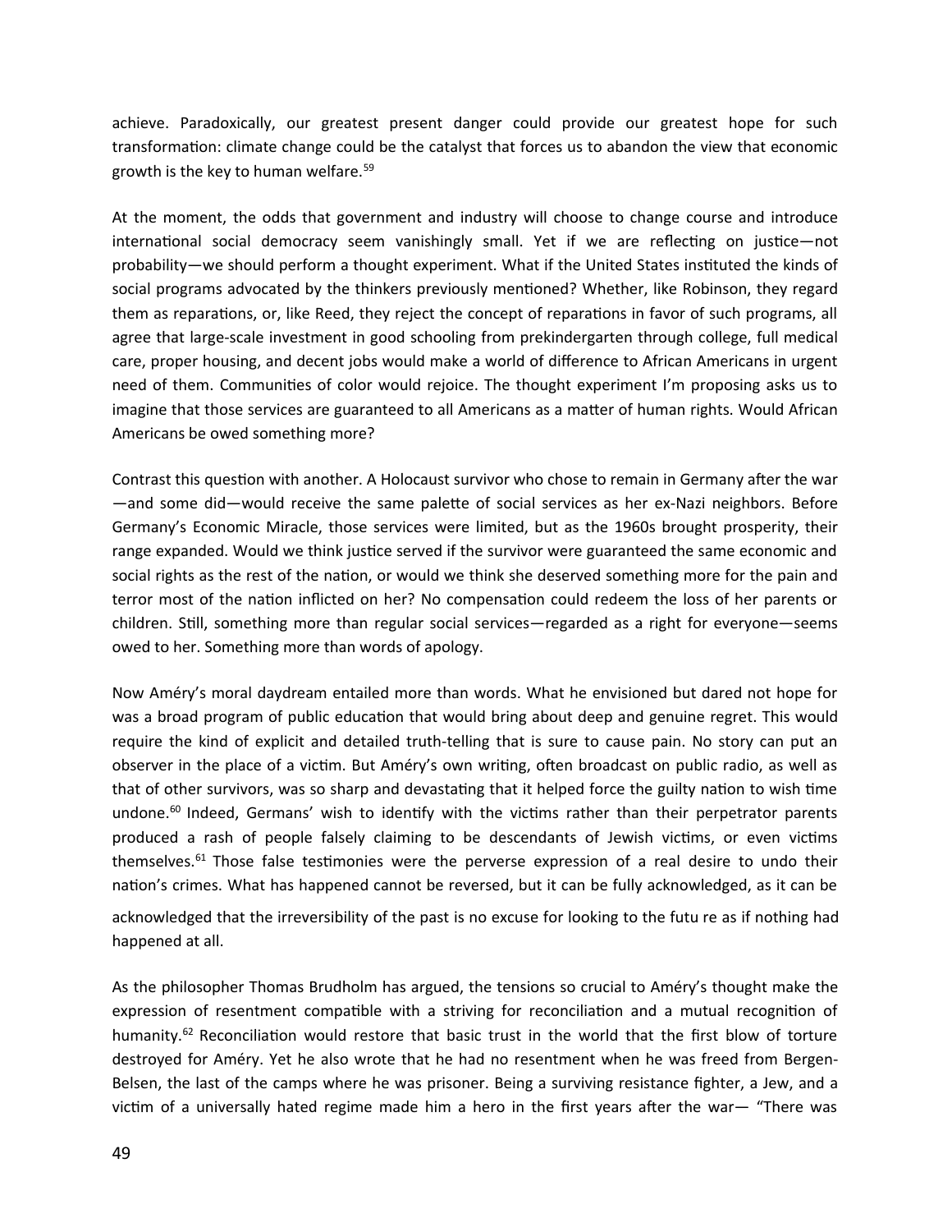achieve. Paradoxically, our greatest present danger could provide our greatest hope for such transformation: climate change could be the catalyst that forces us to abandon the view that economic growth is the key to human welfare.[59]

At the moment, the odds that government and industry will choose to change course and introduce international social democracy seem vanishingly small. Yet if we are reflecting on justice—not probability—we should perform a thought experiment. What if the United States instituted the kinds of social programs advocated by the thinkers previously mentioned? Whether, like Robinson, they regard them as reparations, or, like Reed, they reject the concept of reparations in favor of such programs, all agree that large-scale investment in good schooling from prekindergarten through college, full medical care, proper housing, and decent jobs would make a world of difference to African Americans in urgent need of them. Communities of color would rejoice. The thought experiment I'm proposing asks us to imagine that those services are guaranteed to all Americans as a matter of human rights. Would African Americans be owed something more?

Contrast this question with another. A Holocaust survivor who chose to remain in Germany after the war—and some did—would receive the same palette of social services as her ex-Nazi neighbors. Before Germany's Economic Miracle, those services were limited, but as the 1960s brought prosperity, their range expanded. Would we think justice served if the survivor were guaranteed the same economic and social rights as the rest of the nation, or would we think she deserved something more for the pain and terror most of the nation inflicted on her? No compensation could redeem the loss of her parents or children. Still, something more than regular social services—regarded as a right for everyone—seems owed to her. Something more than words of apology.

Now Améry's moral daydream entailed more than words. What he envisioned but dared not hope for was a broad program of public education that would bring about deep and genuine regret. This would require the kind of explicit and detailed truth-telling that is sure to cause pain. No story can put an observer in the place of a victim. But Améry's own writing, often broadcast on public radio, as well as that of other survivors, was so sharp and devastating that it helped force the guilty nation to wish time undone.[60] Indeed, Germans' wish to identify with the victims rather than their perpetrator parents produced a rash of people falsely claiming to be descendants of Jewish victims, or even victims themselves.[61] Those false testimonies were the perverse expression of a real desire to undo their nation's crimes. What has happened cannot be reversed, but it can be fully acknowledged, as it can be acknowledged that the irreversibility of the past is no excuse for looking to the futu re as if nothing had happened at all.

As the philosopher Thomas Brudholm has argued, the tensions so crucial to Améry's thought make the expression of resentment compatible with a striving for reconciliation and a mutual recognition of humanity.[62] Reconciliation would restore that basic trust in the world that the first blow of torture destroyed for Améry. Yet he also wrote that he had no resentment when he was freed from Bergen-Belsen, the last of the camps where he was prisoner. Being a surviving resistance fighter, a Jew, and a victim of a universally hated regime made him a hero in the first years after the war— "There was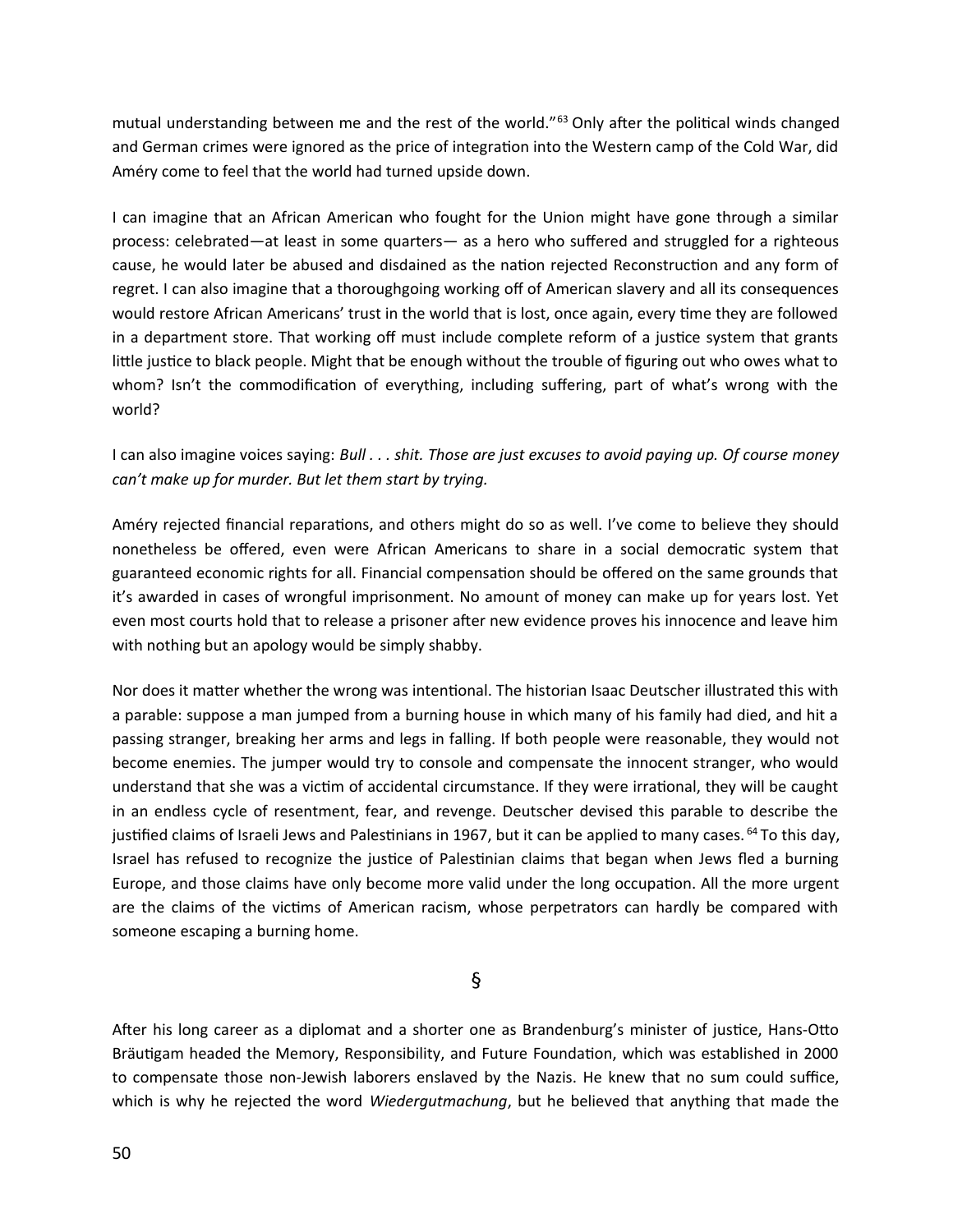mutual understanding between me and the rest of the world."[63] Only after the political winds changed and German crimes were ignored as the price of integration into the Western camp of the Cold War, did Améry come to feel that the world had turned upside down.

I can imagine that an African American who fought for the Union might have gone through a similar process: celebrated—at least in some quarters— as a hero who suffered and struggled for a righteous cause, he would later be abused and disdained as the nation rejected Reconstruction and any form of regret. I can also imagine that a thoroughgoing working off of American slavery and all its consequences would restore African Americans' trust in the world that is lost, once again, every time they are followed in a department store. That working off must include complete reform of a justice system that grants little justice to black people. Might that be enough without the trouble of figuring out who owes what to whom? Isn't the commodification of everything, including suffering, part of what's wrong with the world?

I can also imagine voices saying: *Bull . . . shit. Those are just excuses to avoid paying up. Of course money can't make up for murder. But let them start by trying.*

Améry rejected financial reparations, and others might do so as well. I've come to believe they should nonetheless be offered, even were African Americans to share in a social democratic system that guaranteed economic rights for all. Financial compensation should be offered on the same grounds that it's awarded in cases of wrongful imprisonment. No amount of money can make up for years lost. Yet even most courts hold that to release a prisoner after new evidence proves his innocence and leave him with nothing but an apology would be simply shabby.

Nor does it matter whether the wrong was intentional. The historian Isaac Deutscher illustrated this with a parable: suppose a man jumped from a burning house in which many of his family had died, and hit a passing stranger, breaking her arms and legs in falling. If both people were reasonable, they would not become enemies. The jumper would try to console and compensate the innocent stranger, who would understand that she was a victim of accidental circumstance. If they were irrational, they will be caught in an endless cycle of resentment, fear, and revenge. Deutscher devised this parable to describe the justified claims of Israeli Jews and Palestinians in 1967, but it can be applied to many cases.[64] To this day, Israel has refused to recognize the justice of Palestinian claims that began when Jews fled a burning Europe, and those claims have only become more valid under the long occupation. All the more urgent are the claims of the victims of American racism, whose perpetrators can hardly be compared with someone escaping a burning home.

§

After his long career as a diplomat and a shorter one as Brandenburg's minister of justice, Hans-Otto Bräutigam headed the Memory, Responsibility, and Future Foundation, which was established in 2000 to compensate those non-Jewish laborers enslaved by the Nazis. He knew that no sum could suffice, which is why he rejected the word *Wiedergutmachung*, but he believed that anything that made the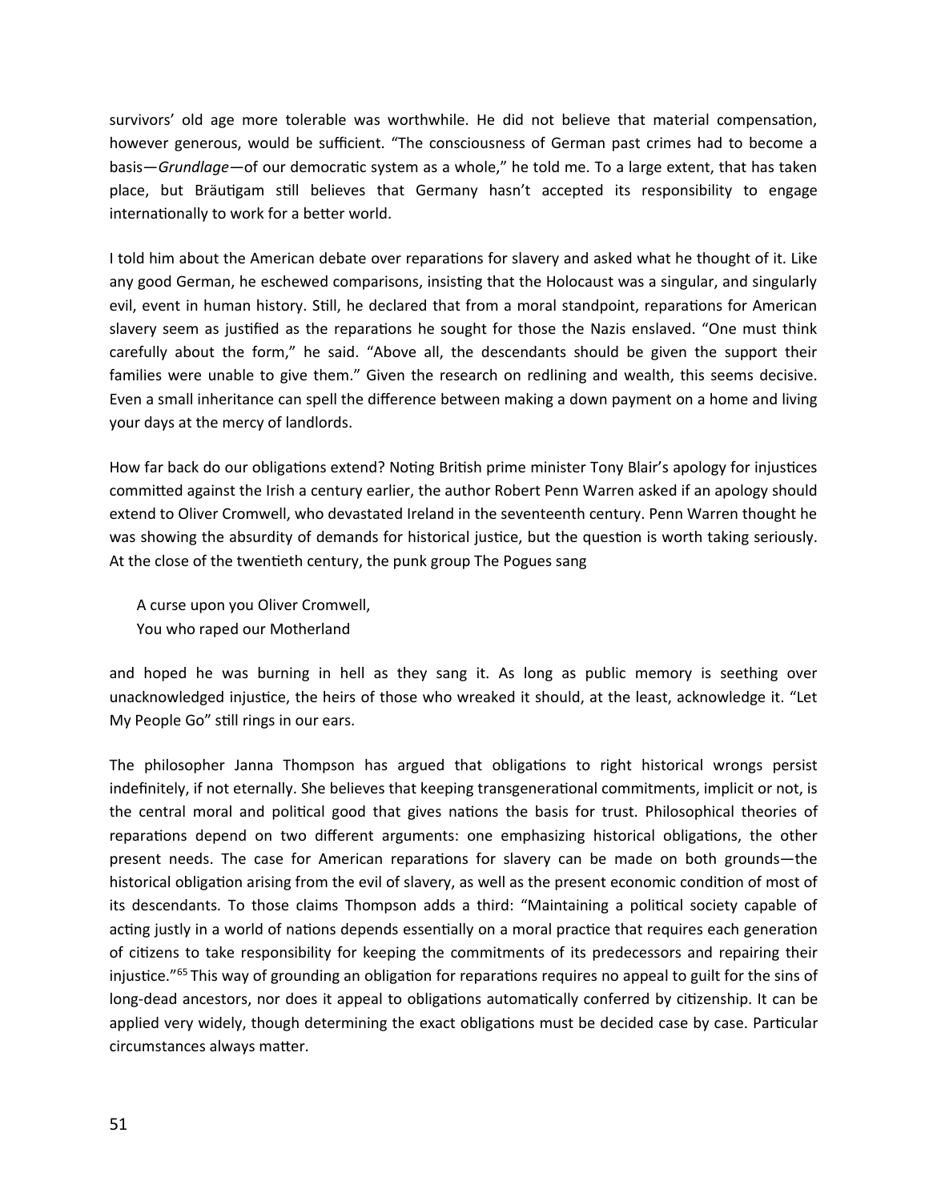survivors' old age more tolerable was worthwhile. He did not believe that material compensation, however generous, would be sufficient. "The consciousness of German past crimes had to become a basis—*Grundlage*—of our democratic system as a whole," he told me. To a large extent, that has taken place, but Bräutigam still believes that Germany hasn't accepted its responsibility to engage internationally to work for a better world.

I told him about the American debate over reparations for slavery and asked what he thought of it. Like any good German, he eschewed comparisons, insisting that the Holocaust was a singular, and singularly evil, event in human history. Still, he declared that from a moral standpoint, reparations for American slavery seem as justified as the reparations he sought for those the Nazis enslaved. "One must think carefully about the form," he said. "Above all, the descendants should be given the support their families were unable to give them." Given the research on redlining and wealth, this seems decisive. Even a small inheritance can spell the difference between making a down payment on a home and living your days at the mercy of landlords.

How far back do our obligations extend? Noting British prime minister Tony Blair's apology for injustices committed against the Irish a century earlier, the author Robert Penn Warren asked if an apology should extend to Oliver Cromwell, who devastated Ireland in the seventeenth century. Penn Warren thought he was showing the absurdity of demands for historical justice, but the question is worth taking seriously. At the close of the twentieth century, the punk group The Pogues sang

> A curse upon you Oliver Cromwell,
> You who raped our Motherland

and hoped he was burning in hell as they sang it. As long as public memory is seething over unacknowledged injustice, the heirs of those who wreaked it should, at the least, acknowledge it. "Let My People Go" still rings in our ears.

The philosopher Janna Thompson has argued that obligations to right historical wrongs persist indefinitely, if not eternally. She believes that keeping transgenerational commitments, implicit or not, is the central moral and political good that gives nations the basis for trust. Philosophical theories of reparations depend on two different arguments: one emphasizing historical obligations, the other present needs. The case for American reparations for slavery can be made on both grounds—the historical obligation arising from the evil of slavery, as well as the present economic condition of most of its descendants. To those claims Thompson adds a third: "Maintaining a political society capable of acting justly in a world of nations depends essentially on a moral practice that requires each generation of citizens to take responsibility for keeping the commitments of its predecessors and repairing their injustice."[65] This way of grounding an obligation for reparations requires no appeal to guilt for the sins of long-dead ancestors, nor does it appeal to obligations automatically conferred by citizenship. It can be applied very widely, though determining the exact obligations must be decided case by case. Particular circumstances always matter.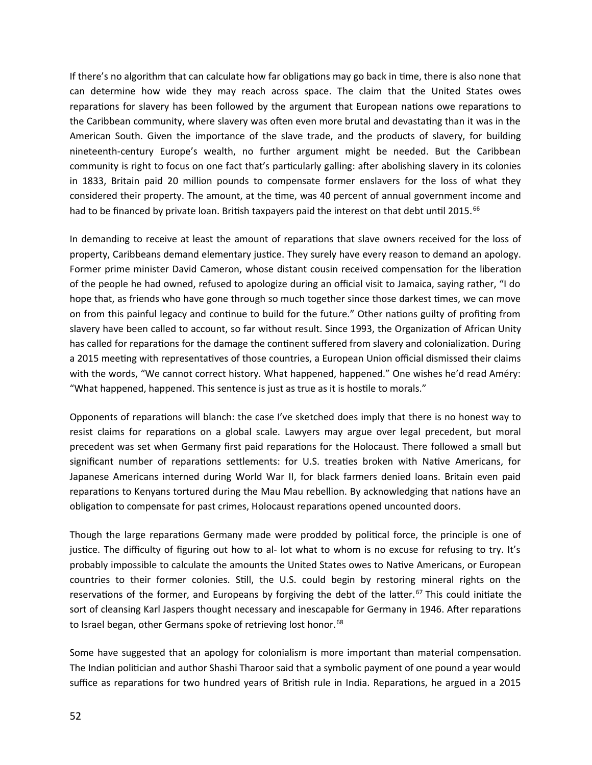If there's no algorithm that can calculate how far obligations may go back in time, there is also none that can determine how wide they may reach across space. The claim that the United States owes reparations for slavery has been followed by the argument that European nations owe reparations to the Caribbean community, where slavery was often even more brutal and devastating than it was in the American South. Given the importance of the slave trade, and the products of slavery, for building nineteenth-century Europe's wealth, no further argument might be needed. But the Caribbean community is right to focus on one fact that's particularly galling: after abolishing slavery in its colonies in 1833, Britain paid 20 million pounds to compensate former enslavers for the loss of what they considered their property. The amount, at the time, was 40 percent of annual government income and had to be financed by private loan. British taxpayers paid the interest on that debt until 2015.[66]

In demanding to receive at least the amount of reparations that slave owners received for the loss of property, Caribbeans demand elementary justice. They surely have every reason to demand an apology. Former prime minister David Cameron, whose distant cousin received compensation for the liberation of the people he had owned, refused to apologize during an official visit to Jamaica, saying rather, "I do hope that, as friends who have gone through so much together since those darkest times, we can move on from this painful legacy and continue to build for the future." Other nations guilty of profiting from slavery have been called to account, so far without result. Since 1993, the Organization of African Unity has called for reparations for the damage the continent suffered from slavery and colonialization. During a 2015 meeting with representatives of those countries, a European Union official dismissed their claims with the words, "We cannot correct history. What happened, happened." One wishes he'd read Améry: "What happened, happened. This sentence is just as true as it is hostile to morals."

Opponents of reparations will blanch: the case I've sketched does imply that there is no honest way to resist claims for reparations on a global scale. Lawyers may argue over legal precedent, but moral precedent was set when Germany first paid reparations for the Holocaust. There followed a small but significant number of reparations settlements: for U.S. treaties broken with Native Americans, for Japanese Americans interned during World War II, for black farmers denied loans. Britain even paid reparations to Kenyans tortured during the Mau Mau rebellion. By acknowledging that nations have an obligation to compensate for past crimes, Holocaust reparations opened uncounted doors.

Though the large reparations Germany made were prodded by political force, the principle is one of justice. The difficulty of figuring out how to al- lot what to whom is no excuse for refusing to try. It's probably impossible to calculate the amounts the United States owes to Native Americans, or European countries to their former colonies. Still, the U.S. could begin by restoring mineral rights on the reservations of the former, and Europeans by forgiving the debt of the latter.[67] This could initiate the sort of cleansing Karl Jaspers thought necessary and inescapable for Germany in 1946. After reparations to Israel began, other Germans spoke of retrieving lost honor.[68]

Some have suggested that an apology for colonialism is more important than material compensation. The Indian politician and author Shashi Tharoor said that a symbolic payment of one pound a year would suffice as reparations for two hundred years of British rule in India. Reparations, he argued in a 2015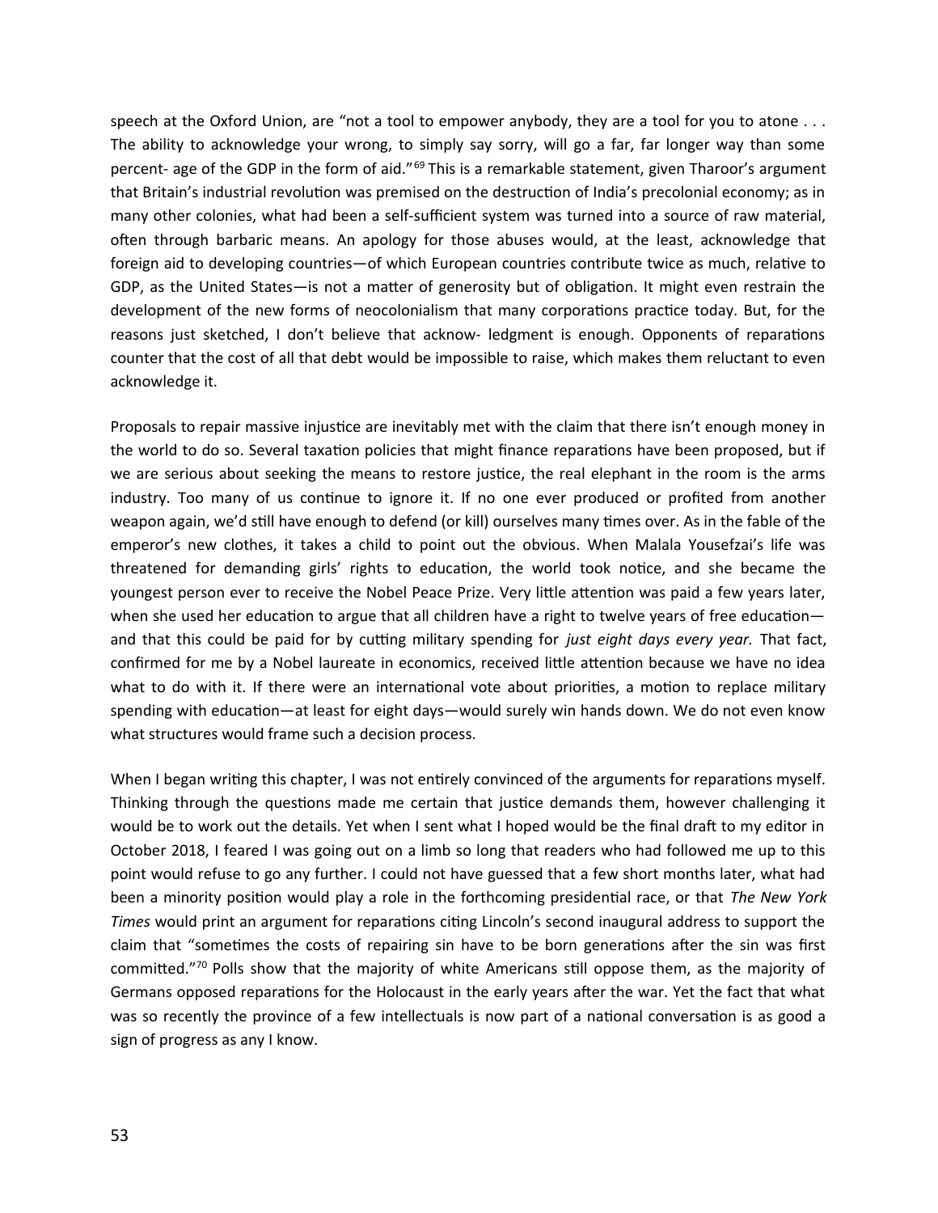speech at the Oxford Union, are “not a tool to empower anybody, they are a tool for you to atone . . . The ability to acknowledge your wrong, to simply say sorry, will go a far, far longer way than some percent- age of the GDP in the form of aid.”[69] This is a remarkable statement, given Tharoor’s argument that Britain’s industrial revolution was premised on the destruction of India’s precolonial economy; as in many other colonies, what had been a self-sufficient system was turned into a source of raw material, often through barbaric means. An apology for those abuses would, at the least, acknowledge that foreign aid to developing countries—of which European countries contribute twice as much, relative to GDP, as the United States—is not a matter of generosity but of obligation. It might even restrain the development of the new forms of neocolonialism that many corporations practice today. But, for the reasons just sketched, I don’t believe that acknow- ledgment is enough. Opponents of reparations counter that the cost of all that debt would be impossible to raise, which makes them reluctant to even acknowledge it.

Proposals to repair massive injustice are inevitably met with the claim that there isn’t enough money in the world to do so. Several taxation policies that might finance reparations have been proposed, but if we are serious about seeking the means to restore justice, the real elephant in the room is the arms industry. Too many of us continue to ignore it. If no one ever produced or profited from another weapon again, we’d still have enough to defend (or kill) ourselves many times over. As in the fable of the emperor’s new clothes, it takes a child to point out the obvious. When Malala Yousefzai’s life was threatened for demanding girls’ rights to education, the world took notice, and she became the youngest person ever to receive the Nobel Peace Prize. Very little attention was paid a few years later, when she used her education to argue that all children have a right to twelve years of free education—and that this could be paid for by cutting military spending for *just eight days every year.* That fact, confirmed for me by a Nobel laureate in economics, received little attention because we have no idea what to do with it. If there were an international vote about priorities, a motion to replace military spending with education—at least for eight days—would surely win hands down. We do not even know what structures would frame such a decision process.

When I began writing this chapter, I was not entirely convinced of the arguments for reparations myself. Thinking through the questions made me certain that justice demands them, however challenging it would be to work out the details. Yet when I sent what I hoped would be the final draft to my editor in October 2018, I feared I was going out on a limb so long that readers who had followed me up to this point would refuse to go any further. I could not have guessed that a few short months later, what had been a minority position would play a role in the forthcoming presidential race, or that *The New York Times* would print an argument for reparations citing Lincoln’s second inaugural address to support the claim that “sometimes the costs of repairing sin have to be born generations after the sin was first committed.”[70] Polls show that the majority of white Americans still oppose them, as the majority of Germans opposed reparations for the Holocaust in the early years after the war. Yet the fact that what was so recently the province of a few intellectuals is now part of a national conversation is as good a sign of progress as any I know.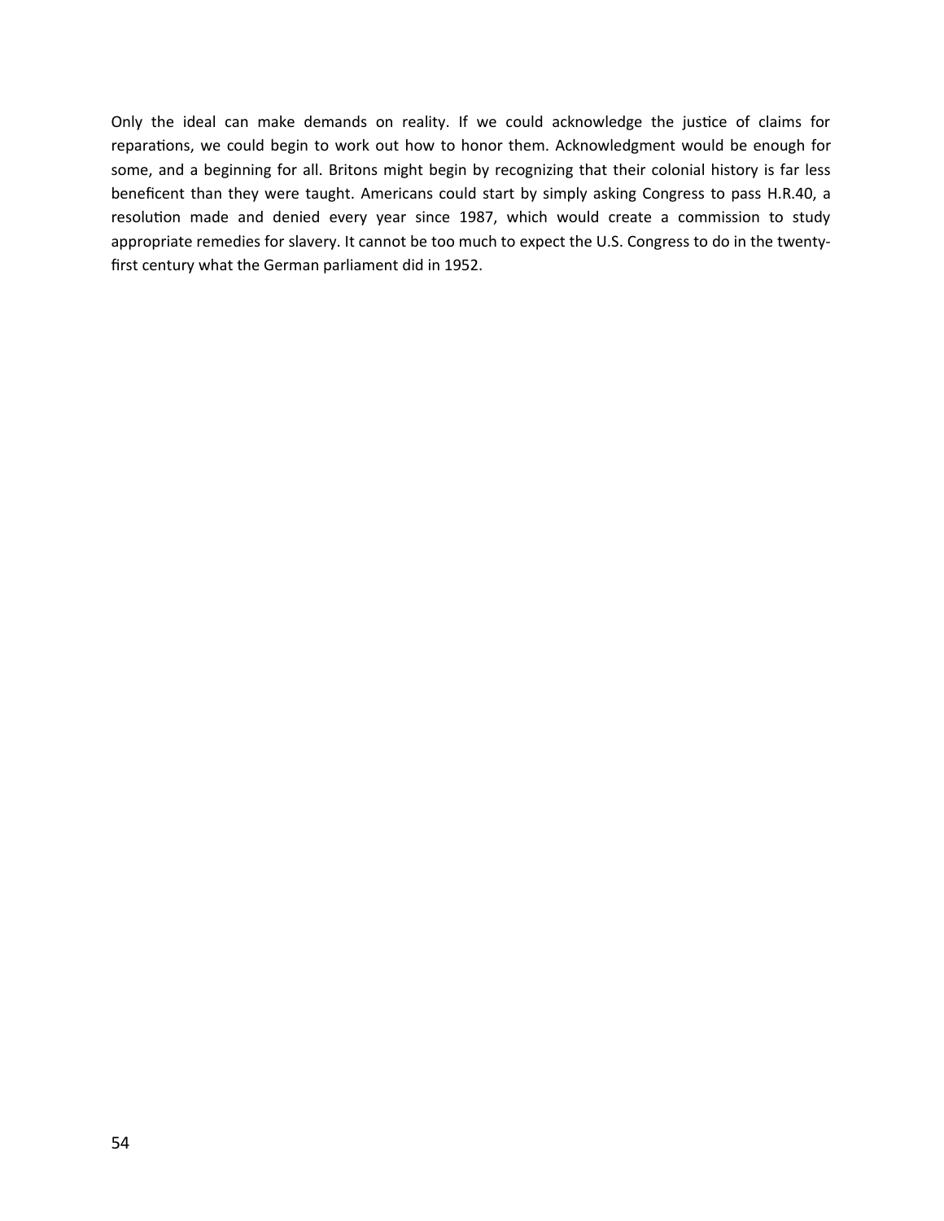Only the ideal can make demands on reality. If we could acknowledge the justice of claims for reparations, we could begin to work out how to honor them. Acknowledgment would be enough for some, and a beginning for all. Britons might begin by recognizing that their colonial history is far less beneficent than they were taught. Americans could start by simply asking Congress to pass H.R.40, a resolution made and denied every year since 1987, which would create a commission to study appropriate remedies for slavery. It cannot be too much to expect the U.S. Congress to do in the twenty-first century what the German parliament did in 1952.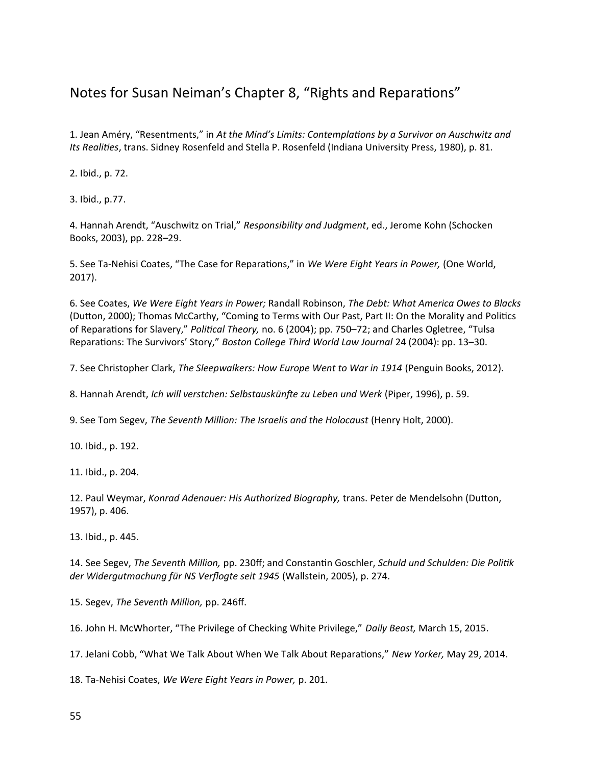# Notes for Susan Neiman's Chapter 8, "Rights and Reparations"

1. Jean Améry, "Resentments," in *At the Mind's Limits: Contemplations by a Survivor on Auschwitz and Its Realities*, trans. Sidney Rosenfeld and Stella P. Rosenfeld (Indiana University Press, 1980), p. 81.

2. Ibid., p. 72.

3. Ibid., p.77.

4. Hannah Arendt, "Auschwitz on Trial," *Responsibility and Judgment*, ed., Jerome Kohn (Schocken Books, 2003), pp. 228–29.

5. See Ta-Nehisi Coates, "The Case for Reparations," in *We Were Eight Years in Power,* (One World, 2017).

6. See Coates, *We Were Eight Years in Power;* Randall Robinson, *The Debt: What America Owes to Blacks* (Dutton, 2000); Thomas McCarthy, "Coming to Terms with Our Past, Part II: On the Morality and Politics of Reparations for Slavery," *Political Theory,* no. 6 (2004); pp. 750–72; and Charles Ogletree, "Tulsa Reparations: The Survivors' Story," *Boston College Third World Law Journal* 24 (2004): pp. 13–30.

7. See Christopher Clark, *The Sleepwalkers: How Europe Went to War in 1914* (Penguin Books, 2012).

8. Hannah Arendt, *Ich will verstchen: Selbstauskünfte zu Leben und Werk* (Piper, 1996), p. 59.

9. See Tom Segev, *The Seventh Million: The Israelis and the Holocaust* (Henry Holt, 2000).

10. Ibid., p. 192.

11. Ibid., p. 204.

12. Paul Weymar, *Konrad Adenauer: His Authorized Biography,* trans. Peter de Mendelsohn (Dutton, 1957), p. 406.

13. Ibid., p. 445.

14. See Segev, *The Seventh Million,* pp. 230ff; and Constantin Goschler, *Schuld und Schulden: Die Politik der Widergutmachung für NS Verflogte seit 1945* (Wallstein, 2005), p. 274.

15. Segev, *The Seventh Million,* pp. 246ff.

16. John H. McWhorter, "The Privilege of Checking White Privilege," *Daily Beast,* March 15, 2015.

17. Jelani Cobb, "What We Talk About When We Talk About Reparations," *New Yorker,* May 29, 2014.

18. Ta-Nehisi Coates, *We Were Eight Years in Power,* p. 201.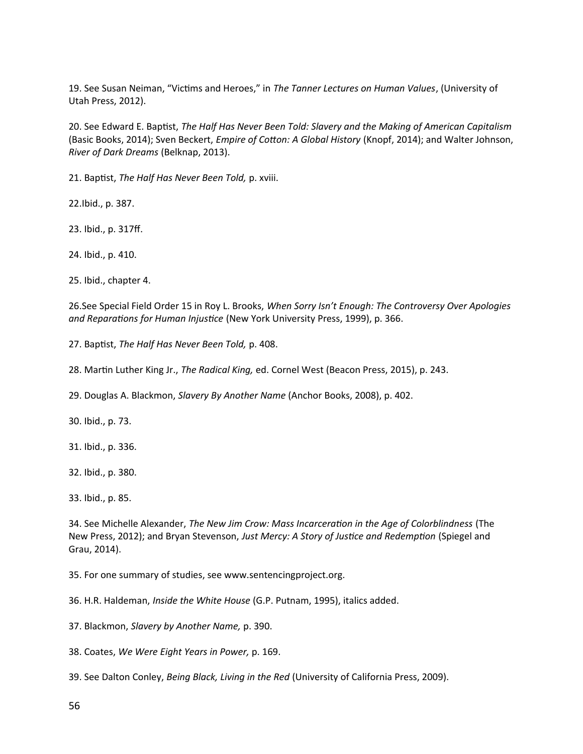19. See Susan Neiman, “Victims and Heroes,” in *The Tanner Lectures on Human Values*, (University of Utah Press, 2012).

20. See Edward E. Baptist, *The Half Has Never Been Told: Slavery and the Making of American Capitalism* (Basic Books, 2014); Sven Beckert, *Empire of Cotton: A Global History* (Knopf, 2014); and Walter Johnson, *River of Dark Dreams* (Belknap, 2013).

21. Baptist, *The Half Has Never Been Told,* p. xviii.

22.Ibid., p. 387.

23. Ibid., p. 317ff.

24. Ibid., p. 410.

25. Ibid., chapter 4.

26.See Special Field Order 15 in Roy L. Brooks, *When Sorry Isn’t Enough: The Controversy Over Apologies and Reparations for Human Injustice* (New York University Press, 1999), p. 366.

27. Baptist, *The Half Has Never Been Told,* p. 408.

28. Martin Luther King Jr., *The Radical King,* ed. Cornel West (Beacon Press, 2015), p. 243.

29. Douglas A. Blackmon, *Slavery By Another Name* (Anchor Books, 2008), p. 402.

30. Ibid., p. 73.

31. Ibid., p. 336.

32. Ibid., p. 380.

33. Ibid., p. 85.

34. See Michelle Alexander, *The New Jim Crow: Mass Incarceration in the Age of Colorblindness* (The New Press, 2012); and Bryan Stevenson, *Just Mercy: A Story of Justice and Redemption* (Spiegel and Grau, 2014).

35. For one summary of studies, see www.sentencingproject.org.

36. H.R. Haldeman, *Inside the White House* (G.P. Putnam, 1995), italics added.

37. Blackmon, *Slavery by Another Name,* p. 390.

38. Coates, *We Were Eight Years in Power,* p. 169.

39. See Dalton Conley, *Being Black, Living in the Red* (University of California Press, 2009).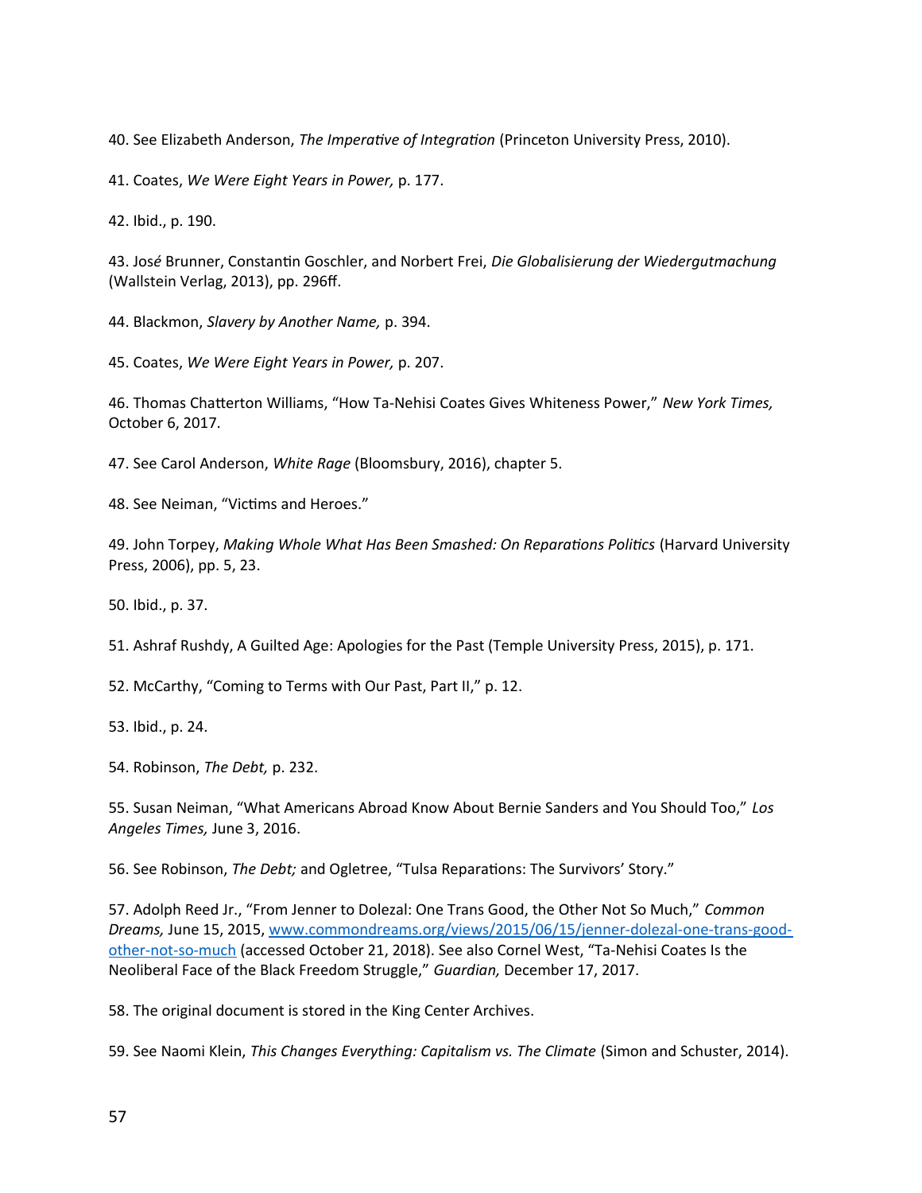40. See Elizabeth Anderson, *The Imperative of Integration* (Princeton University Press, 2010).

41. Coates, *We Were Eight Years in Power,* p. 177.

42. Ibid., p. 190.

43. *José* Brunner, Constantin Goschler, and Norbert Frei, *Die Globalisierung der Wiedergutmachung* (Wallstein Verlag, 2013), pp. 296ff.

44. Blackmon, *Slavery by Another Name,* p. 394.

45. Coates, *We Were Eight Years in Power,* p. 207.

46. Thomas Chatterton Williams, "How Ta-Nehisi Coates Gives Whiteness Power," *New York Times,* October 6, 2017.

47. See Carol Anderson, *White Rage* (Bloomsbury, 2016), chapter 5.

48. See Neiman, "Victims and Heroes."

49. John Torpey, *Making Whole What Has Been Smashed: On Reparations Politics* (Harvard University Press, 2006), pp. 5, 23.

50. Ibid., p. 37.

51. Ashraf Rushdy, A Guilted Age: Apologies for the Past (Temple University Press, 2015), p. 171.

52. McCarthy, "Coming to Terms with Our Past, Part II," p. 12.

53. Ibid., p. 24.

54. Robinson, *The Debt,* p. 232.

55. Susan Neiman, "What Americans Abroad Know About Bernie Sanders and You Should Too," *Los Angeles Times,* June 3, 2016.

56. See Robinson, *The Debt;* and Ogletree, "Tulsa Reparations: The Survivors' Story."

57. Adolph Reed Jr., "From Jenner to Dolezal: One Trans Good, the Other Not So Much," *Common Dreams,* June 15, 2015, [www.commondreams.org/views/2015/06/15/jenner-dolezal-one-trans-good-other-not-so-much](www.commondreams.org/views/2015/06/15/jenner-dolezal-one-trans-good-other-not-so-much) (accessed October 21, 2018). See also Cornel West, "Ta-Nehisi Coates Is the Neoliberal Face of the Black Freedom Struggle," *Guardian,* December 17, 2017.

58. The original document is stored in the King Center Archives.

59. See Naomi Klein, *This Changes Everything: Capitalism vs. The Climate* (Simon and Schuster, 2014).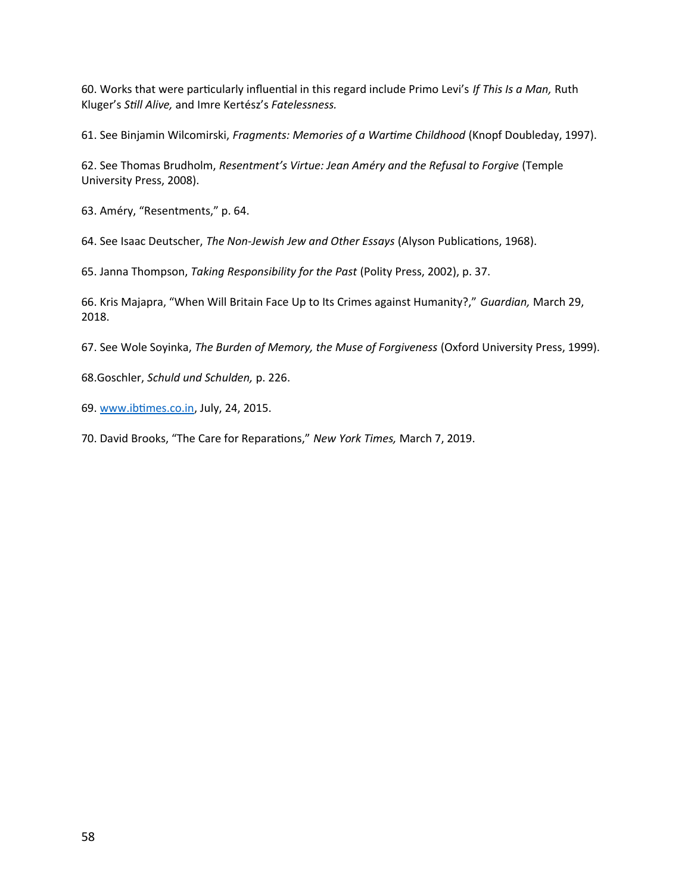60. Works that were particularly influential in this regard include Primo Levi's *If This Is a Man,* Ruth Kluger's *Still Alive,* and Imre Kertész's *Fatelessness.*

61. See Binjamin Wilcomirski, *Fragments: Memories of a Wartime Childhood* (Knopf Doubleday, 1997).

62. See Thomas Brudholm, *Resentment's Virtue: Jean Améry and the Refusal to Forgive* (Temple University Press, 2008).

63. Améry, "Resentments," p. 64.

64. See Isaac Deutscher, *The Non-Jewish Jew and Other Essays* (Alyson Publications, 1968).

65. Janna Thompson, *Taking Responsibility for the Past* (Polity Press, 2002), p. 37.

66. Kris Majapra, "When Will Britain Face Up to Its Crimes against Humanity?," *Guardian,* March 29, 2018.

67. See Wole Soyinka, *The Burden of Memory, the Muse of Forgiveness* (Oxford University Press, 1999).

68.Goschler, *Schuld und Schulden,* p. 226.

69. www.ibtimes.co.in, July, 24, 2015.

70. David Brooks, "The Care for Reparations," *New York Times,* March 7, 2019.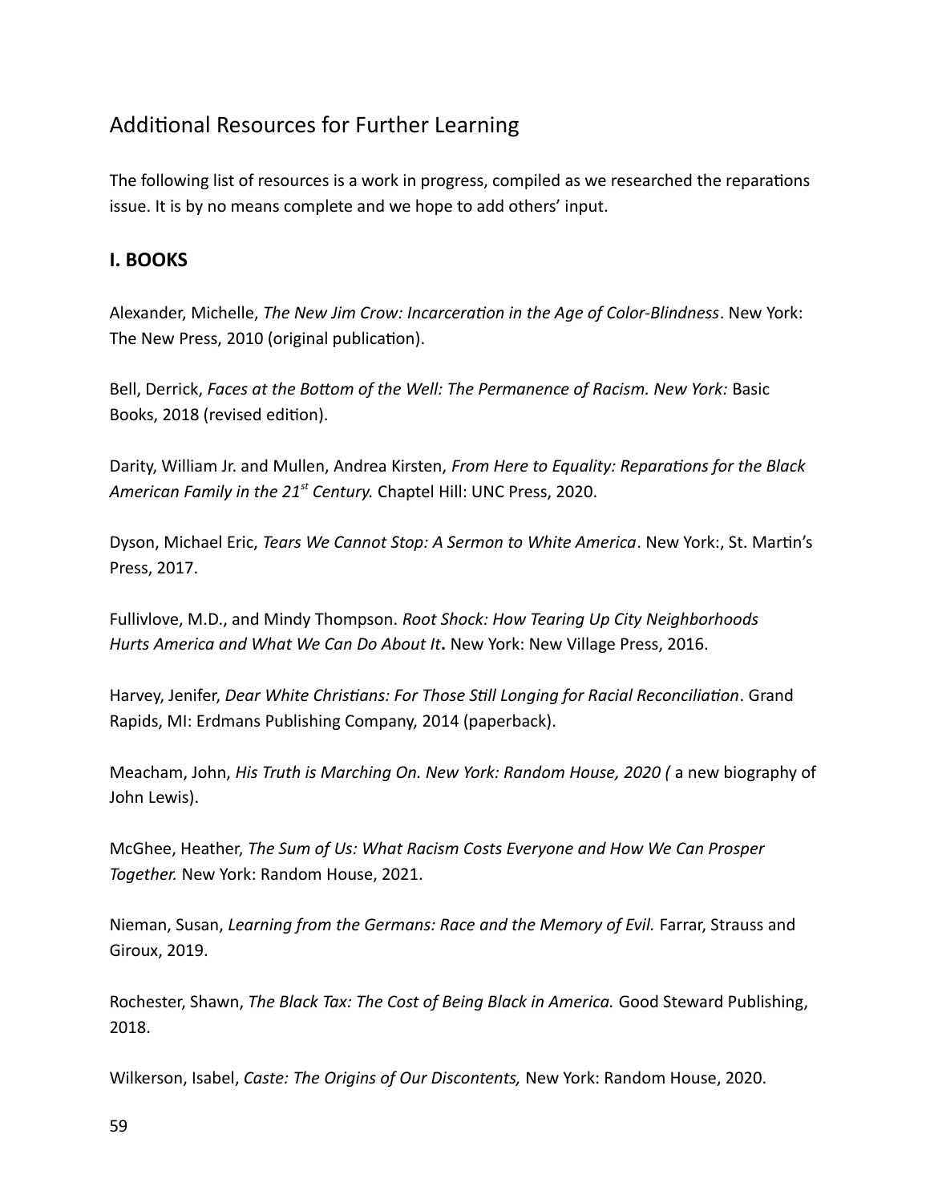## Additional Resources for Further Learning

The following list of resources is a work in progress, compiled as we researched the reparations issue. It is by no means complete and we hope to add others' input.

### I. BOOKS

Alexander, Michelle, *The New Jim Crow: Incarceration in the Age of Color-Blindness*. New York: The New Press, 2010 (original publication).

Bell, Derrick, *Faces at the Bottom of the Well: The Permanence of Racism. New York:* Basic Books, 2018 (revised edition).

Darity, William Jr. and Mullen, Andrea Kirsten, *From Here to Equality: Reparations for the Black American Family in the 21st Century.* Chaptel Hill: UNC Press, 2020.

Dyson, Michael Eric, *Tears We Cannot Stop: A Sermon to White America*. New York:, St. Martin's Press, 2017.

Fullivlove, M.D., and Mindy Thompson. *Root Shock: How Tearing Up City Neighborhoods Hurts America and What We Can Do About It***.** New York: New Village Press, 2016.

Harvey, Jenifer, *Dear White Christians: For Those Still Longing for Racial Reconciliation*. Grand Rapids, MI: Erdmans Publishing Company, 2014 (paperback).

Meacham, John, *His Truth is Marching On. New York: Random House, 2020 (* a new biography of John Lewis).

McGhee, Heather, *The Sum of Us: What Racism Costs Everyone and How We Can Prosper Together.* New York: Random House, 2021.

Nieman, Susan, *Learning from the Germans: Race and the Memory of Evil.* Farrar, Strauss and Giroux, 2019.

Rochester, Shawn, *The Black Tax: The Cost of Being Black in America.* Good Steward Publishing, 2018.

Wilkerson, Isabel, *Caste: The Origins of Our Discontents,* New York: Random House, 2020.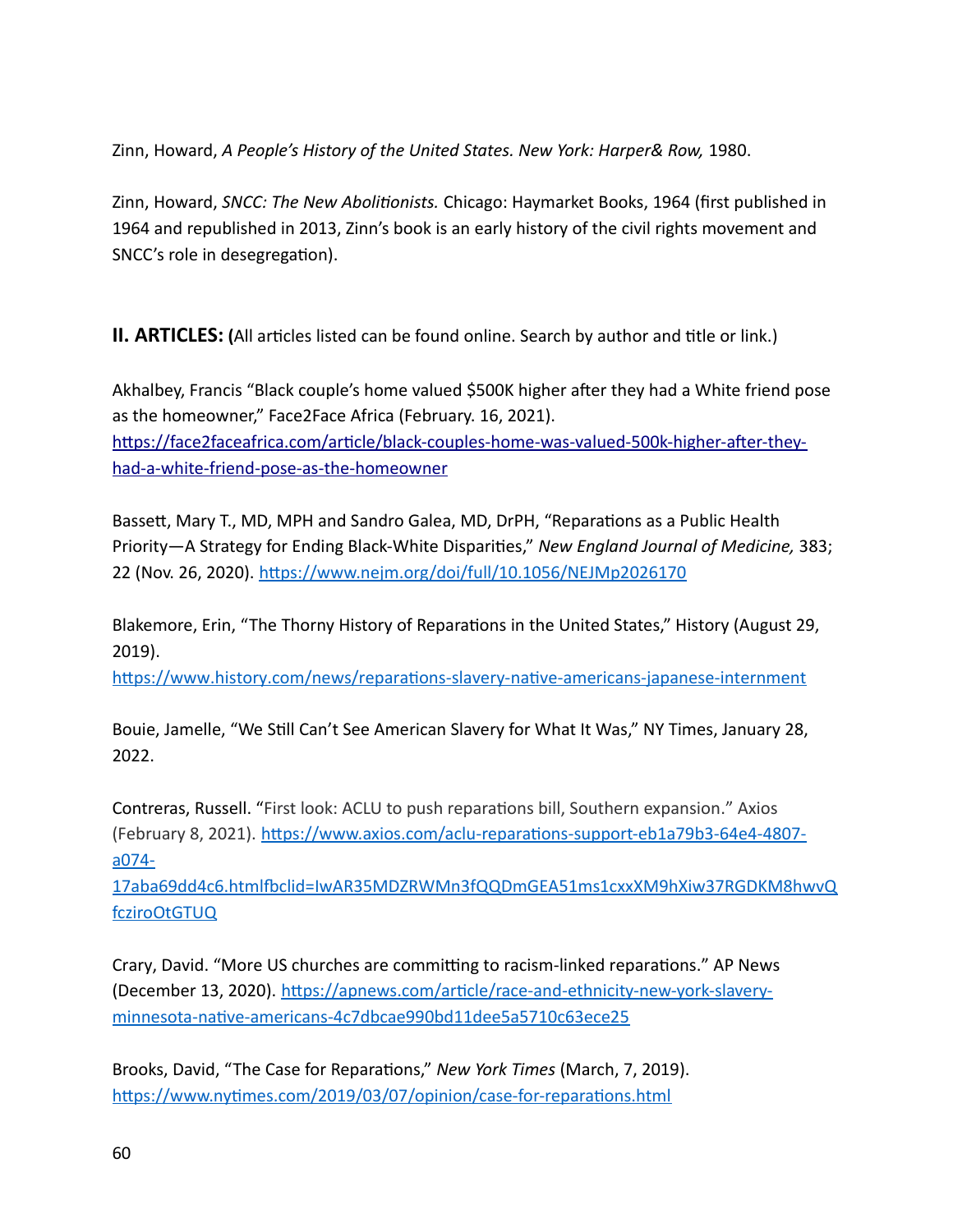Zinn, Howard, *A People's History of the United States. New York: Harper& Row,* 1980.

Zinn, Howard, *SNCC: The New Abolitionists.* Chicago: Haymarket Books, 1964 (first published in 1964 and republished in 2013, Zinn's book is an early history of the civil rights movement and SNCC's role in desegregation).

**II. ARTICLES: (**All articles listed can be found online. Search by author and title or link.)

Akhalbey, Francis "Black couple's home valued $500K higher after they had a White friend pose as the homeowner," Face2Face Africa (February. 16, 2021). https://face2faceafrica.com/article/black-couples-home-was-valued-500k-higher-after-they-had-a-white-friend-pose-as-the-homeowner

Bassett, Mary T., MD, MPH and Sandro Galea, MD, DrPH, "Reparations as a Public Health Priority—A Strategy for Ending Black-White Disparities," *New England Journal of Medicine,* 383; 22 (Nov. 26, 2020). https://www.nejm.org/doi/full/10.1056/NEJMp2026170

Blakemore, Erin, "The Thorny History of Reparations in the United States," History (August 29, 2019). https://www.history.com/news/reparations-slavery-native-americans-japanese-internment

Bouie, Jamelle, "We Still Can't See American Slavery for What It Was," NY Times, January 28, 2022.

Contreras, Russell. "First look: ACLU to push reparations bill, Southern expansion." Axios (February 8, 2021). https://www.axios.com/aclu-reparations-support-eb1a79b3-64e4-4807-a074-17aba69dd4c6.htmlfbclid=IwAR35MDZRWMn3fQQDmGEA51ms1cxxXM9hXiw37RGDKM8hwvQfcziroOtGTUQ

Crary, David. "More US churches are committing to racism-linked reparations." AP News (December 13, 2020). https://apnews.com/article/race-and-ethnicity-new-york-slavery-minnesota-native-americans-4c7dbcae990bd11dee5a5710c63ece25

Brooks, David, "The Case for Reparations," *New York Times* (March, 7, 2019). https://www.nytimes.com/2019/03/07/opinion/case-for-reparations.html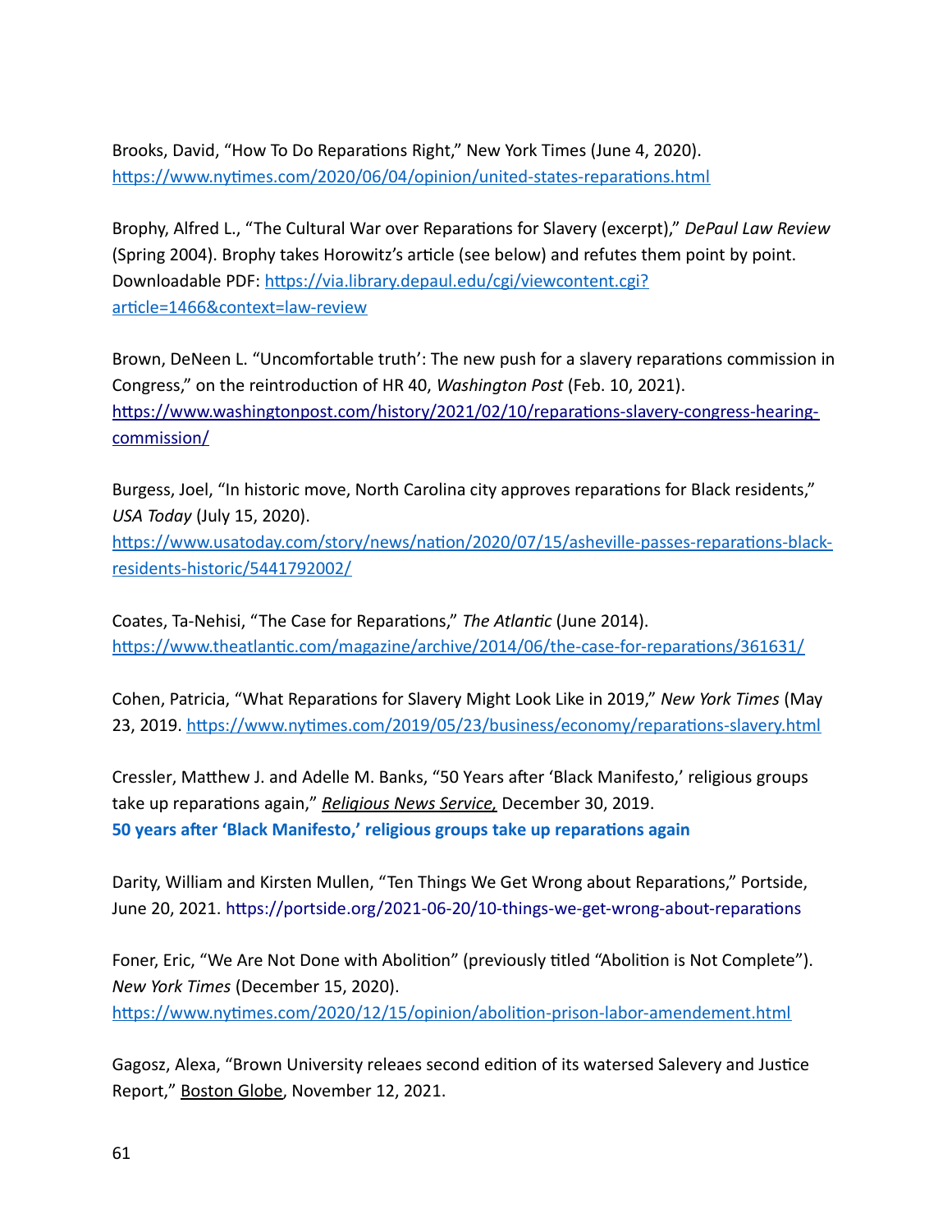Brooks, David, "How To Do Reparations Right," New York Times (June 4, 2020). https://www.nytimes.com/2020/06/04/opinion/united-states-reparations.html

Brophy, Alfred L., "The Cultural War over Reparations for Slavery (excerpt)," *DePaul Law Review* (Spring 2004). Brophy takes Horowitz's article (see below) and refutes them point by point. Downloadable PDF: https://via.library.depaul.edu/cgi/viewcontent.cgi?article=1466&context=law-review

Brown, DeNeen L. "Uncomfortable truth': The new push for a slavery reparations commission in Congress," on the reintroduction of HR 40, *Washington Post* (Feb. 10, 2021). https://www.washingtonpost.com/history/2021/02/10/reparations-slavery-congress-hearing-commission/

Burgess, Joel, "In historic move, North Carolina city approves reparations for Black residents," *USA Today* (July 15, 2020). https://www.usatoday.com/story/news/nation/2020/07/15/asheville-passes-reparations-black-residents-historic/5441792002/

Coates, Ta-Nehisi, "The Case for Reparations," *The Atlantic* (June 2014). https://www.theatlantic.com/magazine/archive/2014/06/the-case-for-reparations/361631/

Cohen, Patricia, "What Reparations for Slavery Might Look Like in 2019," *New York Times* (May 23, 2019. https://www.nytimes.com/2019/05/23/business/economy/reparations-slavery.html

Cressler, Matthew J. and Adelle M. Banks, "50 Years after 'Black Manifesto,' religious groups take up reparations again," ***Religious News Service***, December 30, 2019.
**50 years after 'Black Manifesto,' religious groups take up reparations again**

Darity, William and Kirsten Mullen, "Ten Things We Get Wrong about Reparations," Portside, June 20, 2021. https://portside.org/2021-06-20/10-things-we-get-wrong-about-reparations

Foner, Eric, "We Are Not Done with Abolition" (previously titled "Abolition is Not Complete"). *New York Times* (December 15, 2020).
https://www.nytimes.com/2020/12/15/opinion/abolition-prison-labor-amendement.html

Gagosz, Alexa, "Brown University releaes second edition of its watersed Salevery and Justice Report," Boston Globe, November 12, 2021.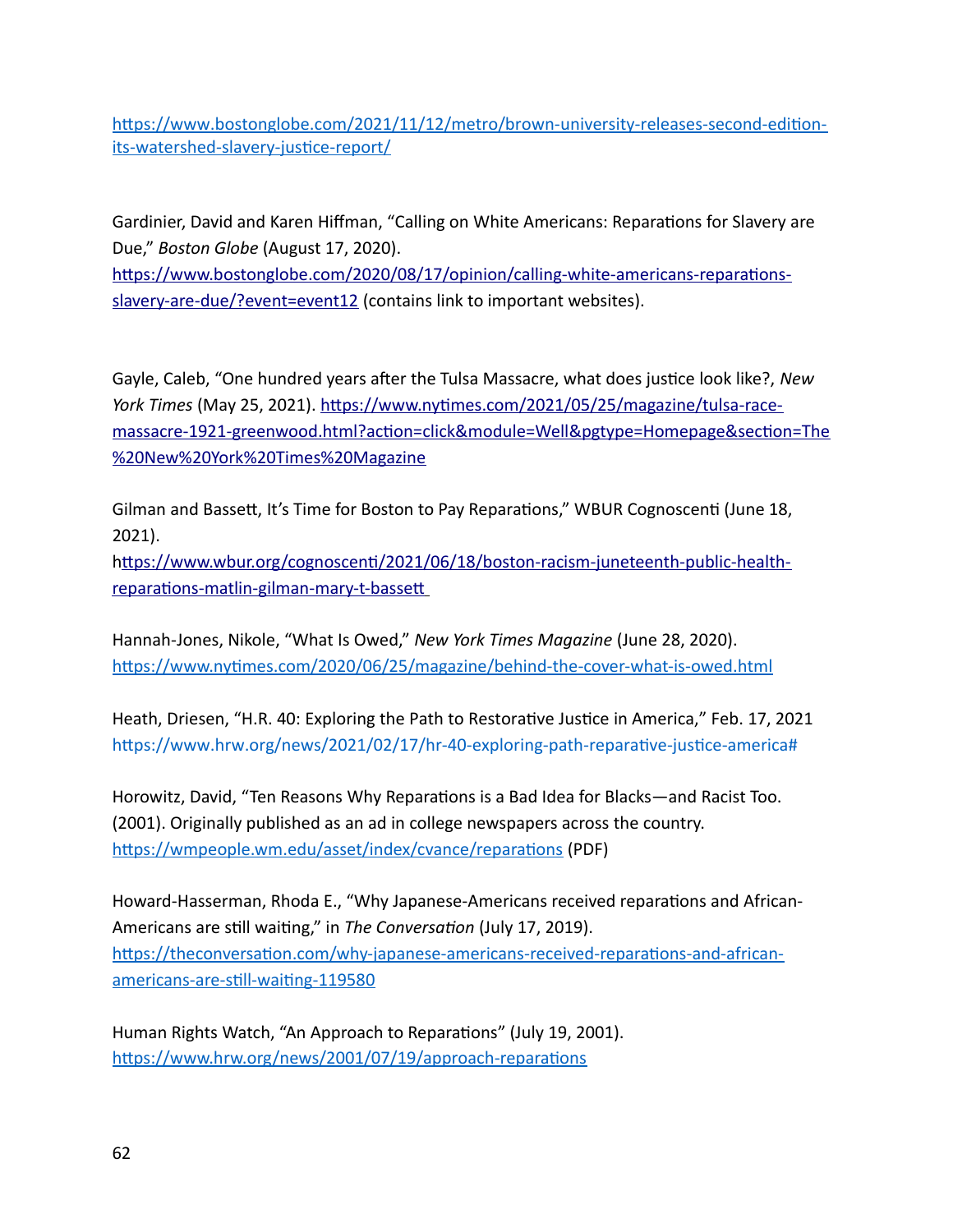https://www.bostonglobe.com/2021/11/12/metro/brown-university-releases-second-edition-its-watershed-slavery-justice-report/

Gardinier, David and Karen Hiffman, "Calling on White Americans: Reparations for Slavery are Due," *Boston Globe* (August 17, 2020). https://www.bostonglobe.com/2020/08/17/opinion/calling-white-americans-reparations-slavery-are-due/?event=event12 (contains link to important websites).

Gayle, Caleb, "One hundred years after the Tulsa Massacre, what does justice look like?, *New York Times* (May 25, 2021). https://www.nytimes.com/2021/05/25/magazine/tulsa-race-massacre-1921-greenwood.html?action=click&module=Well&pgtype=Homepage&section=The%20New%20York%20Times%20Magazine

Gilman and Bassett, It's Time for Boston to Pay Reparations," WBUR Cognoscenti (June 18, 2021). https://www.wbur.org/cognoscenti/2021/06/18/boston-racism-juneteenth-public-health-reparations-matlin-gilman-mary-t-bassett

Hannah-Jones, Nikole, "What Is Owed," *New York Times Magazine* (June 28, 2020). https://www.nytimes.com/2020/06/25/magazine/behind-the-cover-what-is-owed.html

Heath, Driesen, "H.R. 40: Exploring the Path to Restorative Justice in America," Feb. 17, 2021 https://www.hrw.org/news/2021/02/17/hr-40-exploring-path-reparative-justice-america#

Horowitz, David, "Ten Reasons Why Reparations is a Bad Idea for Blacks—and Racist Too. (2001). Originally published as an ad in college newspapers across the country. https://wmpeople.wm.edu/asset/index/cvance/reparations (PDF)

Howard-Hasserman, Rhoda E., "Why Japanese-Americans received reparations and African-Americans are still waiting," in *The Conversation* (July 17, 2019). https://theconversation.com/why-japanese-americans-received-reparations-and-african-americans-are-still-waiting-119580

Human Rights Watch, "An Approach to Reparations" (July 19, 2001). https://www.hrw.org/news/2001/07/19/approach-reparations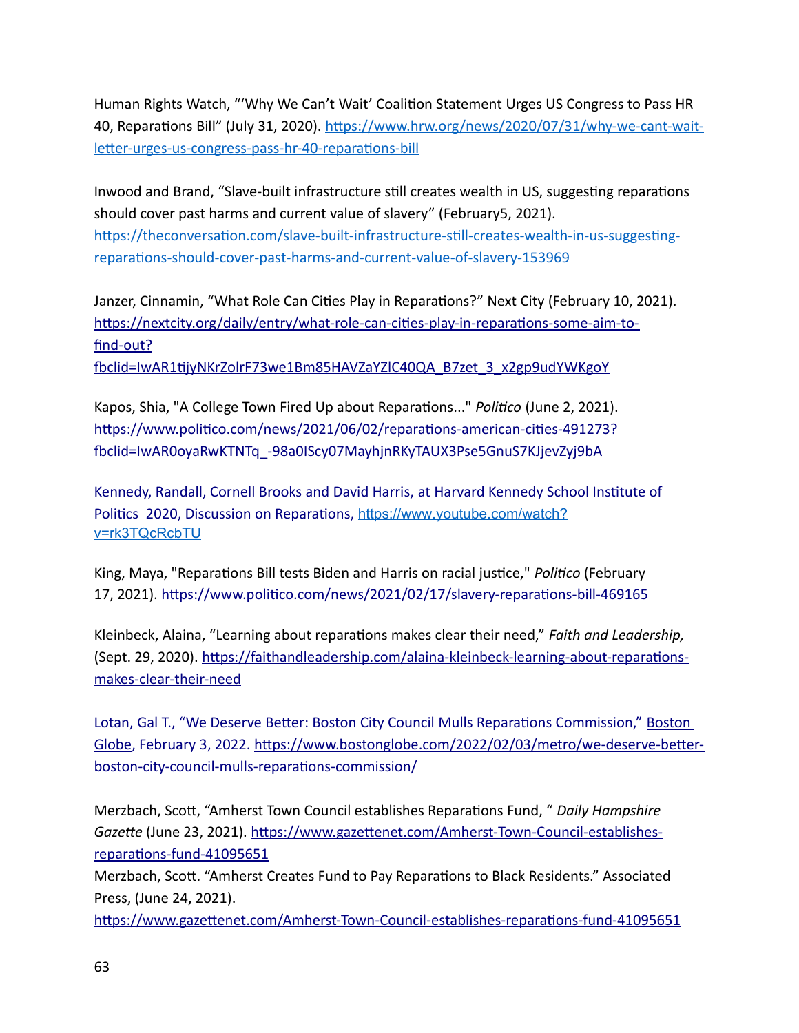Human Rights Watch, "'Why We Can't Wait' Coalition Statement Urges US Congress to Pass HR 40, Reparations Bill" (July 31, 2020). https://www.hrw.org/news/2020/07/31/why-we-cant-wait-letter-urges-us-congress-pass-hr-40-reparations-bill

Inwood and Brand, "Slave-built infrastructure still creates wealth in US, suggesting reparations should cover past harms and current value of slavery" (February5, 2021). https://theconversation.com/slave-built-infrastructure-still-creates-wealth-in-us-suggesting-reparations-should-cover-past-harms-and-current-value-of-slavery-153969

Janzer, Cinnamin, "What Role Can Cities Play in Reparations?" Next City (February 10, 2021). https://nextcity.org/daily/entry/what-role-can-cities-play-in-reparations-some-aim-to-find-out?fbclid=IwAR1tijyNKrZolrF73we1Bm85HAVZaYZlC40QA_B7zet_3_x2gp9udYWKgoY

Kapos, Shia, "A College Town Fired Up about Reparations..." *Politico* (June 2, 2021). https://www.politico.com/news/2021/06/02/reparations-american-cities-491273?fbclid=IwAR0oyaRwKTNTq_-98a0IScy07MayhjnRKyTAUX3Pse5GnuS7KJjevZyj9bA

Kennedy, Randall, Cornell Brooks and David Harris, at Harvard Kennedy School Institute of Politics 2020, Discussion on Reparations, https://www.youtube.com/watch?v=rk3TQcRcbTU

King, Maya, "Reparations Bill tests Biden and Harris on racial justice," *Politico* (February 17, 2021). https://www.politico.com/news/2021/02/17/slavery-reparations-bill-469165

Kleinbeck, Alaina, "Learning about reparations makes clear their need," *Faith and Leadership,* (Sept. 29, 2020). https://faithandleadership.com/alaina-kleinbeck-learning-about-reparations-makes-clear-their-need

Lotan, Gal T., "We Deserve Better: Boston City Council Mulls Reparations Commission," Boston Globe, February 3, 2022. https://www.bostonglobe.com/2022/02/03/metro/we-deserve-better-boston-city-council-mulls-reparations-commission/

Merzbach, Scott, "Amherst Town Council establishes Reparations Fund, " *Daily Hampshire Gazette* (June 23, 2021). https://www.gazettenet.com/Amherst-Town-Council-establishes-reparations-fund-41095651

Merzbach, Scott. "Amherst Creates Fund to Pay Reparations to Black Residents." Associated Press, (June 24, 2021). https://www.gazettenet.com/Amherst-Town-Council-establishes-reparations-fund-41095651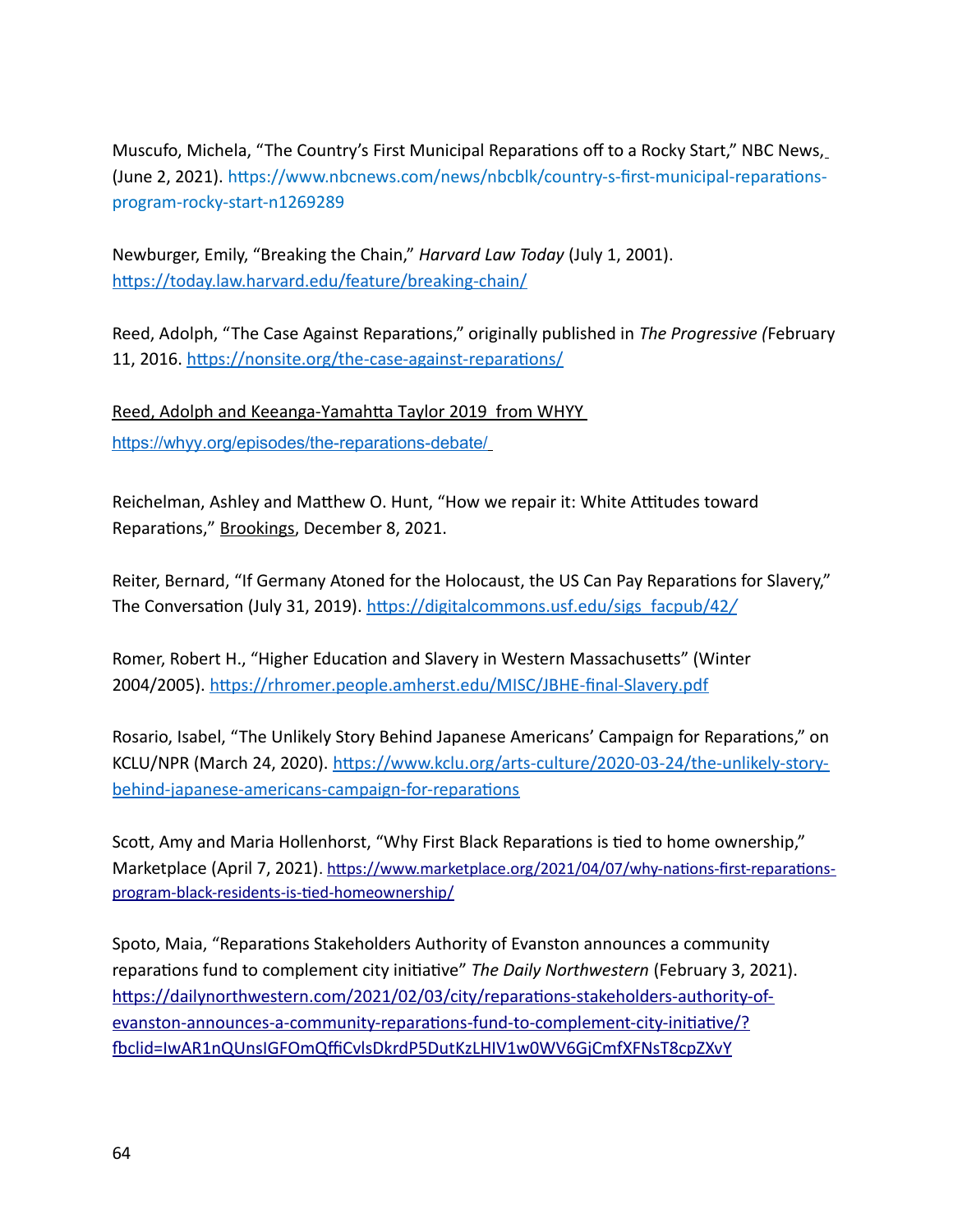Muscufo, Michela, "The Country's First Municipal Reparations off to a Rocky Start," NBC News, (June 2, 2021). https://www.nbcnews.com/news/nbcblk/country-s-first-municipal-reparations-program-rocky-start-n1269289

Newburger, Emily, "Breaking the Chain," *Harvard Law Today* (July 1, 2001). https://today.law.harvard.edu/feature/breaking-chain/

Reed, Adolph, "The Case Against Reparations," originally published in *The Progressive (*February 11, 2016. https://nonsite.org/the-case-against-reparations/

Reed, Adolph and Keeanga-Yamahtta Taylor 2019 from WHYY https://whyy.org/episodes/the-reparations-debate/

Reichelman, Ashley and Matthew O. Hunt, "How we repair it: White Attitudes toward Reparations," Brookings, December 8, 2021.

Reiter, Bernard, "If Germany Atoned for the Holocaust, the US Can Pay Reparations for Slavery," The Conversation (July 31, 2019). https://digitalcommons.usf.edu/sigs_facpub/42/

Romer, Robert H., "Higher Education and Slavery in Western Massachusetts" (Winter 2004/2005). https://rhromer.people.amherst.edu/MISC/JBHE-final-Slavery.pdf

Rosario, Isabel, "The Unlikely Story Behind Japanese Americans' Campaign for Reparations," on KCLU/NPR (March 24, 2020). https://www.kclu.org/arts-culture/2020-03-24/the-unlikely-story-behind-japanese-americans-campaign-for-reparations

Scott, Amy and Maria Hollenhorst, "Why First Black Reparations is tied to home ownership," Marketplace (April 7, 2021). https://www.marketplace.org/2021/04/07/why-nations-first-reparations-program-black-residents-is-tied-homeownership/

Spoto, Maia, "Reparations Stakeholders Authority of Evanston announces a community reparations fund to complement city initiative" *The Daily Northwestern* (February 3, 2021). https://dailynorthwestern.com/2021/02/03/city/reparations-stakeholders-authority-of-evanston-announces-a-community-reparations-fund-to-complement-city-initiative/?fbclid=IwAR1nQUnsIGFOmQffiCvlsDkrdP5DutKzLHIV1w0WV6GjCmfXFNsT8cpZXvY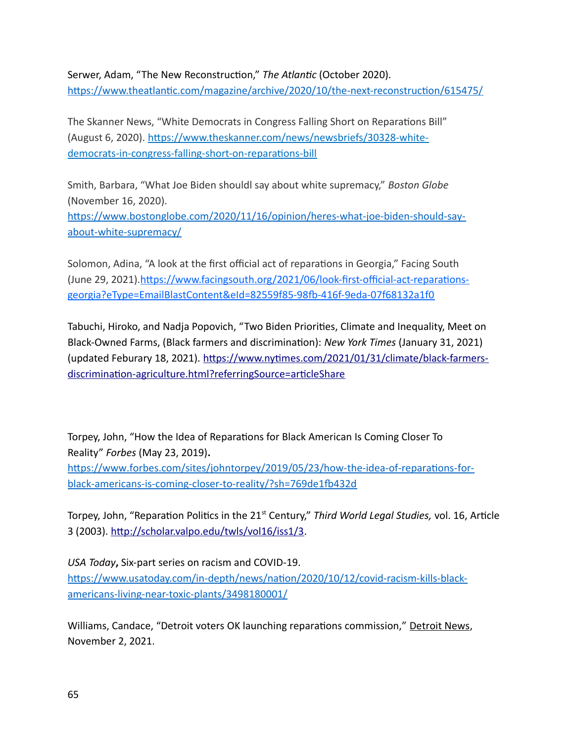Serwer, Adam, “The New Reconstruction,” *The Atlantic* (October 2020). https://www.theatlantic.com/magazine/archive/2020/10/the-next-reconstruction/615475/

The Skanner News, “White Democrats in Congress Falling Short on Reparations Bill” (August 6, 2020). https://www.theskanner.com/news/newsbriefs/30328-white-democrats-in-congress-falling-short-on-reparations-bill

Smith, Barbara, “What Joe Biden shouldl say about white supremacy,” *Boston Globe* (November 16, 2020). https://www.bostonglobe.com/2020/11/16/opinion/heres-what-joe-biden-should-say-about-white-supremacy/

Solomon, Adina, “A look at the first official act of reparations in Georgia,” Facing South (June 29, 2021).https://www.facingsouth.org/2021/06/look-first-official-act-reparations-georgia?eType=EmailBlastContent&eId=82559f85-98fb-416f-9eda-07f68132a1f0

Tabuchi, Hiroko, and Nadja Popovich, “Two Biden Priorities, Climate and Inequality, Meet on Black-Owned Farms, (Black farmers and discrimination): *New York Times* (January 31, 2021) (updated Feburary 18, 2021). https://www.nytimes.com/2021/01/31/climate/black-farmers-discrimination-agriculture.html?referringSource=articleShare

Torpey, John, “How the Idea of Reparations for Black American Is Coming Closer To Reality” *Forbes* (May 23, 2019)**.** https://www.forbes.com/sites/johntorpey/2019/05/23/how-the-idea-of-reparations-for-black-americans-is-coming-closer-to-reality/?sh=769de1fb432d

Torpey, John, “Reparation Politics in the 21st Century,” *Third World Legal Studies,* vol. 16, Article 3 (2003). http://scholar.valpo.edu/twls/vol16/iss1/3.

*USA Today***,** Six-part series on racism and COVID-19. https://www.usatoday.com/in-depth/news/nation/2020/10/12/covid-racism-kills-black-americans-living-near-toxic-plants/3498180001/

Williams, Candace, “Detroit voters OK launching reparations commission,” Detroit News, November 2, 2021.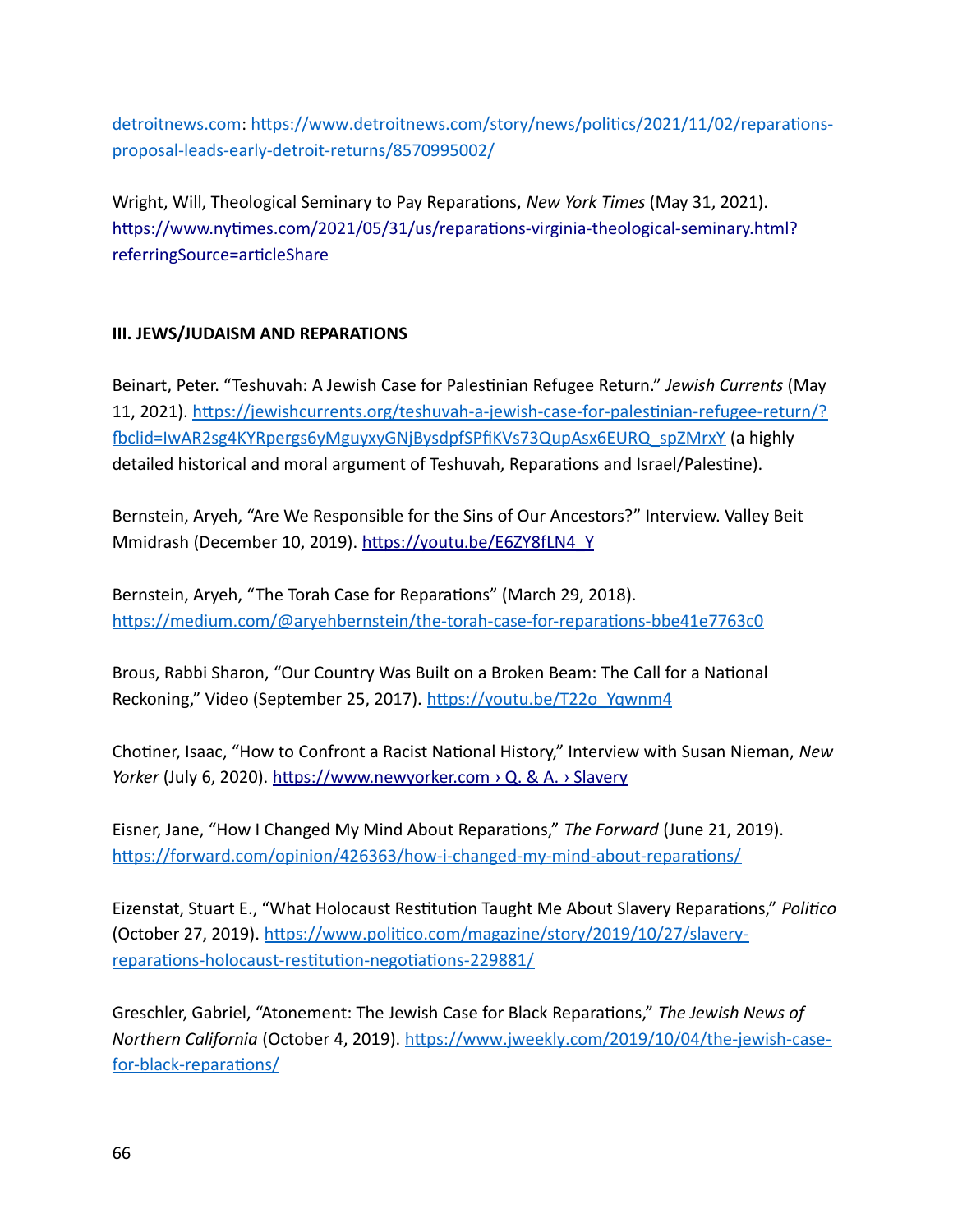detroitnews.com: https://www.detroitnews.com/story/news/politics/2021/11/02/reparations-proposal-leads-early-detroit-returns/8570995002/

Wright, Will, Theological Seminary to Pay Reparations, *New York Times* (May 31, 2021). https://www.nytimes.com/2021/05/31/us/reparations-virginia-theological-seminary.html?referringSource=articleShare

**III. JEWS/JUDAISM AND REPARATIONS**

Beinart, Peter. "Teshuvah: A Jewish Case for Palestinian Refugee Return." *Jewish Currents* (May 11, 2021). https://jewishcurrents.org/teshuvah-a-jewish-case-for-palestinian-refugee-return/?fbclid=IwAR2sg4KYRpergs6yMguyxyGNjBysdpfSPfiKVs73QupAsx6EURQ_spZMrxY (a highly detailed historical and moral argument of Teshuvah, Reparations and Israel/Palestine).

Bernstein, Aryeh, "Are We Responsible for the Sins of Our Ancestors?" Interview. Valley Beit Mmidrash (December 10, 2019). https://youtu.be/E6ZY8fLN4_Y

Bernstein, Aryeh, "The Torah Case for Reparations" (March 29, 2018). https://medium.com/@aryehbernstein/the-torah-case-for-reparations-bbe41e7763c0

Brous, Rabbi Sharon, "Our Country Was Built on a Broken Beam: The Call for a National Reckoning," Video (September 25, 2017). https://youtu.be/T22o_Yqwnm4

Chotiner, Isaac, "How to Confront a Racist National History," Interview with Susan Nieman, *New Yorker* (July 6, 2020). https://www.newyorker.com › Q. & A. › Slavery

Eisner, Jane, "How I Changed My Mind About Reparations," *The Forward* (June 21, 2019). https://forward.com/opinion/426363/how-i-changed-my-mind-about-reparations/

Eizenstat, Stuart E., "What Holocaust Restitution Taught Me About Slavery Reparations," *Politico* (October 27, 2019). https://www.politico.com/magazine/story/2019/10/27/slavery-reparations-holocaust-restitution-negotiations-229881/

Greschler, Gabriel, "Atonement: The Jewish Case for Black Reparations," *The Jewish News of Northern California* (October 4, 2019). https://www.jweekly.com/2019/10/04/the-jewish-case-for-black-reparations/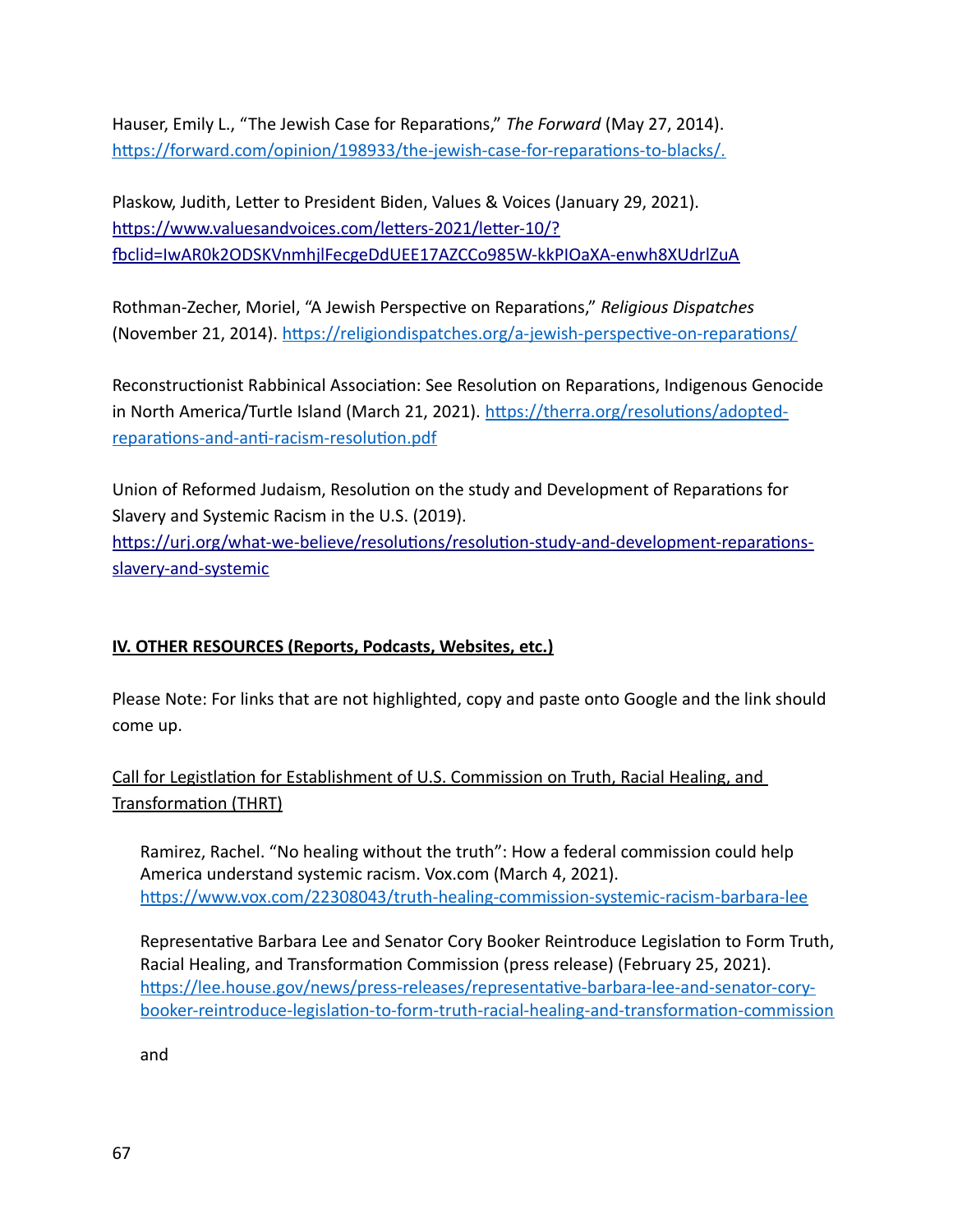Hauser, Emily L., "The Jewish Case for Reparations," *The Forward* (May 27, 2014). https://forward.com/opinion/198933/the-jewish-case-for-reparations-to-blacks/.

Plaskow, Judith, Letter to President Biden, Values & Voices (January 29, 2021). https://www.valuesandvoices.com/letters-2021/letter-10/?fbclid=IwAR0k2ODSKVnmhjlFecgeDdUEE17AZCCo985W-kkPIOaXA-enwh8XUdrlZuA

Rothman-Zecher, Moriel, "A Jewish Perspective on Reparations," *Religious Dispatches* (November 21, 2014). https://religiondispatches.org/a-jewish-perspective-on-reparations/

Reconstructionist Rabbinical Association: See Resolution on Reparations, Indigenous Genocide in North America/Turtle Island (March 21, 2021). https://therra.org/resolutions/adopted-reparations-and-anti-racism-resolution.pdf

Union of Reformed Judaism, Resolution on the study and Development of Reparations for Slavery and Systemic Racism in the U.S. (2019). https://urj.org/what-we-believe/resolutions/resolution-study-and-development-reparations-slavery-and-systemic

## IV. OTHER RESOURCES (Reports, Podcasts, Websites, etc.)

Please Note: For links that are not highlighted, copy and paste onto Google and the link should come up.

Call for Legislation for Establishment of U.S. Commission on Truth, Racial Healing, and Transformation (THRT)

Ramirez, Rachel. "No healing without the truth": How a federal commission could help America understand systemic racism. Vox.com (March 4, 2021). https://www.vox.com/22308043/truth-healing-commission-systemic-racism-barbara-lee

Representative Barbara Lee and Senator Cory Booker Reintroduce Legislation to Form Truth, Racial Healing, and Transformation Commission (press release) (February 25, 2021). https://lee.house.gov/news/press-releases/representative-barbara-lee-and-senator-cory-booker-reintroduce-legislation-to-form-truth-racial-healing-and-transformation-commission

and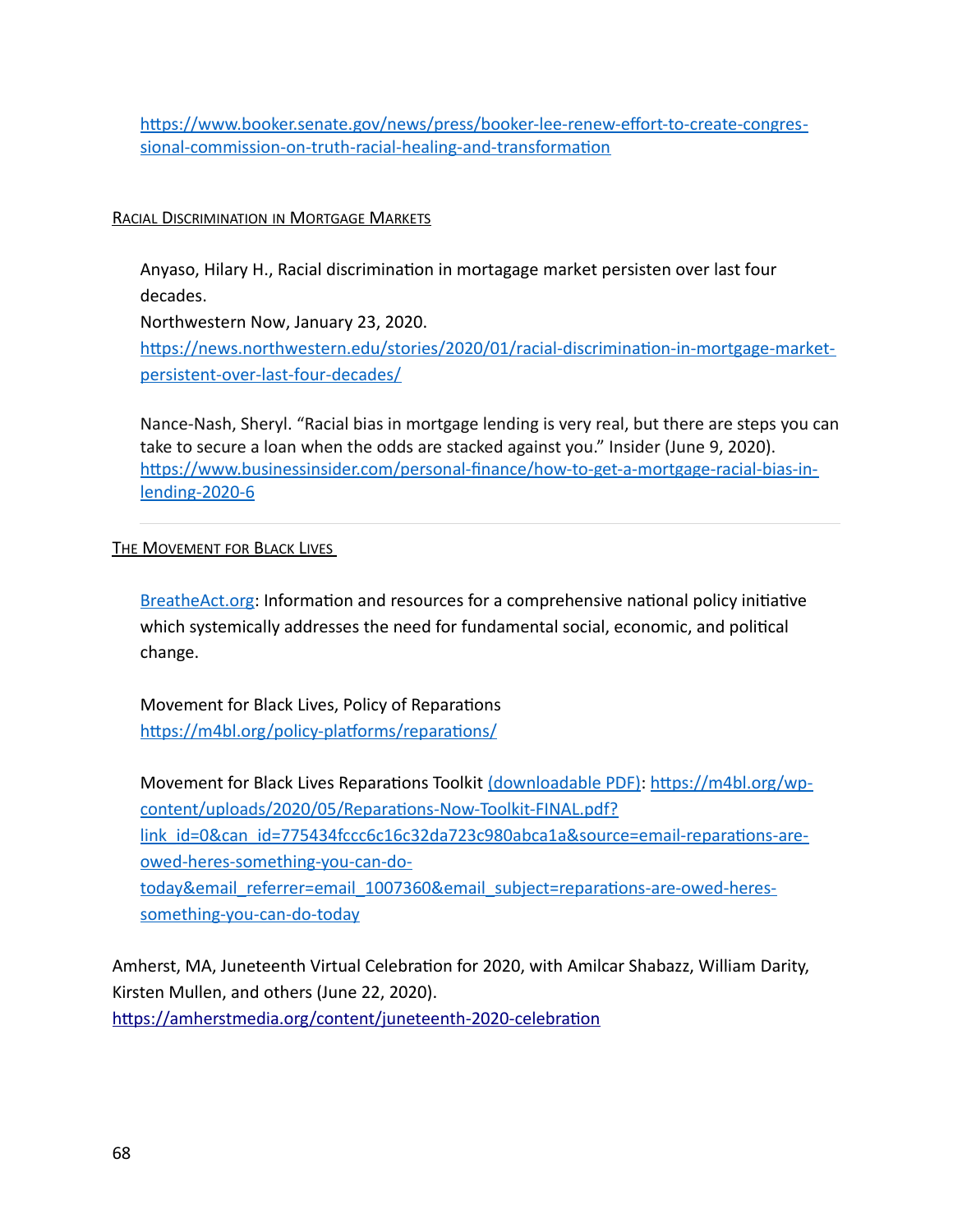https://www.booker.senate.gov/news/press/booker-lee-renew-effort-to-create-congressional-commission-on-truth-racial-healing-and-transformation

### Racial Discrimination in Mortgage Markets

Anyaso, Hilary H., Racial discrimination in mortagage market persisten over last four decades.
Northwestern Now, January 23, 2020.
https://news.northwestern.edu/stories/2020/01/racial-discrimination-in-mortgage-market-persistent-over-last-four-decades/

Nance-Nash, Sheryl. "Racial bias in mortgage lending is very real, but there are steps you can take to secure a loan when the odds are stacked against you." Insider (June 9, 2020).
https://www.businessinsider.com/personal-finance/how-to-get-a-mortgage-racial-bias-in-lending-2020-6

---

### The Movement for Black Lives

BreatheAct.org: Information and resources for a comprehensive national policy initiative which systemically addresses the need for fundamental social, economic, and political change.

Movement for Black Lives, Policy of Reparations
https://m4bl.org/policy-platforms/reparations/

Movement for Black Lives Reparations Toolkit (downloadable PDF): https://m4bl.org/wp-content/uploads/2020/05/Reparations-Now-Toolkit-FINAL.pdf?link_id=0&can_id=775434fccc6c16c32da723c980abca1a&source=email-reparations-are-owed-heres-something-you-can-do-today&email_referrer=email_1007360&email_subject=reparations-are-owed-heres-something-you-can-do-today

Amherst, MA, Juneteenth Virtual Celebration for 2020, with Amilcar Shabazz, William Darity, Kirsten Mullen, and others (June 22, 2020).
https://amherstmedia.org/content/juneteenth-2020-celebration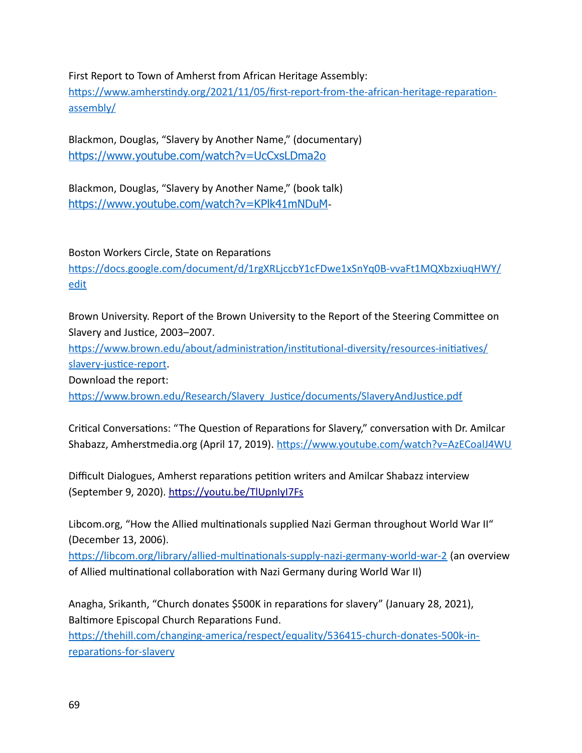First Report to Town of Amherst from African Heritage Assembly:
https://www.amherstindy.org/2021/11/05/first-report-from-the-african-heritage-reparation-assembly/

Blackmon, Douglas, “Slavery by Another Name,” (documentary)
https://www.youtube.com/watch?v=UcCxsLDma2o

Blackmon, Douglas, “Slavery by Another Name,” (book talk)
https://www.youtube.com/watch?v=KPlk41mNDuM-

Boston Workers Circle, State on Reparations
https://docs.google.com/document/d/1rgXRLjccbY1cFDwe1xSnYq0B-vvaFt1MQXbzxiuqHWY/edit

Brown University. Report of the Brown University to the Report of the Steering Committee on Slavery and Justice, 2003–2007.
https://www.brown.edu/about/administration/institutional-diversity/resources-initiatives/slavery-justice-report.
Download the report:
https://www.brown.edu/Research/Slavery_Justice/documents/SlaveryAndJustice.pdf

Critical Conversations: “The Question of Reparations for Slavery,” conversation with Dr. Amilcar Shabazz, Amherstmedia.org (April 17, 2019). https://www.youtube.com/watch?v=AzECoalJ4WU

Difficult Dialogues, Amherst reparations petition writers and Amilcar Shabazz interview (September 9, 2020). https://youtu.be/TlUpnIyI7Fs

Libcom.org, “How the Allied multinationals supplied Nazi German throughout World War II“ (December 13, 2006).
https://libcom.org/library/allied-multinationals-supply-nazi-germany-world-war-2 (an overview of Allied multinational collaboration with Nazi Germany during World War II)

Anagha, Srikanth, “Church donates $500K in reparations for slavery” (January 28, 2021), Baltimore Episcopal Church Reparations Fund.
https://thehill.com/changing-america/respect/equality/536415-church-donates-500k-in-reparations-for-slavery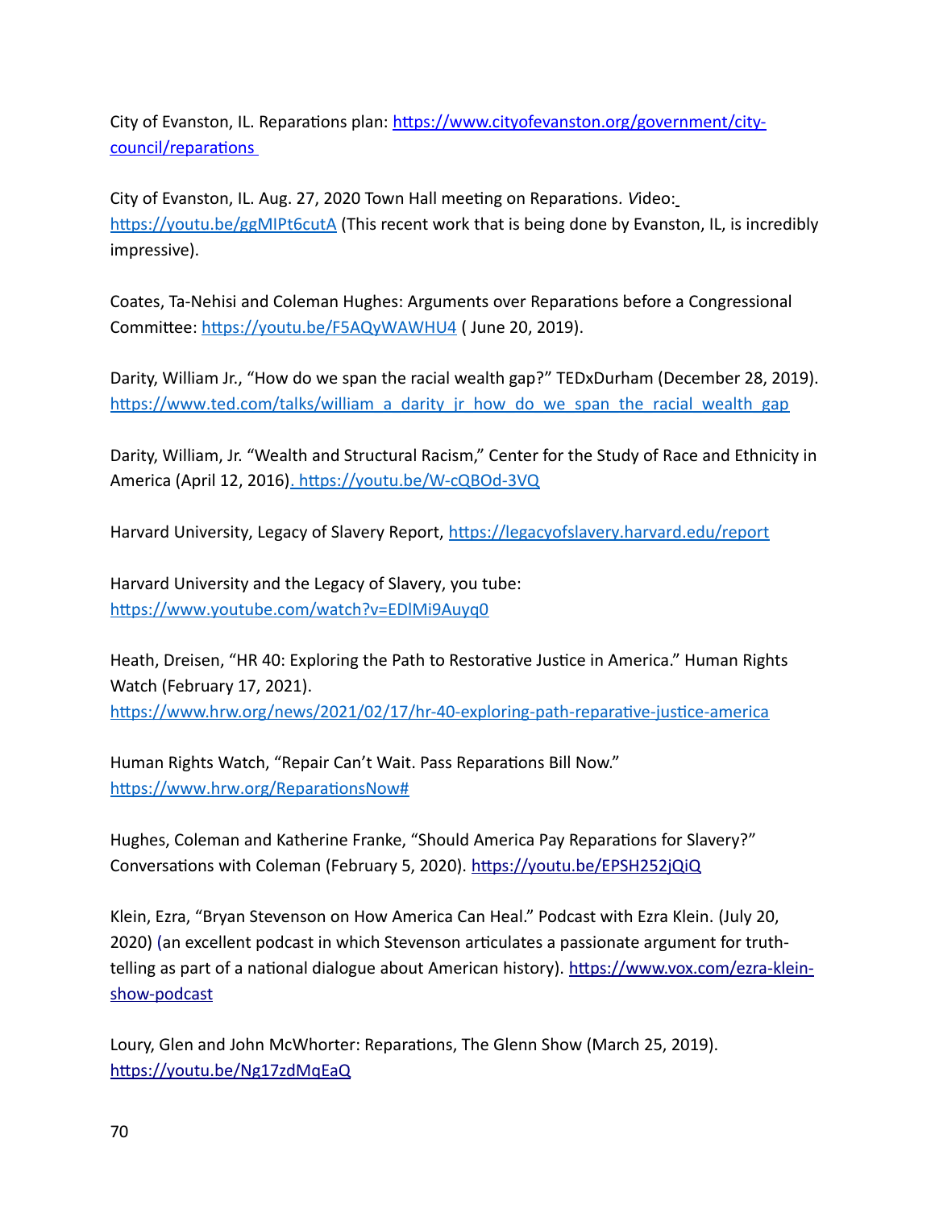City of Evanston, IL. Reparations plan: [https://www.cityofevanston.org/government/city-council/reparations](https://www.cityofevanston.org/government/city-council/reparations)

City of Evanston, IL. Aug. 27, 2020 Town Hall meeting on Reparations. *V*ideo: [https://youtu.be/ggMIPt6cutA](https://youtu.be/ggMIPt6cutA) (This recent work that is being done by Evanston, IL, is incredibly impressive).

Coates, Ta-Nehisi and Coleman Hughes: Arguments over Reparations before a Congressional Committee: [https://youtu.be/F5AQyWAWHU4](https://youtu.be/F5AQyWAWHU4) ( June 20, 2019).

Darity, William Jr., "How do we span the racial wealth gap?" TEDxDurham (December 28, 2019). [https://www.ted.com/talks/william_a_darity_jr_how_do_we_span_the_racial_wealth_gap](https://www.ted.com/talks/william_a_darity_jr_how_do_we_span_the_racial_wealth_gap)

Darity, William, Jr. "Wealth and Structural Racism," Center for the Study of Race and Ethnicity in America (April 12, 2016). [https://youtu.be/W-cQBOd-3VQ](https://youtu.be/W-cQBOd-3VQ)

Harvard University, Legacy of Slavery Report, [https://legacyofslavery.harvard.edu/report](https://legacyofslavery.harvard.edu/report)

Harvard University and the Legacy of Slavery, you tube: [https://www.youtube.com/watch?v=EDlMi9Auyq0](https://www.youtube.com/watch?v=EDlMi9Auyq0)

Heath, Dreisen, "HR 40: Exploring the Path to Restorative Justice in America." Human Rights Watch (February 17, 2021). [https://www.hrw.org/news/2021/02/17/hr-40-exploring-path-reparative-justice-america](https://www.hrw.org/news/2021/02/17/hr-40-exploring-path-reparative-justice-america)

Human Rights Watch, "Repair Can't Wait. Pass Reparations Bill Now." [https://www.hrw.org/ReparationsNow#](https://www.hrw.org/ReparationsNow#)

Hughes, Coleman and Katherine Franke, "Should America Pay Reparations for Slavery?" Conversations with Coleman (February 5, 2020). [https://youtu.be/EPSH252jQiQ](https://youtu.be/EPSH252jQiQ)

Klein, Ezra, "Bryan Stevenson on How America Can Heal." Podcast with Ezra Klein. (July 20, 2020) (an excellent podcast in which Stevenson articulates a passionate argument for truth-telling as part of a national dialogue about American history). [https://www.vox.com/ezra-klein-show-podcast](https://www.vox.com/ezra-klein-show-podcast)

Loury, Glen and John McWhorter: Reparations, The Glenn Show (March 25, 2019). [https://youtu.be/Ng17zdMqEaQ](https://youtu.be/Ng17zdMqEaQ)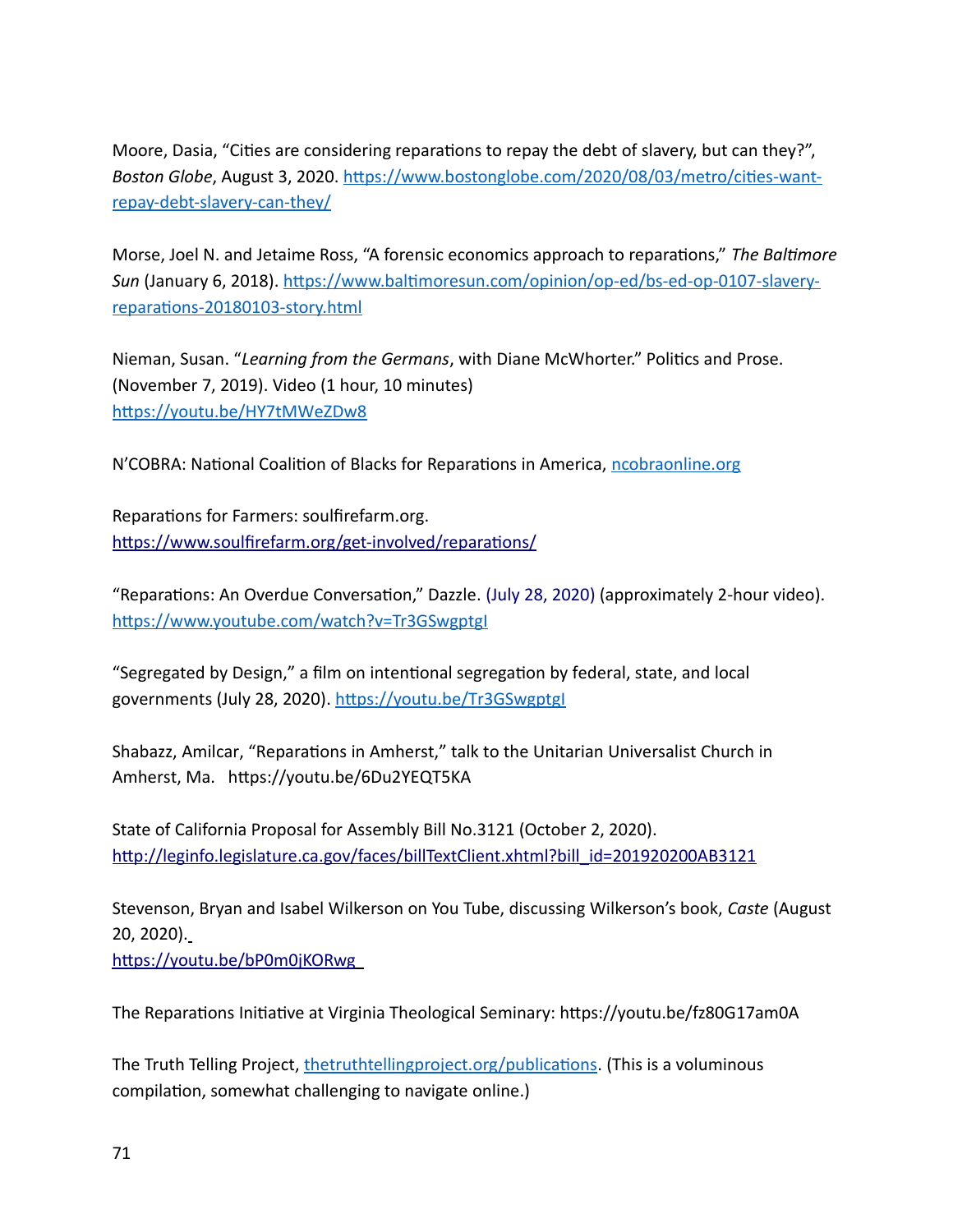Moore, Dasia, “Cities are considering reparations to repay the debt of slavery, but can they?”, *Boston Globe*, August 3, 2020. [https://www.bostonglobe.com/2020/08/03/metro/cities-want-repay-debt-slavery-can-they/](https://www.bostonglobe.com/2020/08/03/metro/cities-want-repay-debt-slavery-can-they/)

Morse, Joel N. and Jetaime Ross, “A forensic economics approach to reparations,” *The Baltimore Sun* (January 6, 2018). [https://www.baltimoresun.com/opinion/op-ed/bs-ed-op-0107-slavery-reparations-20180103-story.html](https://www.baltimoresun.com/opinion/op-ed/bs-ed-op-0107-slavery-reparations-20180103-story.html)

Nieman, Susan. “*Learning from the Germans*, with Diane McWhorter.” Politics and Prose. (November 7, 2019). Video (1 hour, 10 minutes) [https://youtu.be/HY7tMWeZDw8](https://youtu.be/HY7tMWeZDw8)

N’COBRA: National Coalition of Blacks for Reparations in America, [ncobraonline.org](ncobraonline.org)

Reparations for Farmers: soulfirefarm.org. [https://www.soulfirefarm.org/get-involved/reparations/](https://www.soulfirefarm.org/get-involved/reparations/)

“Reparations: An Overdue Conversation,” Dazzle. (July 28, 2020) (approximately 2-hour video). [https://www.youtube.com/watch?v=Tr3GSwgptgI](https://www.youtube.com/watch?v=Tr3GSwgptgI)

“Segregated by Design,” a film on intentional segregation by federal, state, and local governments (July 28, 2020). [https://youtu.be/Tr3GSwgptgI](https://youtu.be/Tr3GSwgptgI)

Shabazz, Amilcar, “Reparations in Amherst,” talk to the Unitarian Universalist Church in Amherst, Ma. https://youtu.be/6Du2YEQT5KA

State of California Proposal for Assembly Bill No.3121 (October 2, 2020). [http://leginfo.legislature.ca.gov/faces/billTextClient.xhtml?bill_id=201920200AB3121](http://leginfo.legislature.ca.gov/faces/billTextClient.xhtml?bill_id=201920200AB3121)

Stevenson, Bryan and Isabel Wilkerson on You Tube, discussing Wilkerson’s book, *Caste* (August 20, 2020). [https://youtu.be/bP0m0jKORwg](https://youtu.be/bP0m0jKORwg)

The Reparations Initiative at Virginia Theological Seminary: https://youtu.be/fz80G17am0A

The Truth Telling Project, [thetruthtellingproject.org/publications](thetruthtellingproject.org/publications). (This is a voluminous compilation, somewhat challenging to navigate online.)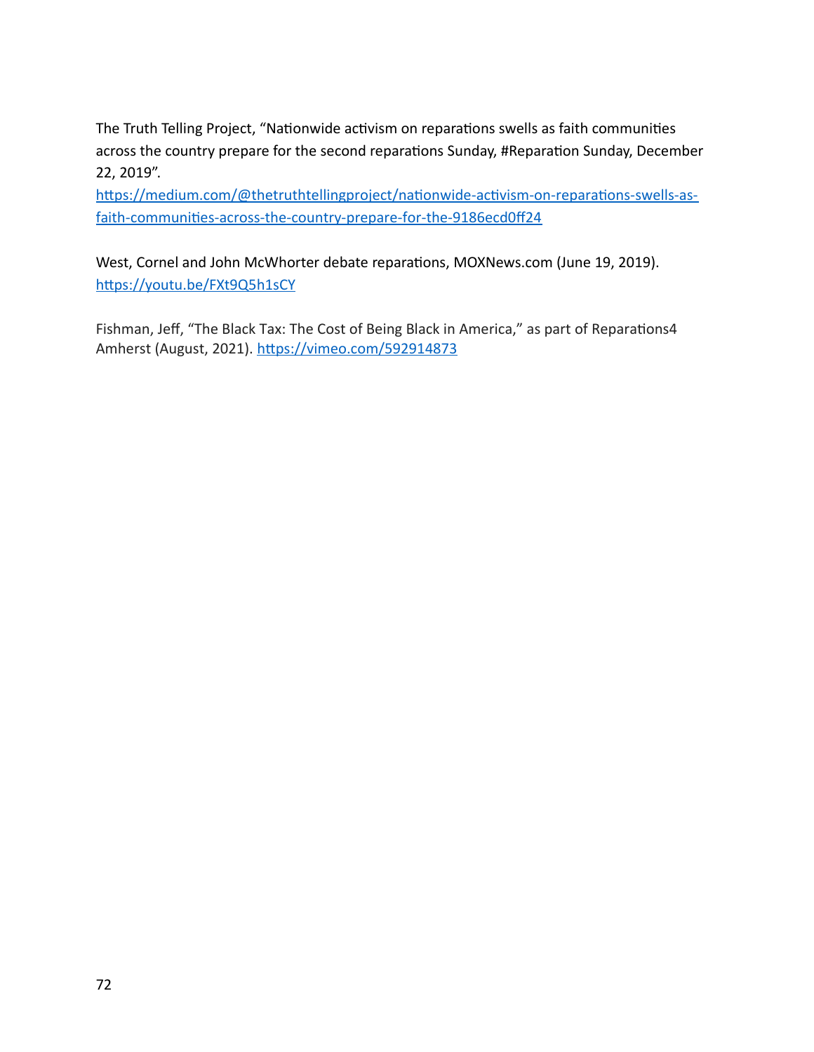The Truth Telling Project, “Nationwide activism on reparations swells as faith communities across the country prepare for the second reparations Sunday, #Reparation Sunday, December 22, 2019”.
https://medium.com/@thetruthtellingproject/nationwide-activism-on-reparations-swells-as-faith-communities-across-the-country-prepare-for-the-9186ecd0ff24

West, Cornel and John McWhorter debate reparations, MOXNews.com (June 19, 2019).
https://youtu.be/FXt9Q5h1sCY

Fishman, Jeff, “The Black Tax: The Cost of Being Black in America,” as part of Reparations4 Amherst (August, 2021). https://vimeo.com/592914873